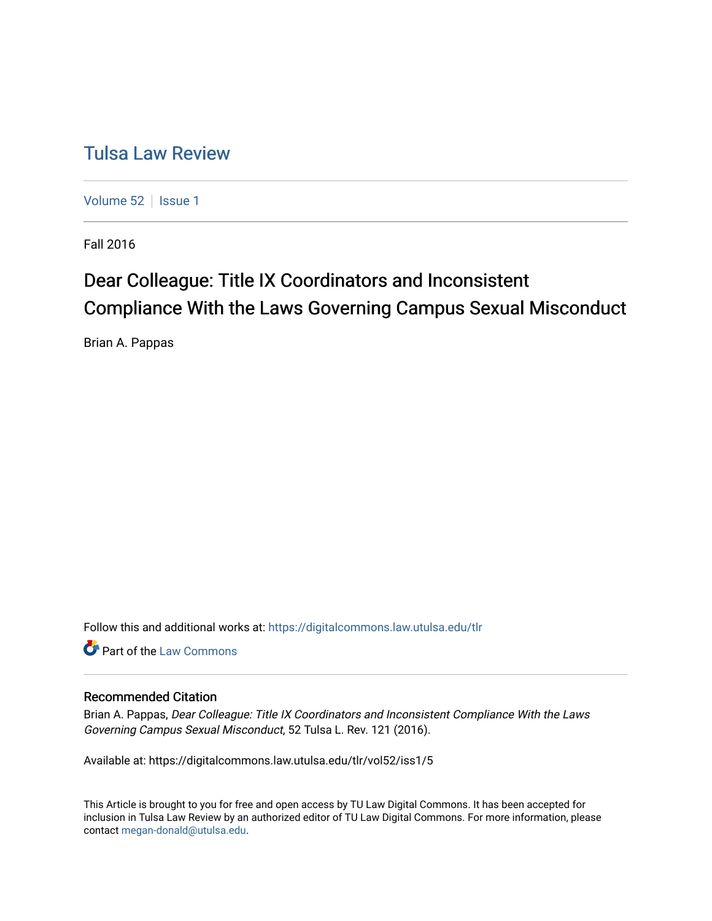# Tulsa Law Review

Volume 52 | Issue 1

Fall 2016

## Dear Colleague: Title IX Coordinators and Inconsistent Compliance With the Laws Governing Campus Sexual Misconduct

Brian A. Pappas

Follow this and additional works at: https://digitalcommons.law.utulsa.edu/tlr

Part of the Law Commons

### Recommended Citation

Brian A. Pappas, *Dear Colleague: Title IX Coordinators and Inconsistent Compliance With the Laws Governing Campus Sexual Misconduct*, 52 Tulsa L. Rev. 121 (2016).

Available at: https://digitalcommons.law.utulsa.edu/tlr/vol52/iss1/5

This Article is brought to you for free and open access by TU Law Digital Commons. It has been accepted for inclusion in Tulsa Law Review by an authorized editor of TU Law Digital Commons. For more information, please contact megan-donald@utulsa.edu.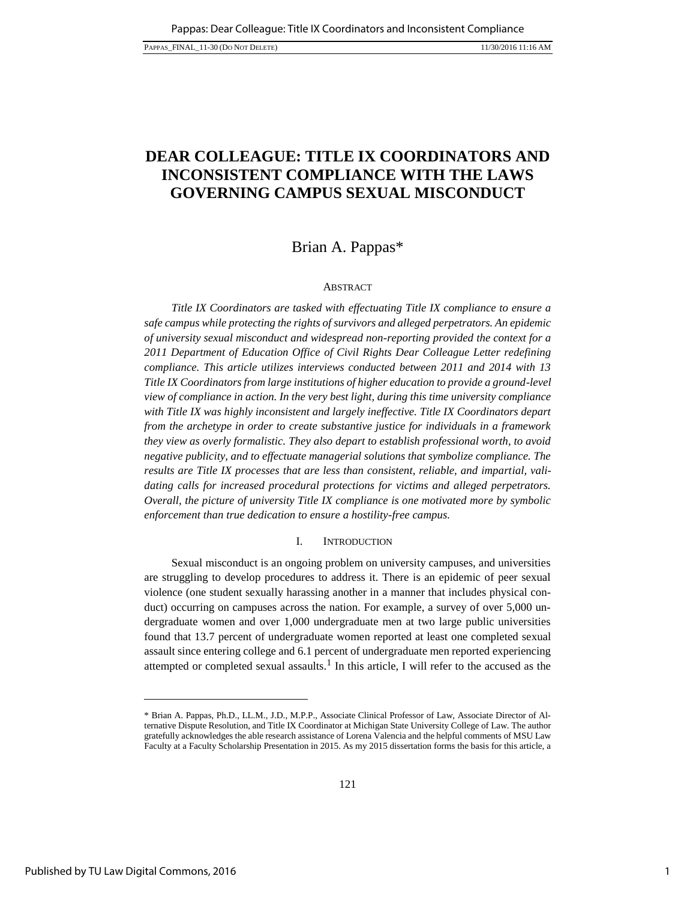# DEAR COLLEAGUE: TITLE IX COORDINATORS AND INCONSISTENT COMPLIANCE WITH THE LAWS GOVERNING CAMPUS SEXUAL MISCONDUCT

Brian A. Pappas*

## ABSTRACT

*Title IX Coordinators are tasked with effectuating Title IX compliance to ensure a safe campus while protecting the rights of survivors and alleged perpetrators. An epidemic of university sexual misconduct and widespread non-reporting provided the context for a 2011 Department of Education Office of Civil Rights Dear Colleague Letter redefining compliance. This article utilizes interviews conducted between 2011 and 2014 with 13 Title IX Coordinators from large institutions of higher education to provide a ground-level view of compliance in action. In the very best light, during this time university compliance with Title IX was highly inconsistent and largely ineffective. Title IX Coordinators depart from the archetype in order to create substantive justice for individuals in a framework they view as overly formalistic. They also depart to establish professional worth, to avoid negative publicity, and to effectuate managerial solutions that symbolize compliance. The results are Title IX processes that are less than consistent, reliable, and impartial, validating calls for increased procedural protections for victims and alleged perpetrators. Overall, the picture of university Title IX compliance is one motivated more by symbolic enforcement than true dedication to ensure a hostility-free campus.*

## I. INTRODUCTION

Sexual misconduct is an ongoing problem on university campuses, and universities are struggling to develop procedures to address it. There is an epidemic of peer sexual violence (one student sexually harassing another in a manner that includes physical conduct) occurring on campuses across the nation. For example, a survey of over 5,000 undergraduate women and over 1,000 undergraduate men at two large public universities found that 13.7 percent of undergraduate women reported at least one completed sexual assault since entering college and 6.1 percent of undergraduate men reported experiencing attempted or completed sexual assaults.[1] In this article, I will refer to the accused as the

---

\* Brian A. Pappas, Ph.D., LL.M., J.D., M.P.P., Associate Clinical Professor of Law, Associate Director of Alternative Dispute Resolution, and Title IX Coordinator at Michigan State University College of Law. The author gratefully acknowledges the able research assistance of Lorena Valencia and the helpful comments of MSU Law Faculty at a Faculty Scholarship Presentation in 2015. As my 2015 dissertation forms the basis for this article, a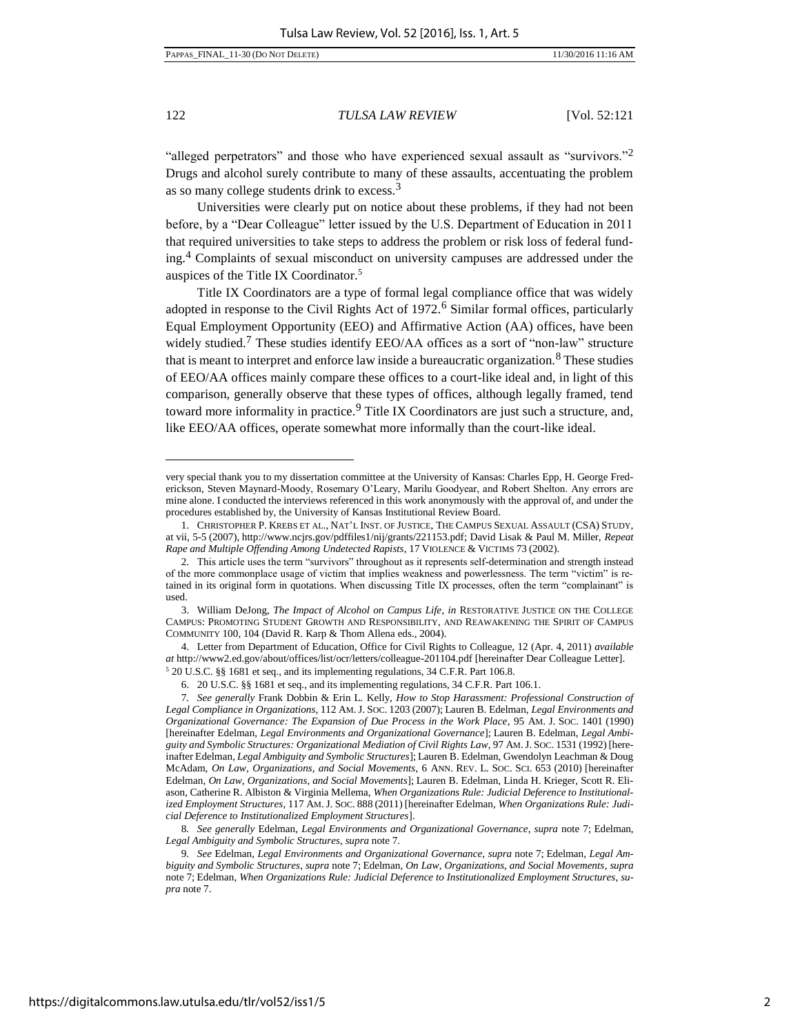"alleged perpetrators" and those who have experienced sexual assault as "survivors."[2] Drugs and alcohol surely contribute to many of these assaults, accentuating the problem as so many college students drink to excess.[3]

Universities were clearly put on notice about these problems, if they had not been before, by a "Dear Colleague" letter issued by the U.S. Department of Education in 2011 that required universities to take steps to address the problem or risk loss of federal funding.[4] Complaints of sexual misconduct on university campuses are addressed under the auspices of the Title IX Coordinator.[5]

Title IX Coordinators are a type of formal legal compliance office that was widely adopted in response to the Civil Rights Act of 1972.[6] Similar formal offices, particularly Equal Employment Opportunity (EEO) and Affirmative Action (AA) offices, have been widely studied.[7] These studies identify EEO/AA offices as a sort of "non-law" structure that is meant to interpret and enforce law inside a bureaucratic organization.[8] These studies of EEO/AA offices mainly compare these offices to a court-like ideal and, in light of this comparison, generally observe that these types of offices, although legally framed, tend toward more informality in practice.[9] Title IX Coordinators are just such a structure, and, like EEO/AA offices, operate somewhat more informally than the court-like ideal.

---

very special thank you to my dissertation committee at the University of Kansas: Charles Epp, H. George Frederickson, Steven Maynard-Moody, Rosemary O'Leary, Marilu Goodyear, and Robert Shelton. Any errors are mine alone. I conducted the interviews referenced in this work anonymously with the approval of, and under the procedures established by, the University of Kansas Institutional Review Board.

1. CHRISTOPHER P. KREBS ET AL., NAT'L INST. OF JUSTICE, THE CAMPUS SEXUAL ASSAULT (CSA) STUDY, at vii, 5-5 (2007), http://www.ncjrs.gov/pdffiles1/nij/grants/221153.pdf; David Lisak & Paul M. Miller, *Repeat Rape and Multiple Offending Among Undetected Rapists*, 17 VIOLENCE & VICTIMS 73 (2002).

2. This article uses the term "survivors" throughout as it represents self-determination and strength instead of the more commonplace usage of victim that implies weakness and powerlessness. The term "victim" is retained in its original form in quotations. When discussing Title IX processes, often the term "complainant" is used.

3. William DeJong, *The Impact of Alcohol on Campus Life*, *in* RESTORATIVE JUSTICE ON THE COLLEGE CAMPUS: PROMOTING STUDENT GROWTH AND RESPONSIBILITY, AND REAWAKENING THE SPIRIT OF CAMPUS COMMUNITY 100, 104 (David R. Karp & Thom Allena eds., 2004).

4. Letter from Department of Education, Office for Civil Rights to Colleague, 12 (Apr. 4, 2011) *available at* http://www2.ed.gov/about/offices/list/ocr/letters/colleague-201104.pdf [hereinafter Dear Colleague Letter].

5. 20 U.S.C. §§ 1681 et seq., and its implementing regulations, 34 C.F.R. Part 106.8.

6. 20 U.S.C. §§ 1681 et seq., and its implementing regulations, 34 C.F.R. Part 106.1.

7. *See generally* Frank Dobbin & Erin L. Kelly, *How to Stop Harassment: Professional Construction of Legal Compliance in Organizations*, 112 AM. J. SOC. 1203 (2007); Lauren B. Edelman, *Legal Environments and Organizational Governance: The Expansion of Due Process in the Work Place*, 95 AM. J. SOC. 1401 (1990) [hereinafter Edelman, *Legal Environments and Organizational Governance*]; Lauren B. Edelman, *Legal Ambiguity and Symbolic Structures: Organizational Mediation of Civil Rights Law*, 97 AM. J. SOC. 1531 (1992) [hereinafter Edelman, *Legal Ambiguity and Symbolic Structures*]; Lauren B. Edelman, Gwendolyn Leachman & Doug McAdam, *On Law, Organizations, and Social Movements*, 6 ANN. REV. L. SOC. SCI. 653 (2010) [hereinafter Edelman, *On Law, Organizations, and Social Movements*]; Lauren B. Edelman, Linda H. Krieger, Scott R. Eliason, Catherine R. Albiston & Virginia Mellema, *When Organizations Rule: Judicial Deference to Institutionalized Employment Structures*, 117 AM. J. SOC. 888 (2011) [hereinafter Edelman, *When Organizations Rule: Judicial Deference to Institutionalized Employment Structures*].

8. *See generally* Edelman, *Legal Environments and Organizational Governance*, *supra* note 7; Edelman, *Legal Ambiguity and Symbolic Structures*, *supra* note 7.

9. *See* Edelman, *Legal Environments and Organizational Governance*, *supra* note 7; Edelman, *Legal Ambiguity and Symbolic Structures*, *supra* note 7; Edelman, *On Law, Organizations, and Social Movements*, *supra* note 7; Edelman, *When Organizations Rule: Judicial Deference to Institutionalized Employment Structures*, *supra* note 7.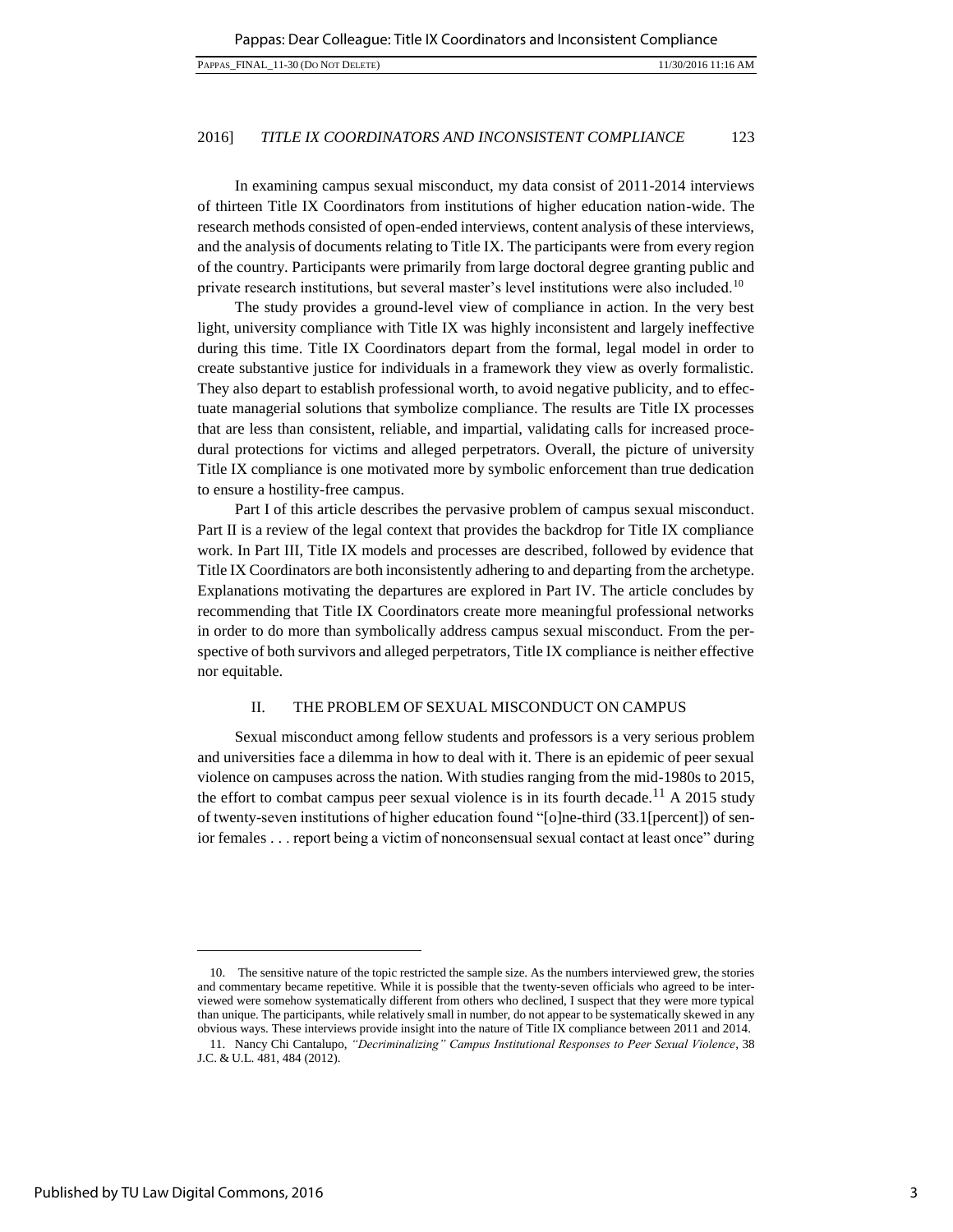In examining campus sexual misconduct, my data consist of 2011-2014 interviews of thirteen Title IX Coordinators from institutions of higher education nation-wide. The research methods consisted of open-ended interviews, content analysis of these interviews, and the analysis of documents relating to Title IX. The participants were from every region of the country. Participants were primarily from large doctoral degree granting public and private research institutions, but several master's level institutions were also included.[10]

The study provides a ground-level view of compliance in action. In the very best light, university compliance with Title IX was highly inconsistent and largely ineffective during this time. Title IX Coordinators depart from the formal, legal model in order to create substantive justice for individuals in a framework they view as overly formalistic. They also depart to establish professional worth, to avoid negative publicity, and to effectuate managerial solutions that symbolize compliance. The results are Title IX processes that are less than consistent, reliable, and impartial, validating calls for increased procedural protections for victims and alleged perpetrators. Overall, the picture of university Title IX compliance is one motivated more by symbolic enforcement than true dedication to ensure a hostility-free campus.

Part I of this article describes the pervasive problem of campus sexual misconduct. Part II is a review of the legal context that provides the backdrop for Title IX compliance work. In Part III, Title IX models and processes are described, followed by evidence that Title IX Coordinators are both inconsistently adhering to and departing from the archetype. Explanations motivating the departures are explored in Part IV. The article concludes by recommending that Title IX Coordinators create more meaningful professional networks in order to do more than symbolically address campus sexual misconduct. From the perspective of both survivors and alleged perpetrators, Title IX compliance is neither effective nor equitable.

## II. THE PROBLEM OF SEXUAL MISCONDUCT ON CAMPUS

Sexual misconduct among fellow students and professors is a very serious problem and universities face a dilemma in how to deal with it. There is an epidemic of peer sexual violence on campuses across the nation. With studies ranging from the mid-1980s to 2015, the effort to combat campus peer sexual violence is in its fourth decade.[11] A 2015 study of twenty-seven institutions of higher education found "[o]ne-third (33.1[percent]) of senior females . . . report being a victim of nonconsensual sexual contact at least once" during

---

10. The sensitive nature of the topic restricted the sample size. As the numbers interviewed grew, the stories and commentary became repetitive. While it is possible that the twenty-seven officials who agreed to be interviewed were somehow systematically different from others who declined, I suspect that they were more typical than unique. The participants, while relatively small in number, do not appear to be systematically skewed in any obvious ways. These interviews provide insight into the nature of Title IX compliance between 2011 and 2014.

11. Nancy Chi Cantalupo, *"Decriminalizing" Campus Institutional Responses to Peer Sexual Violence*, 38 J.C. & U.L. 481, 484 (2012).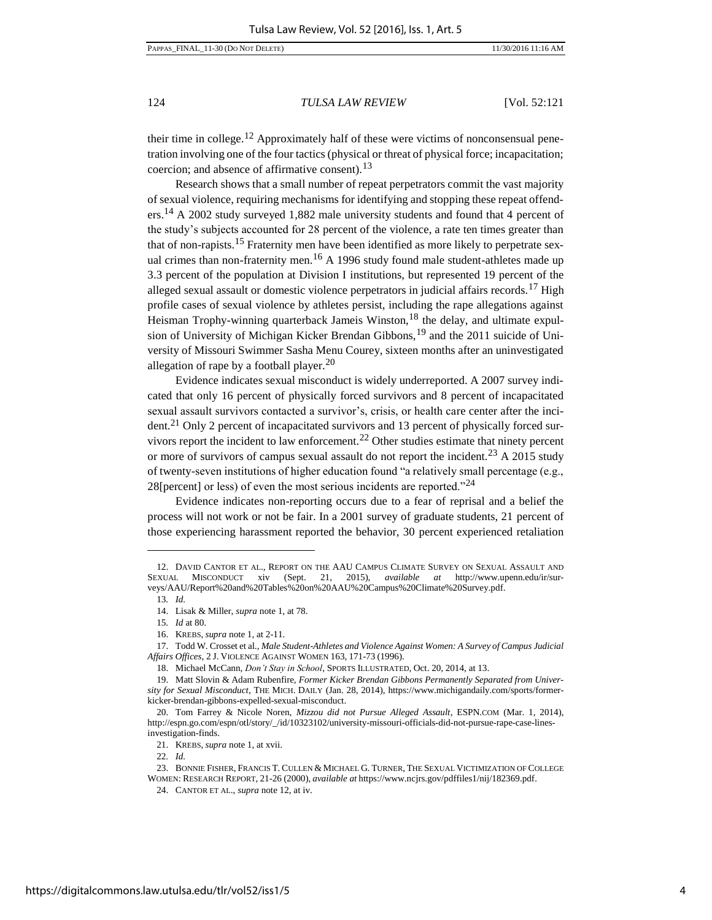their time in college.[12] Approximately half of these were victims of nonconsensual penetration involving one of the four tactics (physical or threat of physical force; incapacitation; coercion; and absence of affirmative consent).[13]

Research shows that a small number of repeat perpetrators commit the vast majority of sexual violence, requiring mechanisms for identifying and stopping these repeat offenders.[14] A 2002 study surveyed 1,882 male university students and found that 4 percent of the study's subjects accounted for 28 percent of the violence, a rate ten times greater than that of non-rapists.[15] Fraternity men have been identified as more likely to perpetrate sexual crimes than non-fraternity men.[16] A 1996 study found male student-athletes made up 3.3 percent of the population at Division I institutions, but represented 19 percent of the alleged sexual assault or domestic violence perpetrators in judicial affairs records.[17] High profile cases of sexual violence by athletes persist, including the rape allegations against Heisman Trophy-winning quarterback Jameis Winston,[18] the delay, and ultimate expulsion of University of Michigan Kicker Brendan Gibbons,[19] and the 2011 suicide of University of Missouri Swimmer Sasha Menu Courey, sixteen months after an uninvestigated allegation of rape by a football player.[20]

Evidence indicates sexual misconduct is widely underreported. A 2007 survey indicated that only 16 percent of physically forced survivors and 8 percent of incapacitated sexual assault survivors contacted a survivor's, crisis, or health care center after the incident.[21] Only 2 percent of incapacitated survivors and 13 percent of physically forced survivors report the incident to law enforcement.[22] Other studies estimate that ninety percent or more of survivors of campus sexual assault do not report the incident.[23] A 2015 study of twenty-seven institutions of higher education found "a relatively small percentage (e.g., 28[percent] or less) of even the most serious incidents are reported."[24]

Evidence indicates non-reporting occurs due to a fear of reprisal and a belief the process will not work or not be fair. In a 2001 survey of graduate students, 21 percent of those experiencing harassment reported the behavior, 30 percent experienced retaliation

---

12. DAVID CANTOR ET AL., REPORT ON THE AAU CAMPUS CLIMATE SURVEY ON SEXUAL ASSAULT AND SEXUAL MISCONDUCT xiv (Sept. 21, 2015), *available at* http://www.upenn.edu/ir/surveys/AAU/Report%20and%20Tables%20on%20AAU%20Campus%20Climate%20Survey.pdf.

13. *Id.*

14. Lisak & Miller, *supra* note 1, at 78.

15. *Id* at 80.

16. KREBS, *supra* note 1, at 2-11.

17. Todd W. Crosset et al., *Male Student-Athletes and Violence Against Women: A Survey of Campus Judicial Affairs Offices*, 2 J. VIOLENCE AGAINST WOMEN 163, 171-73 (1996).

18. Michael McCann, *Don't Stay in School*, SPORTS ILLUSTRATED, Oct. 20, 2014, at 13.

19. Matt Slovin & Adam Rubenfire, *Former Kicker Brendan Gibbons Permanently Separated from University for Sexual Misconduct*, THE MICH. DAILY (Jan. 28, 2014), https://www.michigandaily.com/sports/former-kicker-brendan-gibbons-expelled-sexual-misconduct.

20. Tom Farrey & Nicole Noren, *Mizzou did not Pursue Alleged Assault*, ESPN.COM (Mar. 1, 2014), http://espn.go.com/espn/otl/story/_/id/10323102/university-missouri-officials-did-not-pursue-rape-case-lines-investigation-finds.

21. KREBS, *supra* note 1, at xvii.

22. *Id.*

23. BONNIE FISHER, FRANCIS T. CULLEN & MICHAEL G. TURNER, THE SEXUAL VICTIMIZATION OF COLLEGE WOMEN: RESEARCH REPORT, 21-26 (2000), *available at* https://www.ncjrs.gov/pdffiles1/nij/182369.pdf.

24. CANTOR ET AL., *supra* note 12, at iv.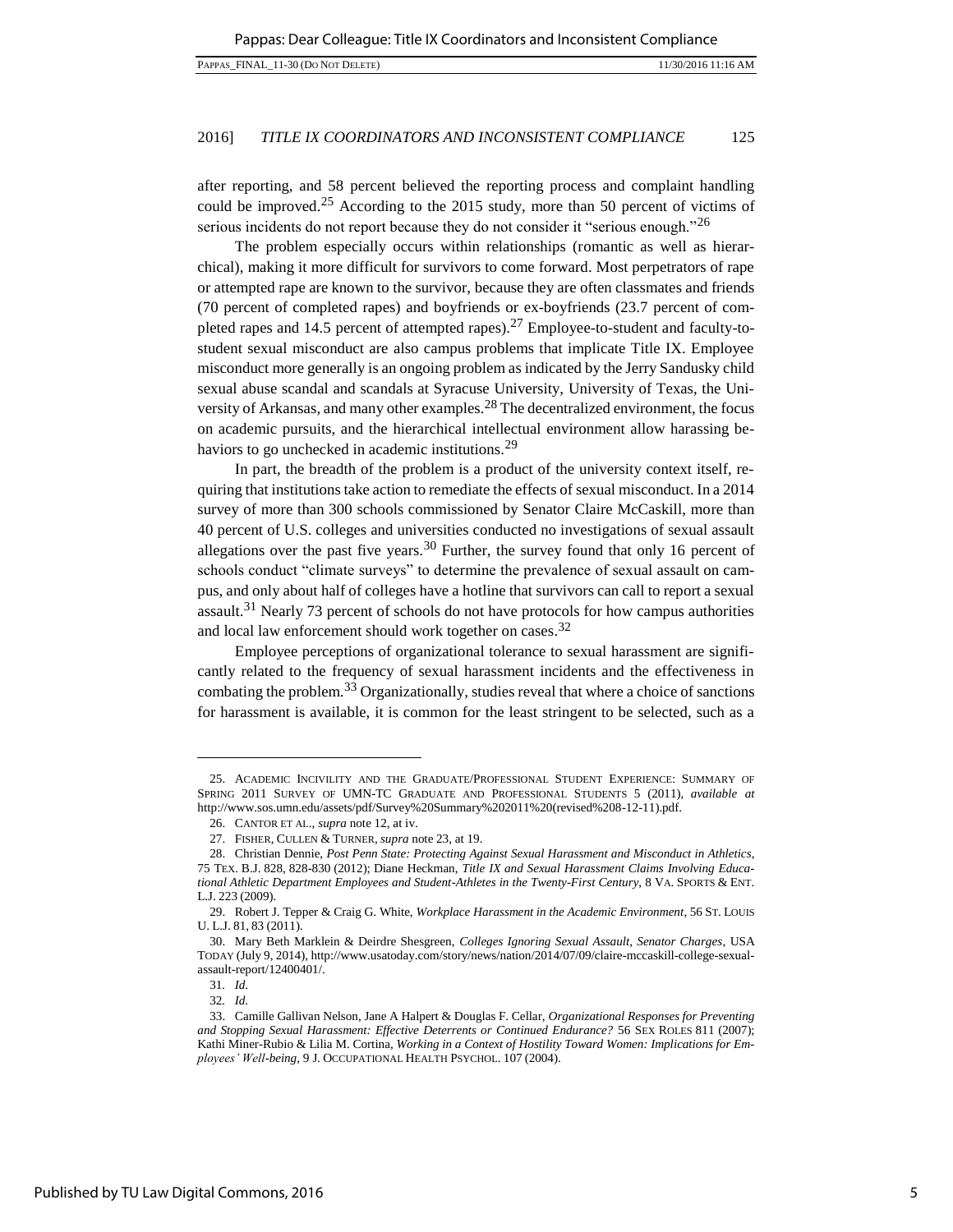after reporting, and 58 percent believed the reporting process and complaint handling could be improved.[25] According to the 2015 study, more than 50 percent of victims of serious incidents do not report because they do not consider it "serious enough."[26]

The problem especially occurs within relationships (romantic as well as hierarchical), making it more difficult for survivors to come forward. Most perpetrators of rape or attempted rape are known to the survivor, because they are often classmates and friends (70 percent of completed rapes) and boyfriends or ex-boyfriends (23.7 percent of completed rapes and 14.5 percent of attempted rapes).[27] Employee-to-student and faculty-to-student sexual misconduct are also campus problems that implicate Title IX. Employee misconduct more generally is an ongoing problem as indicated by the Jerry Sandusky child sexual abuse scandal and scandals at Syracuse University, University of Texas, the University of Arkansas, and many other examples.[28] The decentralized environment, the focus on academic pursuits, and the hierarchical intellectual environment allow harassing behaviors to go unchecked in academic institutions.[29]

In part, the breadth of the problem is a product of the university context itself, requiring that institutions take action to remediate the effects of sexual misconduct. In a 2014 survey of more than 300 schools commissioned by Senator Claire McCaskill, more than 40 percent of U.S. colleges and universities conducted no investigations of sexual assault allegations over the past five years.[30] Further, the survey found that only 16 percent of schools conduct "climate surveys" to determine the prevalence of sexual assault on campus, and only about half of colleges have a hotline that survivors can call to report a sexual assault.[31] Nearly 73 percent of schools do not have protocols for how campus authorities and local law enforcement should work together on cases.[32]

Employee perceptions of organizational tolerance to sexual harassment are significantly related to the frequency of sexual harassment incidents and the effectiveness in combating the problem.[33] Organizationally, studies reveal that where a choice of sanctions for harassment is available, it is common for the least stringent to be selected, such as a

---

25. ACADEMIC INCIVILITY AND THE GRADUATE/PROFESSIONAL STUDENT EXPERIENCE: SUMMARY OF SPRING 2011 SURVEY OF UMN-TC GRADUATE AND PROFESSIONAL STUDENTS 5 (2011), *available at* http://www.sos.umn.edu/assets/pdf/Survey%20Summary%202011%20(revised%208-12-11).pdf.

26. CANTOR ET AL., *supra* note 12, at iv.

27. FISHER, CULLEN & TURNER, *supra* note 23, at 19.

28. Christian Dennie, *Post Penn State: Protecting Against Sexual Harassment and Misconduct in Athletics*, 75 TEX. B.J. 828, 828-830 (2012); Diane Heckman, *Title IX and Sexual Harassment Claims Involving Educational Athletic Department Employees and Student-Athletes in the Twenty-First Century*, 8 VA. SPORTS & ENT. L.J. 223 (2009).

29. Robert J. Tepper & Craig G. White, *Workplace Harassment in the Academic Environment*, 56 ST. LOUIS U. L.J. 81, 83 (2011).

30. Mary Beth Marklein & Deirdre Shesgreen, *Colleges Ignoring Sexual Assault, Senator Charges*, USA TODAY (July 9, 2014), http://www.usatoday.com/story/news/nation/2014/07/09/claire-mccaskill-college-sexual-assault-report/12400401/.

31. *Id.*

32. *Id.*

33. Camille Gallivan Nelson, Jane A Halpert & Douglas F. Cellar, *Organizational Responses for Preventing and Stopping Sexual Harassment: Effective Deterrents or Continued Endurance?* 56 SEX ROLES 811 (2007); Kathi Miner-Rubio & Lilia M. Cortina, *Working in a Context of Hostility Toward Women: Implications for Employees' Well-being*, 9 J. OCCUPATIONAL HEALTH PSYCHOL. 107 (2004).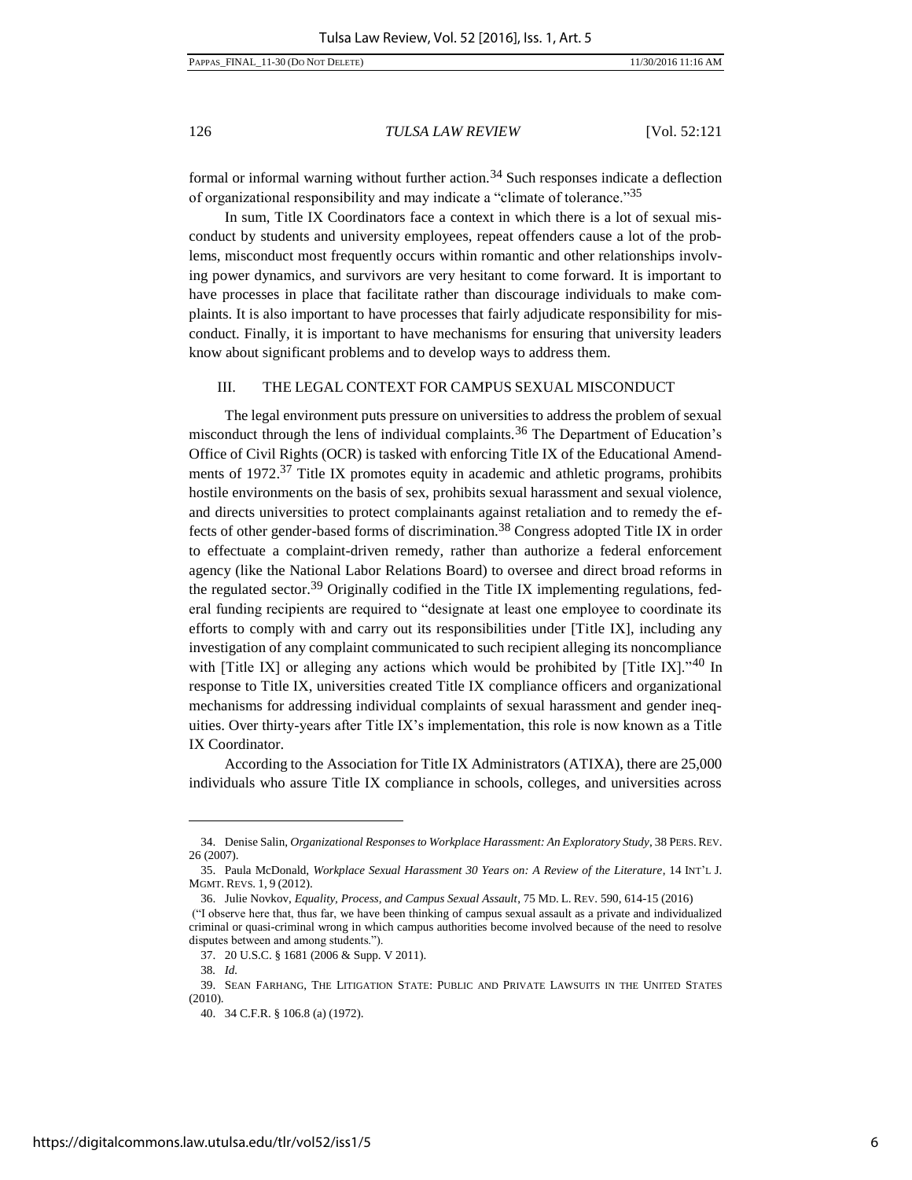formal or informal warning without further action.[34] Such responses indicate a deflection of organizational responsibility and may indicate a "climate of tolerance."[35]

In sum, Title IX Coordinators face a context in which there is a lot of sexual misconduct by students and university employees, repeat offenders cause a lot of the problems, misconduct most frequently occurs within romantic and other relationships involving power dynamics, and survivors are very hesitant to come forward. It is important to have processes in place that facilitate rather than discourage individuals to make complaints. It is also important to have processes that fairly adjudicate responsibility for misconduct. Finally, it is important to have mechanisms for ensuring that university leaders know about significant problems and to develop ways to address them.

## III. THE LEGAL CONTEXT FOR CAMPUS SEXUAL MISCONDUCT

The legal environment puts pressure on universities to address the problem of sexual misconduct through the lens of individual complaints.[36] The Department of Education's Office of Civil Rights (OCR) is tasked with enforcing Title IX of the Educational Amendments of 1972.[37] Title IX promotes equity in academic and athletic programs, prohibits hostile environments on the basis of sex, prohibits sexual harassment and sexual violence, and directs universities to protect complainants against retaliation and to remedy the effects of other gender-based forms of discrimination.[38] Congress adopted Title IX in order to effectuate a complaint-driven remedy, rather than authorize a federal enforcement agency (like the National Labor Relations Board) to oversee and direct broad reforms in the regulated sector.[39] Originally codified in the Title IX implementing regulations, federal funding recipients are required to "designate at least one employee to coordinate its efforts to comply with and carry out its responsibilities under [Title IX], including any investigation of any complaint communicated to such recipient alleging its noncompliance with [Title IX] or alleging any actions which would be prohibited by [Title IX]."[40] In response to Title IX, universities created Title IX compliance officers and organizational mechanisms for addressing individual complaints of sexual harassment and gender inequities. Over thirty-years after Title IX's implementation, this role is now known as a Title IX Coordinator.

According to the Association for Title IX Administrators (ATIXA), there are 25,000 individuals who assure Title IX compliance in schools, colleges, and universities across

---

34. Denise Salin, *Organizational Responses to Workplace Harassment: An Exploratory Study*, 38 PERS. REV. 26 (2007).

35. Paula McDonald, *Workplace Sexual Harassment 30 Years on: A Review of the Literature*, 14 INT'L J. MGMT. REVS. 1, 9 (2012).

36. Julie Novkov, *Equality, Process, and Campus Sexual Assault*, 75 MD. L. REV. 590, 614-15 (2016) ("I observe here that, thus far, we have been thinking of campus sexual assault as a private and individualized criminal or quasi-criminal wrong in which campus authorities become involved because of the need to resolve disputes between and among students.").

37. 20 U.S.C. § 1681 (2006 & Supp. V 2011).

38. *Id.*

39. SEAN FARHANG, THE LITIGATION STATE: PUBLIC AND PRIVATE LAWSUITS IN THE UNITED STATES (2010).

40. 34 C.F.R. § 106.8 (a) (1972).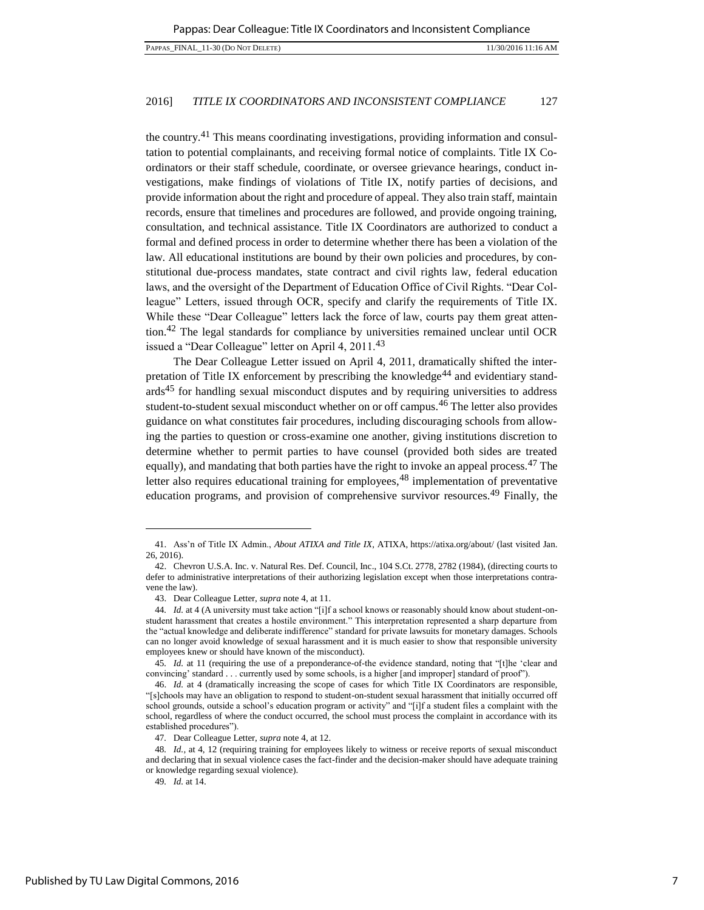the country.[41] This means coordinating investigations, providing information and consultation to potential complainants, and receiving formal notice of complaints. Title IX Coordinators or their staff schedule, coordinate, or oversee grievance hearings, conduct investigations, make findings of violations of Title IX, notify parties of decisions, and provide information about the right and procedure of appeal. They also train staff, maintain records, ensure that timelines and procedures are followed, and provide ongoing training, consultation, and technical assistance. Title IX Coordinators are authorized to conduct a formal and defined process in order to determine whether there has been a violation of the law. All educational institutions are bound by their own policies and procedures, by constitutional due-process mandates, state contract and civil rights law, federal education laws, and the oversight of the Department of Education Office of Civil Rights. "Dear Colleague" Letters, issued through OCR, specify and clarify the requirements of Title IX. While these "Dear Colleague" letters lack the force of law, courts pay them great attention.[42] The legal standards for compliance by universities remained unclear until OCR issued a "Dear Colleague" letter on April 4, 2011.[43]

The Dear Colleague Letter issued on April 4, 2011, dramatically shifted the interpretation of Title IX enforcement by prescribing the knowledge[44] and evidentiary standards[45] for handling sexual misconduct disputes and by requiring universities to address student-to-student sexual misconduct whether on or off campus.[46] The letter also provides guidance on what constitutes fair procedures, including discouraging schools from allowing the parties to question or cross-examine one another, giving institutions discretion to determine whether to permit parties to have counsel (provided both sides are treated equally), and mandating that both parties have the right to invoke an appeal process.[47] The letter also requires educational training for employees,[48] implementation of preventative education programs, and provision of comprehensive survivor resources.[49] Finally, the

---

41. Ass'n of Title IX Admin., *About ATIXA and Title IX*, ATIXA, https://atixa.org/about/ (last visited Jan. 26, 2016).

42. Chevron U.S.A. Inc. v. Natural Res. Def. Council, Inc., 104 S.Ct. 2778, 2782 (1984), (directing courts to defer to administrative interpretations of their authorizing legislation except when those interpretations contravene the law).

43. Dear Colleague Letter, *supra* note 4, at 11.

44. *Id.* at 4 (A university must take action "[i]f a school knows or reasonably should know about student-on-student harassment that creates a hostile environment." This interpretation represented a sharp departure from the "actual knowledge and deliberate indifference" standard for private lawsuits for monetary damages. Schools can no longer avoid knowledge of sexual harassment and it is much easier to show that responsible university employees knew or should have known of the misconduct).

45. *Id.* at 11 (requiring the use of a preponderance-of-the evidence standard, noting that "[t]he 'clear and convincing' standard . . . currently used by some schools, is a higher [and improper] standard of proof").

46. *Id.* at 4 (dramatically increasing the scope of cases for which Title IX Coordinators are responsible, "[s]chools may have an obligation to respond to student-on-student sexual harassment that initially occurred off school grounds, outside a school's education program or activity" and "[i]f a student files a complaint with the school, regardless of where the conduct occurred, the school must process the complaint in accordance with its established procedures").

47. Dear Colleague Letter, *supra* note 4, at 12.

48. *Id.*, at 4, 12 (requiring training for employees likely to witness or receive reports of sexual misconduct and declaring that in sexual violence cases the fact-finder and the decision-maker should have adequate training or knowledge regarding sexual violence).

49. *Id.* at 14.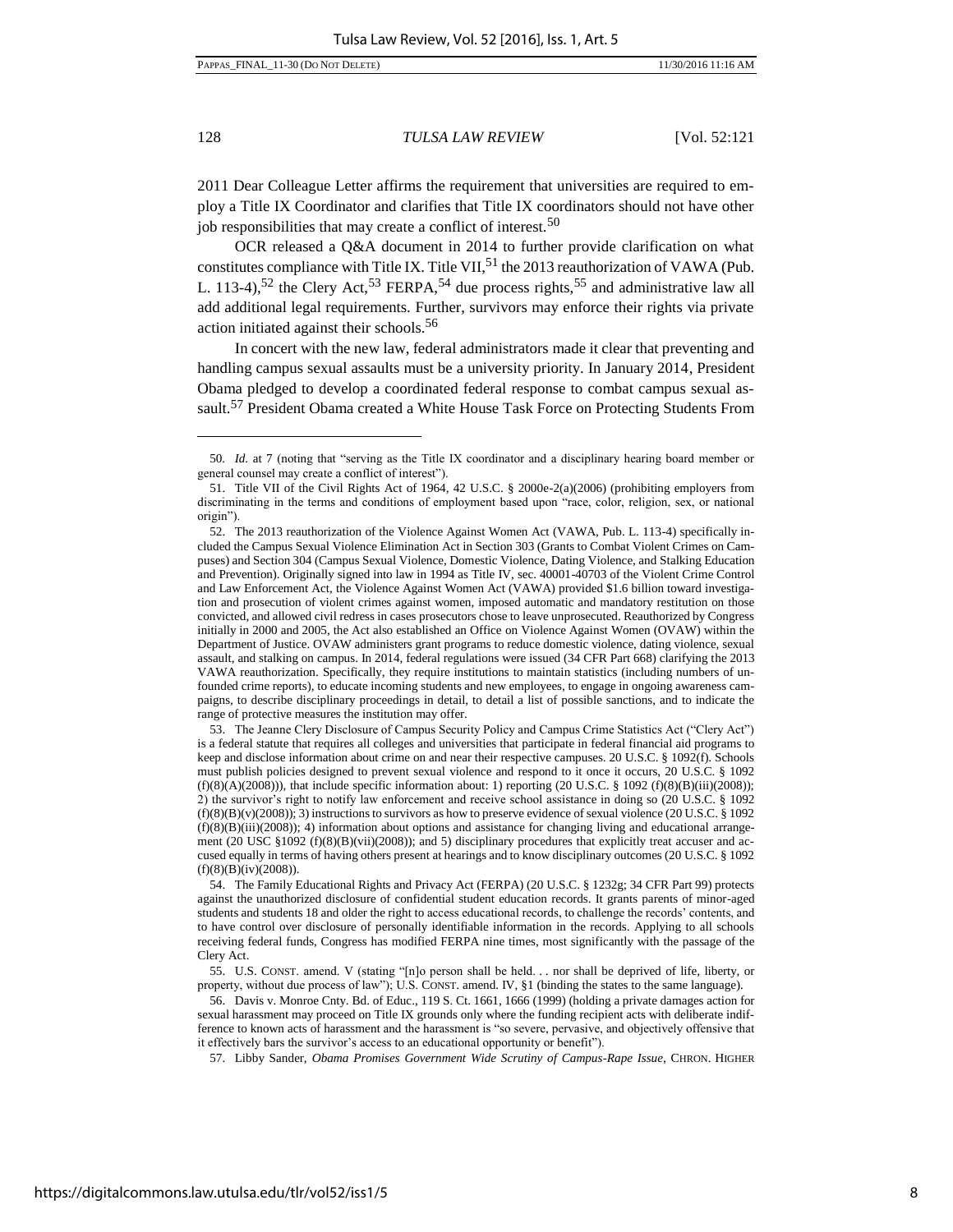2011 Dear Colleague Letter affirms the requirement that universities are required to employ a Title IX Coordinator and clarifies that Title IX coordinators should not have other job responsibilities that may create a conflict of interest.[50]

OCR released a Q&A document in 2014 to further provide clarification on what constitutes compliance with Title IX. Title VII,[51] the 2013 reauthorization of VAWA (Pub. L. 113-4),[52] the Clery Act,[53] FERPA,[54] due process rights,[55] and administrative law all add additional legal requirements. Further, survivors may enforce their rights via private action initiated against their schools.[56]

In concert with the new law, federal administrators made it clear that preventing and handling campus sexual assaults must be a university priority. In January 2014, President Obama pledged to develop a coordinated federal response to combat campus sexual assault.[57] President Obama created a White House Task Force on Protecting Students From

---

50. *Id.* at 7 (noting that "serving as the Title IX coordinator and a disciplinary hearing board member or general counsel may create a conflict of interest").

51. Title VII of the Civil Rights Act of 1964, 42 U.S.C. § 2000e-2(a)(2006) (prohibiting employers from discriminating in the terms and conditions of employment based upon "race, color, religion, sex, or national origin").

52. The 2013 reauthorization of the Violence Against Women Act (VAWA, Pub. L. 113-4) specifically included the Campus Sexual Violence Elimination Act in Section 303 (Grants to Combat Violent Crimes on Campuses) and Section 304 (Campus Sexual Violence, Domestic Violence, Dating Violence, and Stalking Education and Prevention). Originally signed into law in 1994 as Title IV, sec. 40001-40703 of the Violent Crime Control and Law Enforcement Act, the Violence Against Women Act (VAWA) provided $1.6 billion toward investigation and prosecution of violent crimes against women, imposed automatic and mandatory restitution on those convicted, and allowed civil redress in cases prosecutors chose to leave unprosecuted. Reauthorized by Congress initially in 2000 and 2005, the Act also established an Office on Violence Against Women (OVAW) within the Department of Justice. OVAW administers grant programs to reduce domestic violence, dating violence, sexual assault, and stalking on campus. In 2014, federal regulations were issued (34 CFR Part 668) clarifying the 2013 VAWA reauthorization. Specifically, they require institutions to maintain statistics (including numbers of unfounded crime reports), to educate incoming students and new employees, to engage in ongoing awareness campaigns, to describe disciplinary proceedings in detail, to detail a list of possible sanctions, and to indicate the range of protective measures the institution may offer.

53. The Jeanne Clery Disclosure of Campus Security Policy and Campus Crime Statistics Act ("Clery Act") is a federal statute that requires all colleges and universities that participate in federal financial aid programs to keep and disclose information about crime on and near their respective campuses. 20 U.S.C. § 1092(f). Schools must publish policies designed to prevent sexual violence and respond to it once it occurs, 20 U.S.C. § 1092 (f)(8)(A)(2008))), that include specific information about: 1) reporting (20 U.S.C. § 1092 (f)(8)(B)(iii)(2008)); 2) the survivor's right to notify law enforcement and receive school assistance in doing so (20 U.S.C. § 1092 (f)(8)(B)(v)(2008)); 3) instructions to survivors as how to preserve evidence of sexual violence (20 U.S.C. § 1092 (f)(8)(B)(iii)(2008)); 4) information about options and assistance for changing living and educational arrangement (20 USC §1092 (f)(8)(B)(vii)(2008)); and 5) disciplinary procedures that explicitly treat accuser and accused equally in terms of having others present at hearings and to know disciplinary outcomes (20 U.S.C. § 1092 (f)(8)(B)(iv)(2008)).

54. The Family Educational Rights and Privacy Act (FERPA) (20 U.S.C. § 1232g; 34 CFR Part 99) protects against the unauthorized disclosure of confidential student education records. It grants parents of minor-aged students and students 18 and older the right to access educational records, to challenge the records' contents, and to have control over disclosure of personally identifiable information in the records. Applying to all schools receiving federal funds, Congress has modified FERPA nine times, most significantly with the passage of the Clery Act.

55. U.S. CONST. amend. V (stating "[n]o person shall be held. . . nor shall be deprived of life, liberty, or property, without due process of law"); U.S. CONST. amend. IV, §1 (binding the states to the same language).

56. Davis v. Monroe Cnty. Bd. of Educ., 119 S. Ct. 1661, 1666 (1999) (holding a private damages action for sexual harassment may proceed on Title IX grounds only where the funding recipient acts with deliberate indifference to known acts of harassment and the harassment is "so severe, pervasive, and objectively offensive that it effectively bars the survivor's access to an educational opportunity or benefit").

57. Libby Sander, *Obama Promises Government Wide Scrutiny of Campus-Rape Issue*, CHRON. HIGHER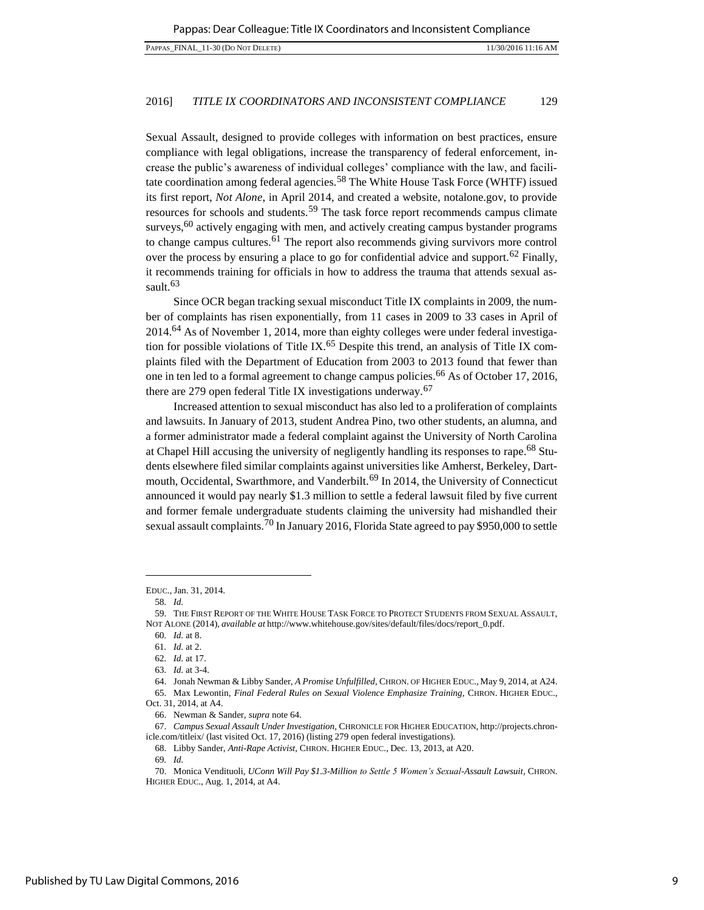Sexual Assault, designed to provide colleges with information on best practices, ensure compliance with legal obligations, increase the transparency of federal enforcement, increase the public's awareness of individual colleges' compliance with the law, and facilitate coordination among federal agencies.[58] The White House Task Force (WHTF) issued its first report, *Not Alone*, in April 2014, and created a website, notalone.gov, to provide resources for schools and students.[59] The task force report recommends campus climate surveys,[60] actively engaging with men, and actively creating campus bystander programs to change campus cultures.[61] The report also recommends giving survivors more control over the process by ensuring a place to go for confidential advice and support.[62] Finally, it recommends training for officials in how to address the trauma that attends sexual assault.[63]

Since OCR began tracking sexual misconduct Title IX complaints in 2009, the number of complaints has risen exponentially, from 11 cases in 2009 to 33 cases in April of 2014.[64] As of November 1, 2014, more than eighty colleges were under federal investigation for possible violations of Title IX.[65] Despite this trend, an analysis of Title IX complaints filed with the Department of Education from 2003 to 2013 found that fewer than one in ten led to a formal agreement to change campus policies.[66] As of October 17, 2016, there are 279 open federal Title IX investigations underway.[67]

Increased attention to sexual misconduct has also led to a proliferation of complaints and lawsuits. In January of 2013, student Andrea Pino, two other students, an alumna, and a former administrator made a federal complaint against the University of North Carolina at Chapel Hill accusing the university of negligently handling its responses to rape.[68] Students elsewhere filed similar complaints against universities like Amherst, Berkeley, Dartmouth, Occidental, Swarthmore, and Vanderbilt.[69] In 2014, the University of Connecticut announced it would pay nearly $1.3 million to settle a federal lawsuit filed by five current and former female undergraduate students claiming the university had mishandled their sexual assault complaints.[70] In January 2016, Florida State agreed to pay $950,000 to settle

---

EDUC., Jan. 31, 2014.

58. *Id.*

59. THE FIRST REPORT OF THE WHITE HOUSE TASK FORCE TO PROTECT STUDENTS FROM SEXUAL ASSAULT, NOT ALONE (2014), *available at* http://www.whitehouse.gov/sites/default/files/docs/report_0.pdf.

60. *Id.* at 8.

61. *Id.* at 2.

62. *Id.* at 17.

63. *Id.* at 3-4.

64. Jonah Newman & Libby Sander, *A Promise Unfulfilled*, CHRON. OF HIGHER EDUC., May 9, 2014, at A24.

65. Max Lewontin, *Final Federal Rules on Sexual Violence Emphasize Training*, CHRON. HIGHER EDUC., Oct. 31, 2014, at A4.

66. Newman & Sander, *supra* note 64.

67. *Campus Sexual Assault Under Investigation*, CHRONICLE FOR HIGHER EDUCATION, http://projects.chronicle.com/titleix/ (last visited Oct. 17, 2016) (listing 279 open federal investigations).

68. Libby Sander, *Anti-Rape Activist*, CHRON. HIGHER EDUC., Dec. 13, 2013, at A20.

69. *Id.*

70. Monica Vendituoli, *UConn Will Pay $1.3-Million to Settle 5 Women's Sexual-Assault Lawsuit*, CHRON. HIGHER EDUC., Aug. 1, 2014, at A4.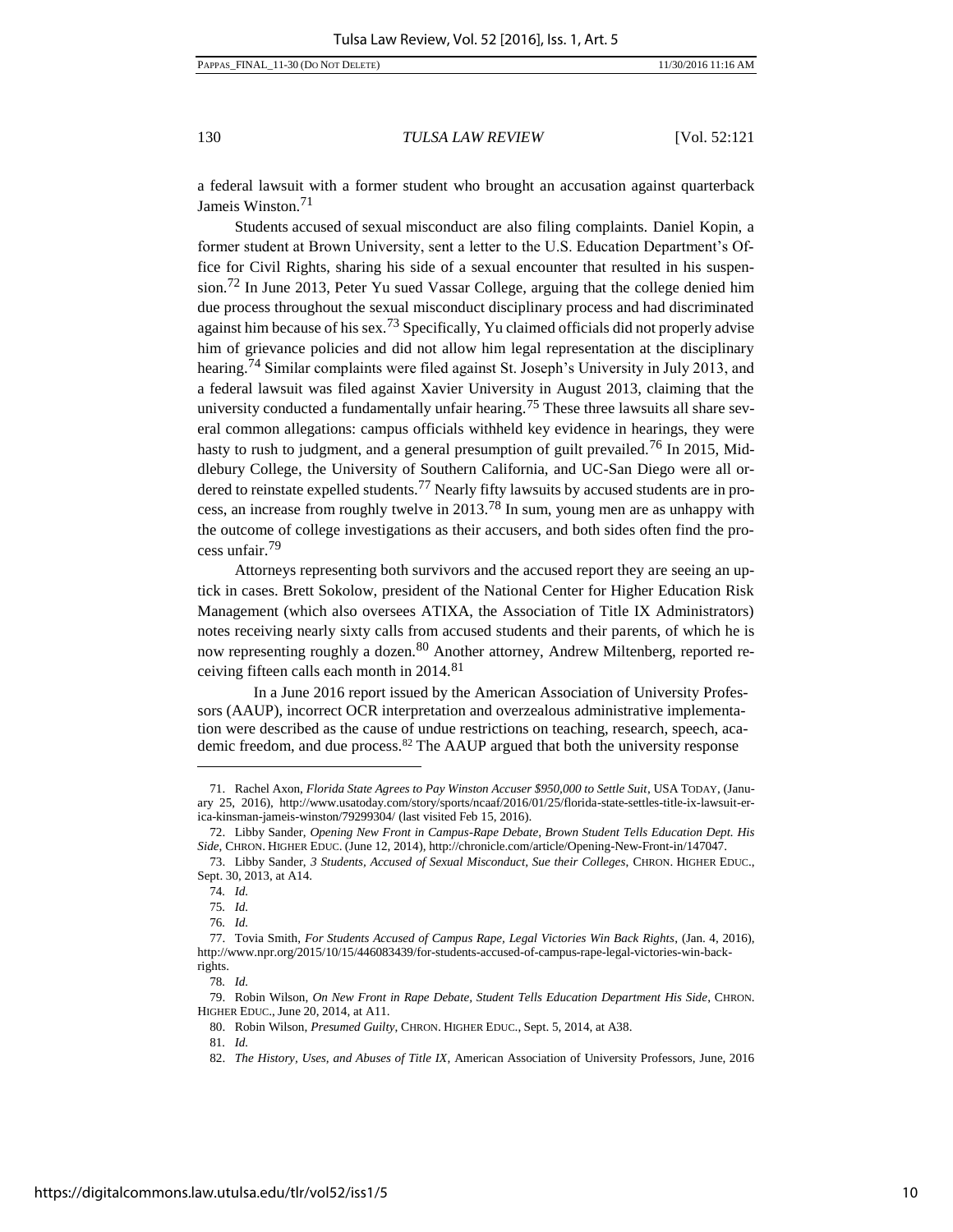a federal lawsuit with a former student who brought an accusation against quarterback Jameis Winston.[71]

Students accused of sexual misconduct are also filing complaints. Daniel Kopin, a former student at Brown University, sent a letter to the U.S. Education Department's Office for Civil Rights, sharing his side of a sexual encounter that resulted in his suspension.[72] In June 2013, Peter Yu sued Vassar College, arguing that the college denied him due process throughout the sexual misconduct disciplinary process and had discriminated against him because of his sex.[73] Specifically, Yu claimed officials did not properly advise him of grievance policies and did not allow him legal representation at the disciplinary hearing.[74] Similar complaints were filed against St. Joseph's University in July 2013, and a federal lawsuit was filed against Xavier University in August 2013, claiming that the university conducted a fundamentally unfair hearing.[75] These three lawsuits all share several common allegations: campus officials withheld key evidence in hearings, they were hasty to rush to judgment, and a general presumption of guilt prevailed.[76] In 2015, Middlebury College, the University of Southern California, and UC-San Diego were all ordered to reinstate expelled students.[77] Nearly fifty lawsuits by accused students are in process, an increase from roughly twelve in 2013.[78] In sum, young men are as unhappy with the outcome of college investigations as their accusers, and both sides often find the process unfair.[79]

Attorneys representing both survivors and the accused report they are seeing an uptick in cases. Brett Sokolow, president of the National Center for Higher Education Risk Management (which also oversees ATIXA, the Association of Title IX Administrators) notes receiving nearly sixty calls from accused students and their parents, of which he is now representing roughly a dozen.[80] Another attorney, Andrew Miltenberg, reported receiving fifteen calls each month in 2014.[81]

In a June 2016 report issued by the American Association of University Professors (AAUP), incorrect OCR interpretation and overzealous administrative implementation were described as the cause of undue restrictions on teaching, research, speech, academic freedom, and due process.[82] The AAUP argued that both the university response

---

71. Rachel Axon, *Florida State Agrees to Pay Winston Accuser $950,000 to Settle Suit*, USA TODAY, (January 25, 2016), http://www.usatoday.com/story/sports/ncaaf/2016/01/25/florida-state-settles-title-ix-lawsuit-erica-kinsman-jameis-winston/79299304/ (last visited Feb 15, 2016).

72. Libby Sander, *Opening New Front in Campus-Rape Debate, Brown Student Tells Education Dept. His Side*, CHRON. HIGHER EDUC. (June 12, 2014), http://chronicle.com/article/Opening-New-Front-in/147047.

73. Libby Sander, *3 Students, Accused of Sexual Misconduct, Sue their Colleges*, CHRON. HIGHER EDUC., Sept. 30, 2013, at A14.

74. *Id.*

75. *Id.*

76. *Id.*

77. Tovia Smith, *For Students Accused of Campus Rape, Legal Victories Win Back Rights*, (Jan. 4, 2016), http://www.npr.org/2015/10/15/446083439/for-students-accused-of-campus-rape-legal-victories-win-back-rights.

78. *Id.*

79. Robin Wilson, *On New Front in Rape Debate, Student Tells Education Department His Side*, CHRON. HIGHER EDUC., June 20, 2014, at A11.

80. Robin Wilson, *Presumed Guilty*, CHRON. HIGHER EDUC., Sept. 5, 2014, at A38.

81. *Id.*

82. *The History, Uses, and Abuses of Title IX*, American Association of University Professors, June, 2016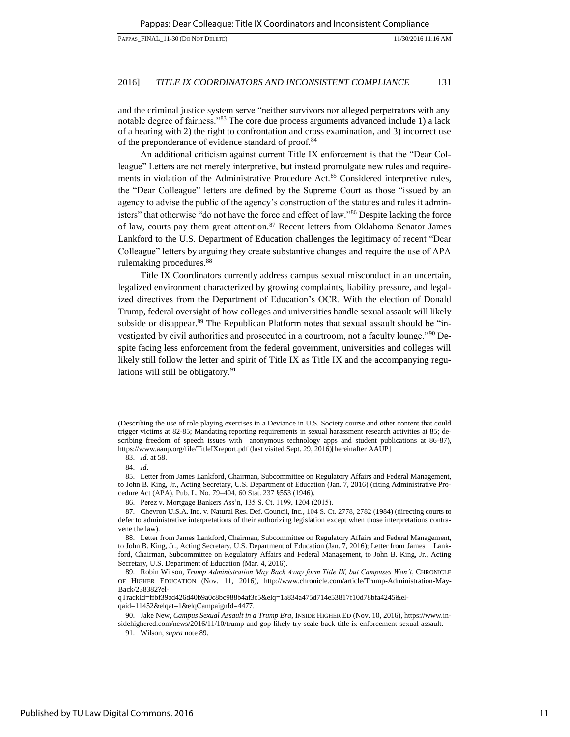and the criminal justice system serve "neither survivors nor alleged perpetrators with any notable degree of fairness."[83] The core due process arguments advanced include 1) a lack of a hearing with 2) the right to confrontation and cross examination, and 3) incorrect use of the preponderance of evidence standard of proof.[84]

An additional criticism against current Title IX enforcement is that the "Dear Colleague" Letters are not merely interpretive, but instead promulgate new rules and requirements in violation of the Administrative Procedure Act.[85] Considered interpretive rules, the "Dear Colleague" letters are defined by the Supreme Court as those "issued by an agency to advise the public of the agency's construction of the statutes and rules it administers" that otherwise "do not have the force and effect of law."[86] Despite lacking the force of law, courts pay them great attention.[87] Recent letters from Oklahoma Senator James Lankford to the U.S. Department of Education challenges the legitimacy of recent "Dear Colleague" letters by arguing they create substantive changes and require the use of APA rulemaking procedures.[88]

Title IX Coordinators currently address campus sexual misconduct in an uncertain, legalized environment characterized by growing complaints, liability pressure, and legalized directives from the Department of Education's OCR. With the election of Donald Trump, federal oversight of how colleges and universities handle sexual assault will likely subside or disappear.[89] The Republican Platform notes that sexual assault should be "investigated by civil authorities and prosecuted in a courtroom, not a faculty lounge."[90] Despite facing less enforcement from the federal government, universities and colleges will likely still follow the letter and spirit of Title IX as Title IX and the accompanying regulations will still be obligatory.[91]

---

(Describing the use of role playing exercises in a Deviance in U.S. Society course and other content that could trigger victims at 82-85; Mandating reporting requirements in sexual harassment research activities at 85; describing freedom of speech issues with anonymous technology apps and student publications at 86-87), https://www.aaup.org/file/TitleIXreport.pdf (last visited Sept. 29, 2016)[hereinafter AAUP]

83. *Id.* at 58.

84. *Id*.

85. Letter from James Lankford, Chairman, Subcommittee on Regulatory Affairs and Federal Management, to John B. King, Jr., Acting Secretary, U.S. Department of Education (Jan. 7, 2016) (citing Administrative Procedure Act (APA), Pub. L. No. 79–404, 60 Stat. 237 §553 (1946).

86. Perez v. Mortgage Bankers Ass'n, 135 S. Ct. 1199, 1204 (2015).

87. Chevron U.S.A. Inc. v. Natural Res. Def. Council, Inc., 104 S. Ct. 2778, 2782 (1984) (directing courts to defer to administrative interpretations of their authorizing legislation except when those interpretations contravene the law).

88. Letter from James Lankford, Chairman, Subcommittee on Regulatory Affairs and Federal Management, to John B. King, Jr., Acting Secretary, U.S. Department of Education (Jan. 7, 2016); Letter from James Lankford, Chairman, Subcommittee on Regulatory Affairs and Federal Management, to John B. King, Jr., Acting Secretary, U.S. Department of Education (Mar. 4, 2016).

89. Robin Wilson, *Trump Administration May Back Away form Title IX, but Campuses Won't*, CHRONICLE OF HIGHER EDUCATION (Nov. 11, 2016), http://www.chronicle.com/article/Trump-Administration-May-Back/238382?el-qTrackId=ffbf39ad426d40b9a0c8bc988b4af3c5&elq=1a834a475d714e53817f10d78bfa4245&el-qaid=11452&elqat=1&elqCampaignId=4477.

90. Jake New, *Campus Sexual Assault in a Trump Era*, INSIDE HIGHER ED (Nov. 10, 2016), https://www.insidehighered.com/news/2016/11/10/trump-and-gop-likely-try-scale-back-title-ix-enforcement-sexual-assault.

91. Wilson, *supra* note 89.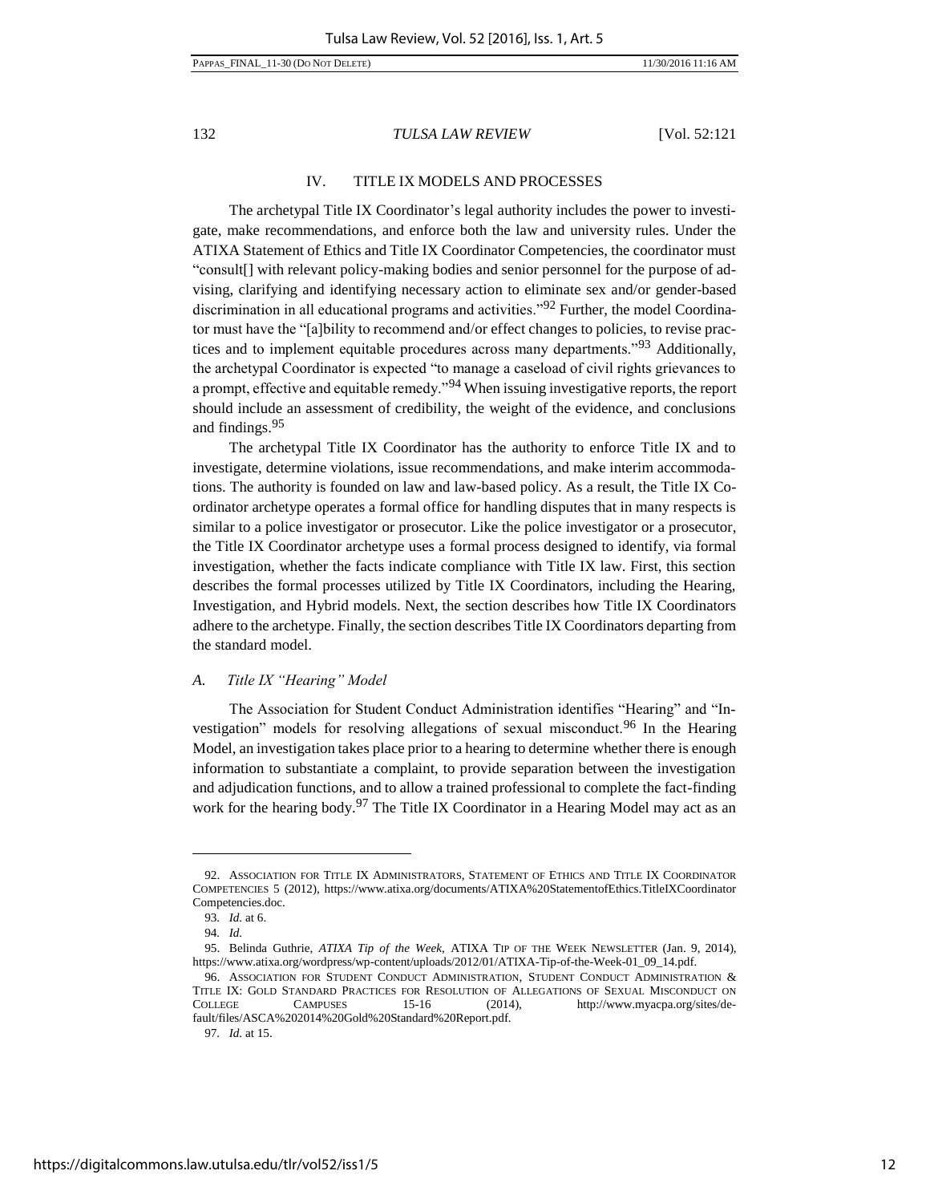## IV. TITLE IX MODELS AND PROCESSES

The archetypal Title IX Coordinator's legal authority includes the power to investigate, make recommendations, and enforce both the law and university rules. Under the ATIXA Statement of Ethics and Title IX Coordinator Competencies, the coordinator must "consult[] with relevant policy-making bodies and senior personnel for the purpose of advising, clarifying and identifying necessary action to eliminate sex and/or gender-based discrimination in all educational programs and activities."[92] Further, the model Coordinator must have the "[a]bility to recommend and/or effect changes to policies, to revise practices and to implement equitable procedures across many departments."[93] Additionally, the archetypal Coordinator is expected "to manage a caseload of civil rights grievances to a prompt, effective and equitable remedy."[94] When issuing investigative reports, the report should include an assessment of credibility, the weight of the evidence, and conclusions and findings.[95]

The archetypal Title IX Coordinator has the authority to enforce Title IX and to investigate, determine violations, issue recommendations, and make interim accommodations. The authority is founded on law and law-based policy. As a result, the Title IX Coordinator archetype operates a formal office for handling disputes that in many respects is similar to a police investigator or prosecutor. Like the police investigator or a prosecutor, the Title IX Coordinator archetype uses a formal process designed to identify, via formal investigation, whether the facts indicate compliance with Title IX law. First, this section describes the formal processes utilized by Title IX Coordinators, including the Hearing, Investigation, and Hybrid models. Next, the section describes how Title IX Coordinators adhere to the archetype. Finally, the section describes Title IX Coordinators departing from the standard model.

### A. *Title IX "Hearing" Model*

The Association for Student Conduct Administration identifies "Hearing" and "Investigation" models for resolving allegations of sexual misconduct.[96] In the Hearing Model, an investigation takes place prior to a hearing to determine whether there is enough information to substantiate a complaint, to provide separation between the investigation and adjudication functions, and to allow a trained professional to complete the fact-finding work for the hearing body.[97] The Title IX Coordinator in a Hearing Model may act as an

---

92. ASSOCIATION FOR TITLE IX ADMINISTRATORS, STATEMENT OF ETHICS AND TITLE IX COORDINATOR COMPETENCIES 5 (2012), https://www.atixa.org/documents/ATIXA%20StatementofEthics.TitleIXCoordinatorCompetencies.doc.

93. *Id.* at 6.

94. *Id.*

95. Belinda Guthrie, *ATIXA Tip of the Week*, ATIXA TIP OF THE WEEK NEWSLETTER (Jan. 9, 2014), https://www.atixa.org/wordpress/wp-content/uploads/2012/01/ATIXA-Tip-of-the-Week-01_09_14.pdf.

96. ASSOCIATION FOR STUDENT CONDUCT ADMINISTRATION, STUDENT CONDUCT ADMINISTRATION & TITLE IX: GOLD STANDARD PRACTICES FOR RESOLUTION OF ALLEGATIONS OF SEXUAL MISCONDUCT ON COLLEGE CAMPUSES 15-16 (2014), http://www.myacpa.org/sites/default/files/ASCA%202014%20Gold%20Standard%20Report.pdf.

97. *Id.* at 15.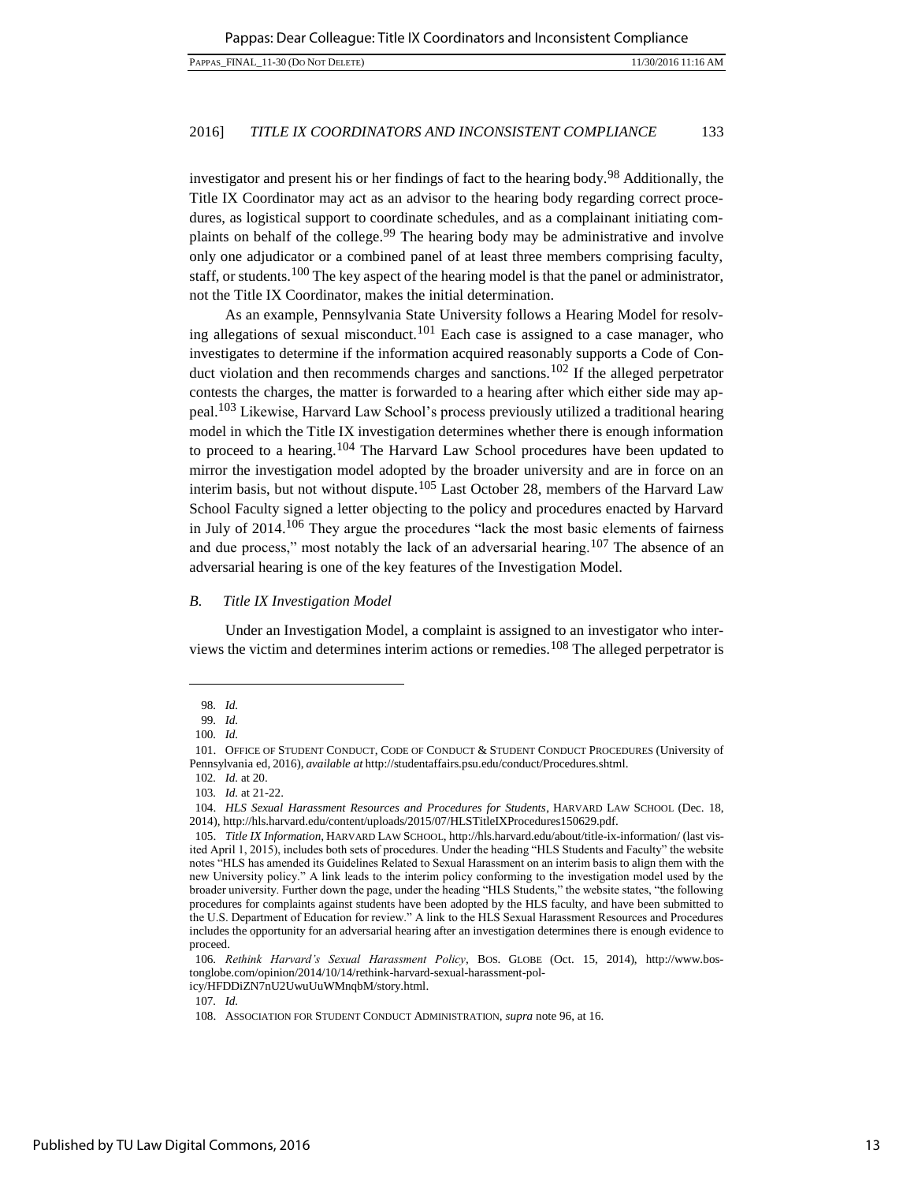investigator and present his or her findings of fact to the hearing body.[98] Additionally, the Title IX Coordinator may act as an advisor to the hearing body regarding correct procedures, as logistical support to coordinate schedules, and as a complainant initiating complaints on behalf of the college.[99] The hearing body may be administrative and involve only one adjudicator or a combined panel of at least three members comprising faculty, staff, or students.[100] The key aspect of the hearing model is that the panel or administrator, not the Title IX Coordinator, makes the initial determination.

As an example, Pennsylvania State University follows a Hearing Model for resolving allegations of sexual misconduct.[101] Each case is assigned to a case manager, who investigates to determine if the information acquired reasonably supports a Code of Conduct violation and then recommends charges and sanctions.[102] If the alleged perpetrator contests the charges, the matter is forwarded to a hearing after which either side may appeal.[103] Likewise, Harvard Law School's process previously utilized a traditional hearing model in which the Title IX investigation determines whether there is enough information to proceed to a hearing.[104] The Harvard Law School procedures have been updated to mirror the investigation model adopted by the broader university and are in force on an interim basis, but not without dispute.[105] Last October 28, members of the Harvard Law School Faculty signed a letter objecting to the policy and procedures enacted by Harvard in July of 2014.[106] They argue the procedures "lack the most basic elements of fairness and due process," most notably the lack of an adversarial hearing.[107] The absence of an adversarial hearing is one of the key features of the Investigation Model.

### *B. Title IX Investigation Model*

Under an Investigation Model, a complaint is assigned to an investigator who interviews the victim and determines interim actions or remedies.[108] The alleged perpetrator is

---

98. *Id.*

99. *Id.*

100. *Id.*

101. OFFICE OF STUDENT CONDUCT, CODE OF CONDUCT & STUDENT CONDUCT PROCEDURES (University of Pennsylvania ed, 2016), *available at* http://studentaffairs.psu.edu/conduct/Procedures.shtml.

102. *Id.* at 20.

103. *Id.* at 21-22.

104. *HLS Sexual Harassment Resources and Procedures for Students*, HARVARD LAW SCHOOL (Dec. 18, 2014), http://hls.harvard.edu/content/uploads/2015/07/HLSTitleIXProcedures150629.pdf.

105. *Title IX Information*, HARVARD LAW SCHOOL, http://hls.harvard.edu/about/title-ix-information/ (last visited April 1, 2015), includes both sets of procedures. Under the heading "HLS Students and Faculty" the website notes "HLS has amended its Guidelines Related to Sexual Harassment on an interim basis to align them with the new University policy." A link leads to the interim policy conforming to the investigation model used by the broader university. Further down the page, under the heading "HLS Students," the website states, "the following procedures for complaints against students have been adopted by the HLS faculty, and have been submitted to the U.S. Department of Education for review." A link to the HLS Sexual Harassment Resources and Procedures includes the opportunity for an adversarial hearing after an investigation determines there is enough evidence to proceed.

106. *Rethink Harvard's Sexual Harassment Policy*, BOS. GLOBE (Oct. 15, 2014), http://www.bostonglobe.com/opinion/2014/10/14/rethink-harvard-sexual-harassment-policy/HFDDiZN7nU2UwuUuWMnqbM/story.html.

107. *Id.*

108. ASSOCIATION FOR STUDENT CONDUCT ADMINISTRATION, *supra* note 96, at 16.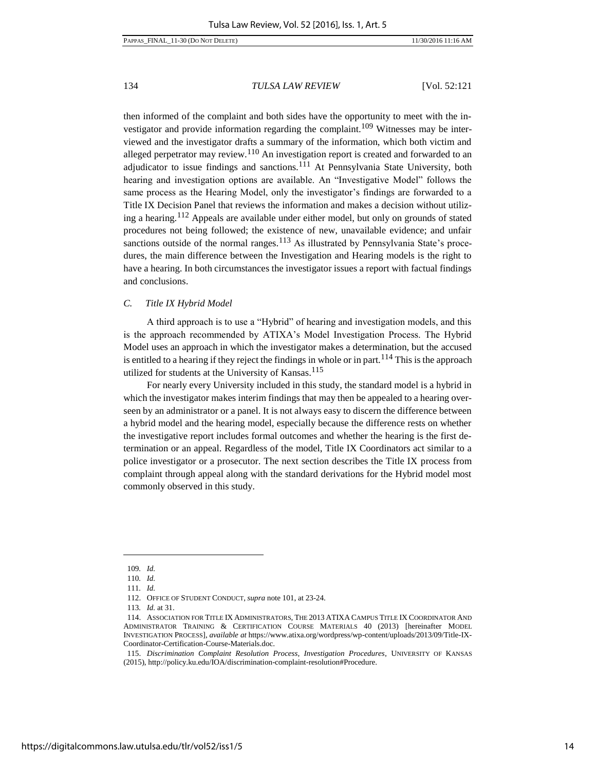then informed of the complaint and both sides have the opportunity to meet with the investigator and provide information regarding the complaint.[109] Witnesses may be interviewed and the investigator drafts a summary of the information, which both victim and alleged perpetrator may review.[110] An investigation report is created and forwarded to an adjudicator to issue findings and sanctions.[111] At Pennsylvania State University, both hearing and investigation options are available. An "Investigative Model" follows the same process as the Hearing Model, only the investigator's findings are forwarded to a Title IX Decision Panel that reviews the information and makes a decision without utilizing a hearing.[112] Appeals are available under either model, but only on grounds of stated procedures not being followed; the existence of new, unavailable evidence; and unfair sanctions outside of the normal ranges.[113] As illustrated by Pennsylvania State's procedures, the main difference between the Investigation and Hearing models is the right to have a hearing. In both circumstances the investigator issues a report with factual findings and conclusions.

### *C. Title IX Hybrid Model*

A third approach is to use a "Hybrid" of hearing and investigation models, and this is the approach recommended by ATIXA's Model Investigation Process. The Hybrid Model uses an approach in which the investigator makes a determination, but the accused is entitled to a hearing if they reject the findings in whole or in part.[114] This is the approach utilized for students at the University of Kansas.[115]

For nearly every University included in this study, the standard model is a hybrid in which the investigator makes interim findings that may then be appealed to a hearing overseen by an administrator or a panel. It is not always easy to discern the difference between a hybrid model and the hearing model, especially because the difference rests on whether the investigative report includes formal outcomes and whether the hearing is the first determination or an appeal. Regardless of the model, Title IX Coordinators act similar to a police investigator or a prosecutor. The next section describes the Title IX process from complaint through appeal along with the standard derivations for the Hybrid model most commonly observed in this study.

---

109. *Id.*

110. *Id.*

111. *Id.*

112. OFFICE OF STUDENT CONDUCT, *supra* note 101, at 23-24.

113. *Id.* at 31.

114. ASSOCIATION FOR TITLE IX ADMINISTRATORS, THE 2013 ATIXA CAMPUS TITLE IX COORDINATOR AND ADMINISTRATOR TRAINING & CERTIFICATION COURSE MATERIALS 40 (2013) [hereinafter MODEL INVESTIGATION PROCESS], *available at* https://www.atixa.org/wordpress/wp-content/uploads/2013/09/Title-IX-Coordinator-Certification-Course-Materials.doc.

115. *Discrimination Complaint Resolution Process, Investigation Procedures*, UNIVERSITY OF KANSAS (2015), http://policy.ku.edu/IOA/discrimination-complaint-resolution#Procedure.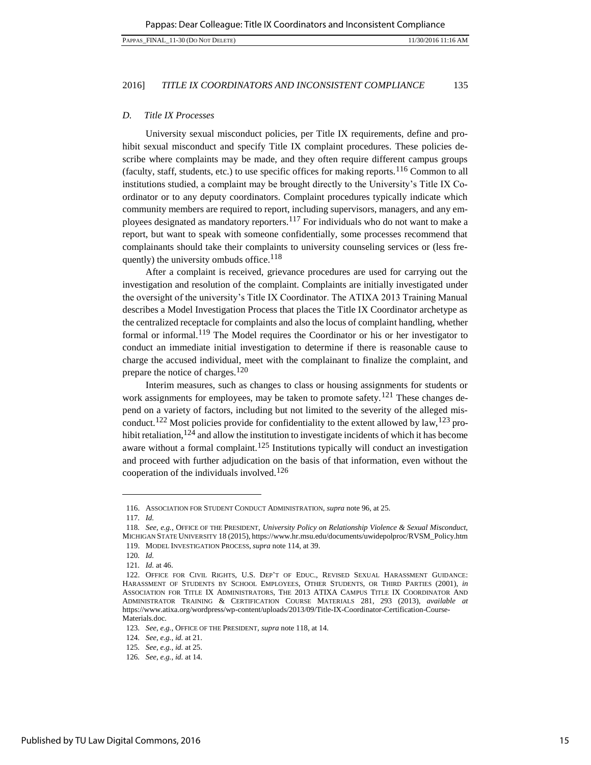### *D. Title IX Processes*

University sexual misconduct policies, per Title IX requirements, define and prohibit sexual misconduct and specify Title IX complaint procedures. These policies describe where complaints may be made, and they often require different campus groups (faculty, staff, students, etc.) to use specific offices for making reports.[116] Common to all institutions studied, a complaint may be brought directly to the University's Title IX Coordinator or to any deputy coordinators. Complaint procedures typically indicate which community members are required to report, including supervisors, managers, and any employees designated as mandatory reporters.[117] For individuals who do not want to make a report, but want to speak with someone confidentially, some processes recommend that complainants should take their complaints to university counseling services or (less frequently) the university ombuds office.[118]

After a complaint is received, grievance procedures are used for carrying out the investigation and resolution of the complaint. Complaints are initially investigated under the oversight of the university's Title IX Coordinator. The ATIXA 2013 Training Manual describes a Model Investigation Process that places the Title IX Coordinator archetype as the centralized receptacle for complaints and also the locus of complaint handling, whether formal or informal.[119] The Model requires the Coordinator or his or her investigator to conduct an immediate initial investigation to determine if there is reasonable cause to charge the accused individual, meet with the complainant to finalize the complaint, and prepare the notice of charges.[120]

Interim measures, such as changes to class or housing assignments for students or work assignments for employees, may be taken to promote safety.[121] These changes depend on a variety of factors, including but not limited to the severity of the alleged misconduct.[122] Most policies provide for confidentiality to the extent allowed by law,[123] prohibit retaliation,[124] and allow the institution to investigate incidents of which it has become aware without a formal complaint.[125] Institutions typically will conduct an investigation and proceed with further adjudication on the basis of that information, even without the cooperation of the individuals involved.[126]

---

116. ASSOCIATION FOR STUDENT CONDUCT ADMINISTRATION, *supra* note 96, at 25.

117. *Id.*

118. *See, e.g.*, OFFICE OF THE PRESIDENT, *University Policy on Relationship Violence & Sexual Misconduct*, MICHIGAN STATE UNIVERSITY 18 (2015), https://www.hr.msu.edu/documents/uwidepolproc/RVSM_Policy.htm

119. MODEL INVESTIGATION PROCESS, *supra* note 114, at 39.

120. *Id.*

121. *Id.* at 46.

122. OFFICE FOR CIVIL RIGHTS, U.S. DEP'T OF EDUC., REVISED SEXUAL HARASSMENT GUIDANCE: HARASSMENT OF STUDENTS BY SCHOOL EMPLOYEES, OTHER STUDENTS, OR THIRD PARTIES (2001), *in* ASSOCIATION FOR TITLE IX ADMINISTRATORS, THE 2013 ATIXA CAMPUS TITLE IX COORDINATOR AND ADMINISTRATOR TRAINING & CERTIFICATION COURSE MATERIALS 281, 293 (2013), *available at* https://www.atixa.org/wordpress/wp-content/uploads/2013/09/Title-IX-Coordinator-Certification-Course-Materials.doc.

123. *See, e.g.*, OFFICE OF THE PRESIDENT, *supra* note 118, at 14.

124. *See, e.g.*, *id.* at 21.

125. *See, e.g.*, *id.* at 25.

126. *See, e.g.*, *id.* at 14.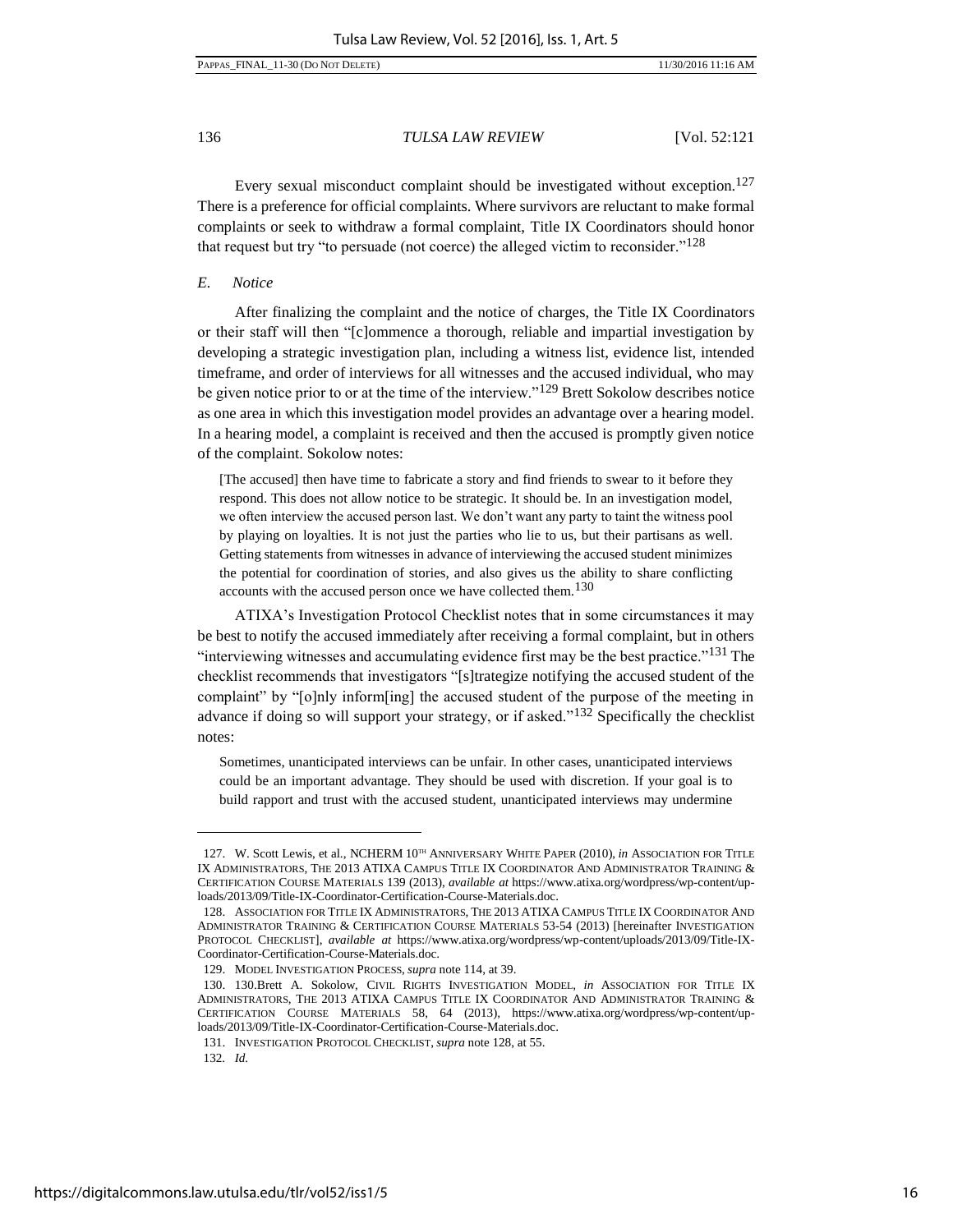Every sexual misconduct complaint should be investigated without exception.[127] There is a preference for official complaints. Where survivors are reluctant to make formal complaints or seek to withdraw a formal complaint, Title IX Coordinators should honor that request but try "to persuade (not coerce) the alleged victim to reconsider."[128]

### *E. Notice*

After finalizing the complaint and the notice of charges, the Title IX Coordinators or their staff will then "[c]ommence a thorough, reliable and impartial investigation by developing a strategic investigation plan, including a witness list, evidence list, intended timeframe, and order of interviews for all witnesses and the accused individual, who may be given notice prior to or at the time of the interview."[129] Brett Sokolow describes notice as one area in which this investigation model provides an advantage over a hearing model. In a hearing model, a complaint is received and then the accused is promptly given notice of the complaint. Sokolow notes:

> [The accused] then have time to fabricate a story and find friends to swear to it before they respond. This does not allow notice to be strategic. It should be. In an investigation model, we often interview the accused person last. We don't want any party to taint the witness pool by playing on loyalties. It is not just the parties who lie to us, but their partisans as well. Getting statements from witnesses in advance of interviewing the accused student minimizes the potential for coordination of stories, and also gives us the ability to share conflicting accounts with the accused person once we have collected them.[130]

ATIXA's Investigation Protocol Checklist notes that in some circumstances it may be best to notify the accused immediately after receiving a formal complaint, but in others "interviewing witnesses and accumulating evidence first may be the best practice."[131] The checklist recommends that investigators "[s]trategize notifying the accused student of the complaint" by "[o]nly inform[ing] the accused student of the purpose of the meeting in advance if doing so will support your strategy, or if asked."[132] Specifically the checklist notes:

> Sometimes, unanticipated interviews can be unfair. In other cases, unanticipated interviews could be an important advantage. They should be used with discretion. If your goal is to build rapport and trust with the accused student, unanticipated interviews may undermine

---

127. W. Scott Lewis, et al., NCHERM 10TH ANNIVERSARY WHITE PAPER (2010), *in* ASSOCIATION FOR TITLE IX ADMINISTRATORS, THE 2013 ATIXA CAMPUS TITLE IX COORDINATOR AND ADMINISTRATOR TRAINING & CERTIFICATION COURSE MATERIALS 139 (2013), *available at* https://www.atixa.org/wordpress/wp-content/uploads/2013/09/Title-IX-Coordinator-Certification-Course-Materials.doc.

128. ASSOCIATION FOR TITLE IX ADMINISTRATORS, THE 2013 ATIXA CAMPUS TITLE IX COORDINATOR AND ADMINISTRATOR TRAINING & CERTIFICATION COURSE MATERIALS 53-54 (2013) [hereinafter INVESTIGATION PROTOCOL CHECKLIST], *available at* https://www.atixa.org/wordpress/wp-content/uploads/2013/09/Title-IX-Coordinator-Certification-Course-Materials.doc.

129. MODEL INVESTIGATION PROCESS, *supra* note 114, at 39.

130. 130.Brett A. Sokolow, CIVIL RIGHTS INVESTIGATION MODEL, *in* ASSOCIATION FOR TITLE IX ADMINISTRATORS, THE 2013 ATIXA CAMPUS TITLE IX COORDINATOR AND ADMINISTRATOR TRAINING & CERTIFICATION COURSE MATERIALS 58, 64 (2013), https://www.atixa.org/wordpress/wp-content/uploads/2013/09/Title-IX-Coordinator-Certification-Course-Materials.doc.

131. INVESTIGATION PROTOCOL CHECKLIST, *supra* note 128, at 55.

132. *Id.*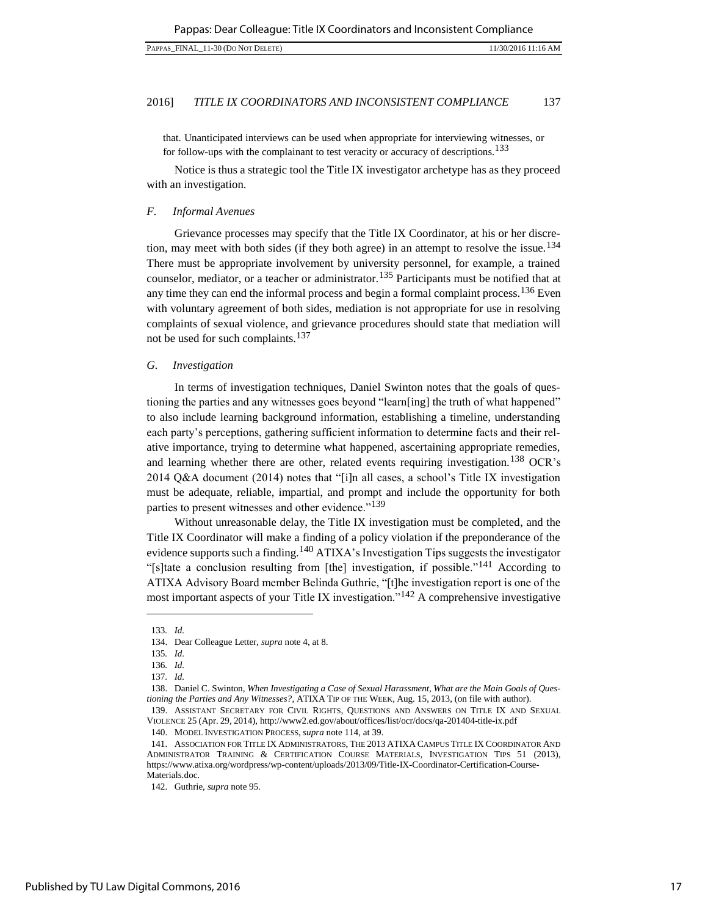that. Unanticipated interviews can be used when appropriate for interviewing witnesses, or for follow-ups with the complainant to test veracity or accuracy of descriptions.[133]

Notice is thus a strategic tool the Title IX investigator archetype has as they proceed with an investigation.

### *F. Informal Avenues*

Grievance processes may specify that the Title IX Coordinator, at his or her discretion, may meet with both sides (if they both agree) in an attempt to resolve the issue.[134] There must be appropriate involvement by university personnel, for example, a trained counselor, mediator, or a teacher or administrator.[135] Participants must be notified that at any time they can end the informal process and begin a formal complaint process.[136] Even with voluntary agreement of both sides, mediation is not appropriate for use in resolving complaints of sexual violence, and grievance procedures should state that mediation will not be used for such complaints.[137]

### *G. Investigation*

In terms of investigation techniques, Daniel Swinton notes that the goals of questioning the parties and any witnesses goes beyond "learn[ing] the truth of what happened" to also include learning background information, establishing a timeline, understanding each party's perceptions, gathering sufficient information to determine facts and their relative importance, trying to determine what happened, ascertaining appropriate remedies, and learning whether there are other, related events requiring investigation.[138] OCR's 2014 Q&A document (2014) notes that "[i]n all cases, a school's Title IX investigation must be adequate, reliable, impartial, and prompt and include the opportunity for both parties to present witnesses and other evidence."[139]

Without unreasonable delay, the Title IX investigation must be completed, and the Title IX Coordinator will make a finding of a policy violation if the preponderance of the evidence supports such a finding.[140] ATIXA's Investigation Tips suggests the investigator "[s]tate a conclusion resulting from [the] investigation, if possible."[141] According to ATIXA Advisory Board member Belinda Guthrie, "[t]he investigation report is one of the most important aspects of your Title IX investigation."[142] A comprehensive investigative

---

133. *Id.*

134. Dear Colleague Letter, *supra* note 4, at 8.

135. *Id.*

136. *Id.*

137. *Id.*

138. Daniel C. Swinton, *When Investigating a Case of Sexual Harassment, What are the Main Goals of Questioning the Parties and Any Witnesses?*, ATIXA TIP OF THE WEEK, Aug. 15, 2013, (on file with author).

139. ASSISTANT SECRETARY FOR CIVIL RIGHTS, QUESTIONS AND ANSWERS ON TITLE IX AND SEXUAL VIOLENCE 25 (Apr. 29, 2014), http://www2.ed.gov/about/offices/list/ocr/docs/qa-201404-title-ix.pdf

140. MODEL INVESTIGATION PROCESS, *supra* note 114, at 39.

141. ASSOCIATION FOR TITLE IX ADMINISTRATORS, THE 2013 ATIXA CAMPUS TITLE IX COORDINATOR AND ADMINISTRATOR TRAINING & CERTIFICATION COURSE MATERIALS, INVESTIGATION TIPS 51 (2013), https://www.atixa.org/wordpress/wp-content/uploads/2013/09/Title-IX-Coordinator-Certification-Course-Materials.doc.

142. Guthrie, *supra* note 95.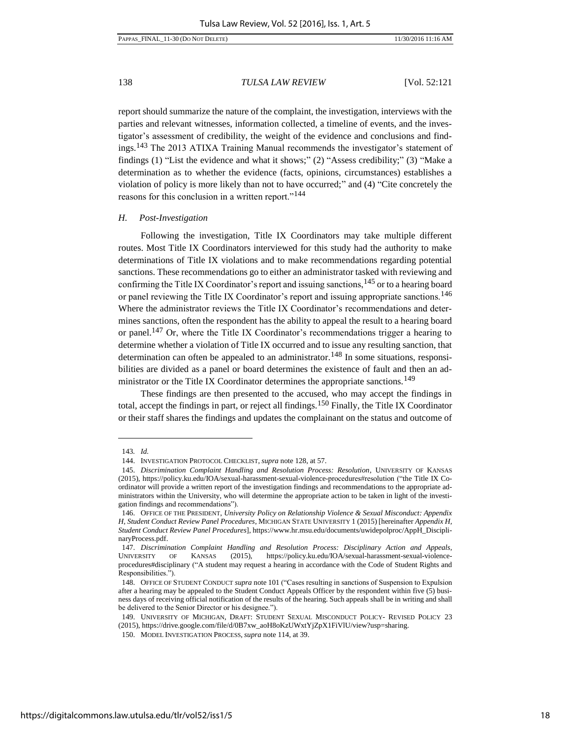report should summarize the nature of the complaint, the investigation, interviews with the parties and relevant witnesses, information collected, a timeline of events, and the investigator's assessment of credibility, the weight of the evidence and conclusions and findings.[143] The 2013 ATIXA Training Manual recommends the investigator's statement of findings (1) "List the evidence and what it shows;" (2) "Assess credibility;" (3) "Make a determination as to whether the evidence (facts, opinions, circumstances) establishes a violation of policy is more likely than not to have occurred;" and (4) "Cite concretely the reasons for this conclusion in a written report."[144]

### *H. Post-Investigation*

Following the investigation, Title IX Coordinators may take multiple different routes. Most Title IX Coordinators interviewed for this study had the authority to make determinations of Title IX violations and to make recommendations regarding potential sanctions. These recommendations go to either an administrator tasked with reviewing and confirming the Title IX Coordinator's report and issuing sanctions,[145] or to a hearing board or panel reviewing the Title IX Coordinator's report and issuing appropriate sanctions.[146] Where the administrator reviews the Title IX Coordinator's recommendations and determines sanctions, often the respondent has the ability to appeal the result to a hearing board or panel.[147] Or, where the Title IX Coordinator's recommendations trigger a hearing to determine whether a violation of Title IX occurred and to issue any resulting sanction, that determination can often be appealed to an administrator.[148] In some situations, responsibilities are divided as a panel or board determines the existence of fault and then an administrator or the Title IX Coordinator determines the appropriate sanctions.[149]

These findings are then presented to the accused, who may accept the findings in total, accept the findings in part, or reject all findings.[150] Finally, the Title IX Coordinator or their staff shares the findings and updates the complainant on the status and outcome of

---

143. *Id.*

144. INVESTIGATION PROTOCOL CHECKLIST, *supra* note 128, at 57.

145. *Discrimination Complaint Handling and Resolution Process: Resolution*, UNIVERSITY OF KANSAS (2015), https://policy.ku.edu/IOA/sexual-harassment-sexual-violence-procedures#resolution ("the Title IX Coordinator will provide a written report of the investigation findings and recommendations to the appropriate administrators within the University, who will determine the appropriate action to be taken in light of the investigation findings and recommendations").

146. OFFICE OF THE PRESIDENT, *University Policy on Relationship Violence & Sexual Misconduct: Appendix H, Student Conduct Review Panel Procedures*, MICHIGAN STATE UNIVERSITY 1 (2015) [hereinafter *Appendix H, Student Conduct Review Panel Procedures*], https://www.hr.msu.edu/documents/uwidepolproc/AppH_DisciplinaryProcess.pdf.

147. *Discrimination Complaint Handling and Resolution Process: Disciplinary Action and Appeals*, UNIVERSITY OF KANSAS (2015), https://policy.ku.edu/IOA/sexual-harassment-sexual-violence-procedures#disciplinary ("A student may request a hearing in accordance with the Code of Student Rights and Responsibilities.").

148. OFFICE OF STUDENT CONDUCT *supra* note 101 ("Cases resulting in sanctions of Suspension to Expulsion after a hearing may be appealed to the Student Conduct Appeals Officer by the respondent within five (5) business days of receiving official notification of the results of the hearing. Such appeals shall be in writing and shall be delivered to the Senior Director or his designee.").

149. UNIVERSITY OF MICHIGAN, DRAFT: STUDENT SEXUAL MISCONDUCT POLICY- REVISED POLICY 23 (2015), https://drive.google.com/file/d/0B7xw_aoH8oKzUWxtYjZpX1FiVlU/view?usp=sharing.

150. MODEL INVESTIGATION PROCESS, *supra* note 114, at 39.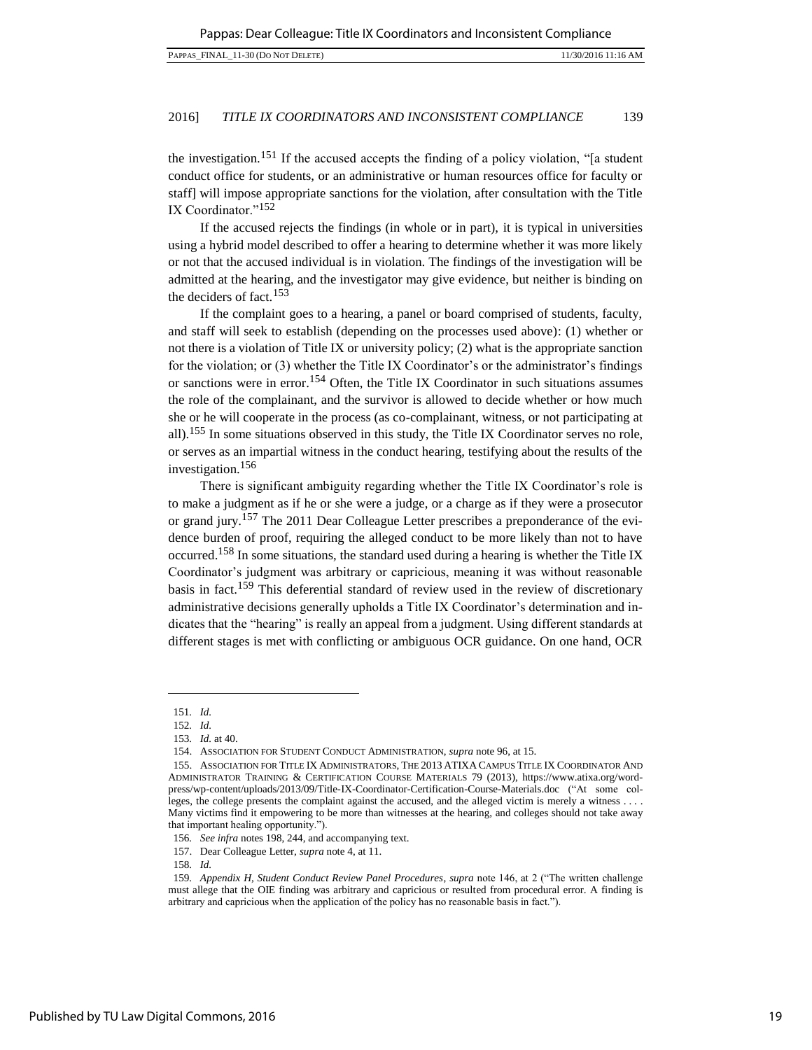the investigation.[151] If the accused accepts the finding of a policy violation, "[a student conduct office for students, or an administrative or human resources office for faculty or staff] will impose appropriate sanctions for the violation, after consultation with the Title IX Coordinator."[152]

If the accused rejects the findings (in whole or in part), it is typical in universities using a hybrid model described to offer a hearing to determine whether it was more likely or not that the accused individual is in violation. The findings of the investigation will be admitted at the hearing, and the investigator may give evidence, but neither is binding on the deciders of fact.[153]

If the complaint goes to a hearing, a panel or board comprised of students, faculty, and staff will seek to establish (depending on the processes used above): (1) whether or not there is a violation of Title IX or university policy; (2) what is the appropriate sanction for the violation; or (3) whether the Title IX Coordinator's or the administrator's findings or sanctions were in error.[154] Often, the Title IX Coordinator in such situations assumes the role of the complainant, and the survivor is allowed to decide whether or how much she or he will cooperate in the process (as co-complainant, witness, or not participating at all).[155] In some situations observed in this study, the Title IX Coordinator serves no role, or serves as an impartial witness in the conduct hearing, testifying about the results of the investigation.[156]

There is significant ambiguity regarding whether the Title IX Coordinator's role is to make a judgment as if he or she were a judge, or a charge as if they were a prosecutor or grand jury.[157] The 2011 Dear Colleague Letter prescribes a preponderance of the evidence burden of proof, requiring the alleged conduct to be more likely than not to have occurred.[158] In some situations, the standard used during a hearing is whether the Title IX Coordinator's judgment was arbitrary or capricious, meaning it was without reasonable basis in fact.[159] This deferential standard of review used in the review of discretionary administrative decisions generally upholds a Title IX Coordinator's determination and indicates that the "hearing" is really an appeal from a judgment. Using different standards at different stages is met with conflicting or ambiguous OCR guidance. On one hand, OCR

---

151. *Id.*

152. *Id.*

153. *Id.* at 40.

154. ASSOCIATION FOR STUDENT CONDUCT ADMINISTRATION, *supra* note 96, at 15.

155. ASSOCIATION FOR TITLE IX ADMINISTRATORS, THE 2013 ATIXA CAMPUS TITLE IX COORDINATOR AND ADMINISTRATOR TRAINING & CERTIFICATION COURSE MATERIALS 79 (2013), https://www.atixa.org/wordpress/wp-content/uploads/2013/09/Title-IX-Coordinator-Certification-Course-Materials.doc ("At some colleges, the college presents the complaint against the accused, and the alleged victim is merely a witness . . . . Many victims find it empowering to be more than witnesses at the hearing, and colleges should not take away that important healing opportunity.").

156. *See infra* notes 198, 244, and accompanying text.

157. Dear Colleague Letter, *supra* note 4, at 11.

158. *Id.*

159. *Appendix H, Student Conduct Review Panel Procedures*, *supra* note 146, at 2 ("The written challenge must allege that the OIE finding was arbitrary and capricious or resulted from procedural error. A finding is arbitrary and capricious when the application of the policy has no reasonable basis in fact.").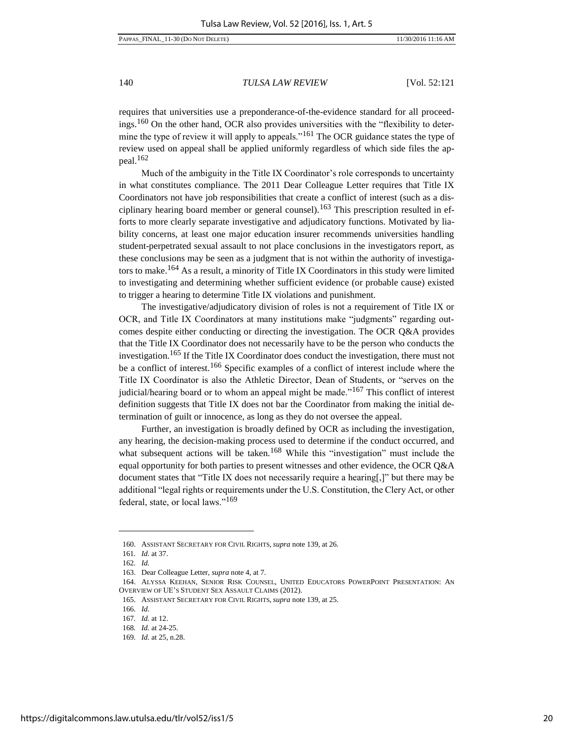requires that universities use a preponderance-of-the-evidence standard for all proceedings.[160] On the other hand, OCR also provides universities with the "flexibility to determine the type of review it will apply to appeals."[161] The OCR guidance states the type of review used on appeal shall be applied uniformly regardless of which side files the appeal.[162]

Much of the ambiguity in the Title IX Coordinator's role corresponds to uncertainty in what constitutes compliance. The 2011 Dear Colleague Letter requires that Title IX Coordinators not have job responsibilities that create a conflict of interest (such as a disciplinary hearing board member or general counsel).[163] This prescription resulted in efforts to more clearly separate investigative and adjudicatory functions. Motivated by liability concerns, at least one major education insurer recommends universities handling student-perpetrated sexual assault to not place conclusions in the investigators report, as these conclusions may be seen as a judgment that is not within the authority of investigators to make.[164] As a result, a minority of Title IX Coordinators in this study were limited to investigating and determining whether sufficient evidence (or probable cause) existed to trigger a hearing to determine Title IX violations and punishment.

The investigative/adjudicatory division of roles is not a requirement of Title IX or OCR, and Title IX Coordinators at many institutions make "judgments" regarding outcomes despite either conducting or directing the investigation. The OCR Q&A provides that the Title IX Coordinator does not necessarily have to be the person who conducts the investigation.[165] If the Title IX Coordinator does conduct the investigation, there must not be a conflict of interest.[166] Specific examples of a conflict of interest include where the Title IX Coordinator is also the Athletic Director, Dean of Students, or "serves on the judicial/hearing board or to whom an appeal might be made."[167] This conflict of interest definition suggests that Title IX does not bar the Coordinator from making the initial determination of guilt or innocence, as long as they do not oversee the appeal.

Further, an investigation is broadly defined by OCR as including the investigation, any hearing, the decision-making process used to determine if the conduct occurred, and what subsequent actions will be taken.[168] While this "investigation" must include the equal opportunity for both parties to present witnesses and other evidence, the OCR Q&A document states that "Title IX does not necessarily require a hearing[,]" but there may be additional "legal rights or requirements under the U.S. Constitution, the Clery Act, or other federal, state, or local laws."[169]

---

160. ASSISTANT SECRETARY FOR CIVIL RIGHTS, *supra* note 139, at 26.

161. *Id.* at 37.

162. *Id.*

163. Dear Colleague Letter, *supra* note 4, at 7.

164. ALYSSA KEEHAN, SENIOR RISK COUNSEL, UNITED EDUCATORS POWERPOINT PRESENTATION: AN OVERVIEW OF UE'S STUDENT SEX ASSAULT CLAIMS (2012).

165. ASSISTANT SECRETARY FOR CIVIL RIGHTS, *supra* note 139, at 25.

166. *Id.*

167. *Id.* at 12.

168. *Id.* at 24-25.

169. *Id.* at 25, n.28.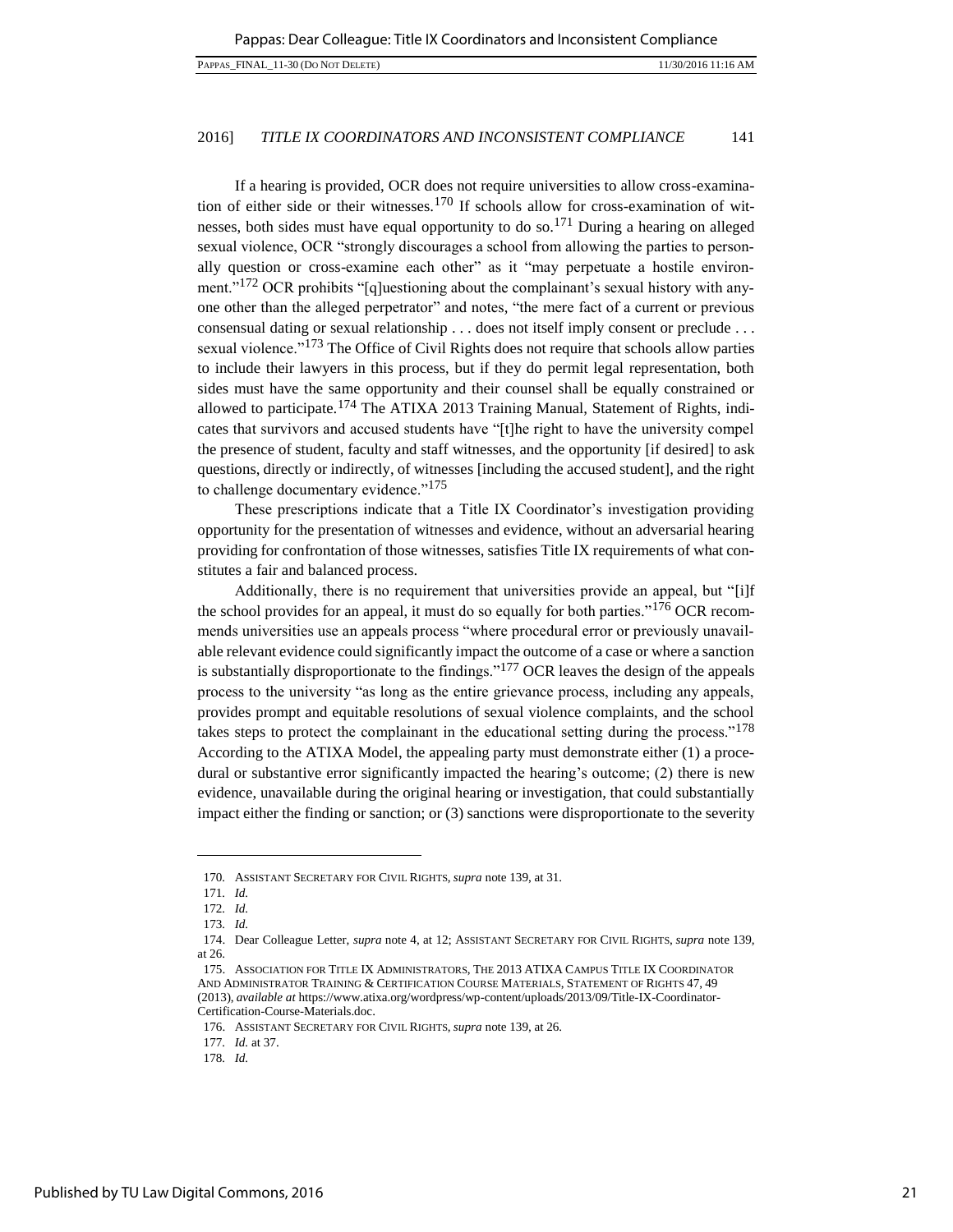If a hearing is provided, OCR does not require universities to allow cross-examination of either side or their witnesses.[170] If schools allow for cross-examination of witnesses, both sides must have equal opportunity to do so.[171] During a hearing on alleged sexual violence, OCR "strongly discourages a school from allowing the parties to personally question or cross-examine each other" as it "may perpetuate a hostile environment."[172] OCR prohibits "[q]uestioning about the complainant's sexual history with anyone other than the alleged perpetrator" and notes, "the mere fact of a current or previous consensual dating or sexual relationship . . . does not itself imply consent or preclude . . . sexual violence."[173] The Office of Civil Rights does not require that schools allow parties to include their lawyers in this process, but if they do permit legal representation, both sides must have the same opportunity and their counsel shall be equally constrained or allowed to participate.[174] The ATIXA 2013 Training Manual, Statement of Rights, indicates that survivors and accused students have "[t]he right to have the university compel the presence of student, faculty and staff witnesses, and the opportunity [if desired] to ask questions, directly or indirectly, of witnesses [including the accused student], and the right to challenge documentary evidence."[175]

These prescriptions indicate that a Title IX Coordinator's investigation providing opportunity for the presentation of witnesses and evidence, without an adversarial hearing providing for confrontation of those witnesses, satisfies Title IX requirements of what constitutes a fair and balanced process.

Additionally, there is no requirement that universities provide an appeal, but "[i]f the school provides for an appeal, it must do so equally for both parties."[176] OCR recommends universities use an appeals process "where procedural error or previously unavailable relevant evidence could significantly impact the outcome of a case or where a sanction is substantially disproportionate to the findings."[177] OCR leaves the design of the appeals process to the university "as long as the entire grievance process, including any appeals, provides prompt and equitable resolutions of sexual violence complaints, and the school takes steps to protect the complainant in the educational setting during the process."[178] According to the ATIXA Model, the appealing party must demonstrate either (1) a procedural or substantive error significantly impacted the hearing's outcome; (2) there is new evidence, unavailable during the original hearing or investigation, that could substantially impact either the finding or sanction; or (3) sanctions were disproportionate to the severity

---

170. ASSISTANT SECRETARY FOR CIVIL RIGHTS, *supra* note 139, at 31.

171. *Id.*

172. *Id.*

173. *Id.*

174. Dear Colleague Letter, *supra* note 4, at 12; ASSISTANT SECRETARY FOR CIVIL RIGHTS, *supra* note 139, at 26.

175. ASSOCIATION FOR TITLE IX ADMINISTRATORS, THE 2013 ATIXA CAMPUS TITLE IX COORDINATOR AND ADMINISTRATOR TRAINING & CERTIFICATION COURSE MATERIALS, STATEMENT OF RIGHTS 47, 49 (2013), *available at* https://www.atixa.org/wordpress/wp-content/uploads/2013/09/Title-IX-Coordinator-Certification-Course-Materials.doc.

176. ASSISTANT SECRETARY FOR CIVIL RIGHTS, *supra* note 139, at 26.

177. *Id.* at 37.

178. *Id.*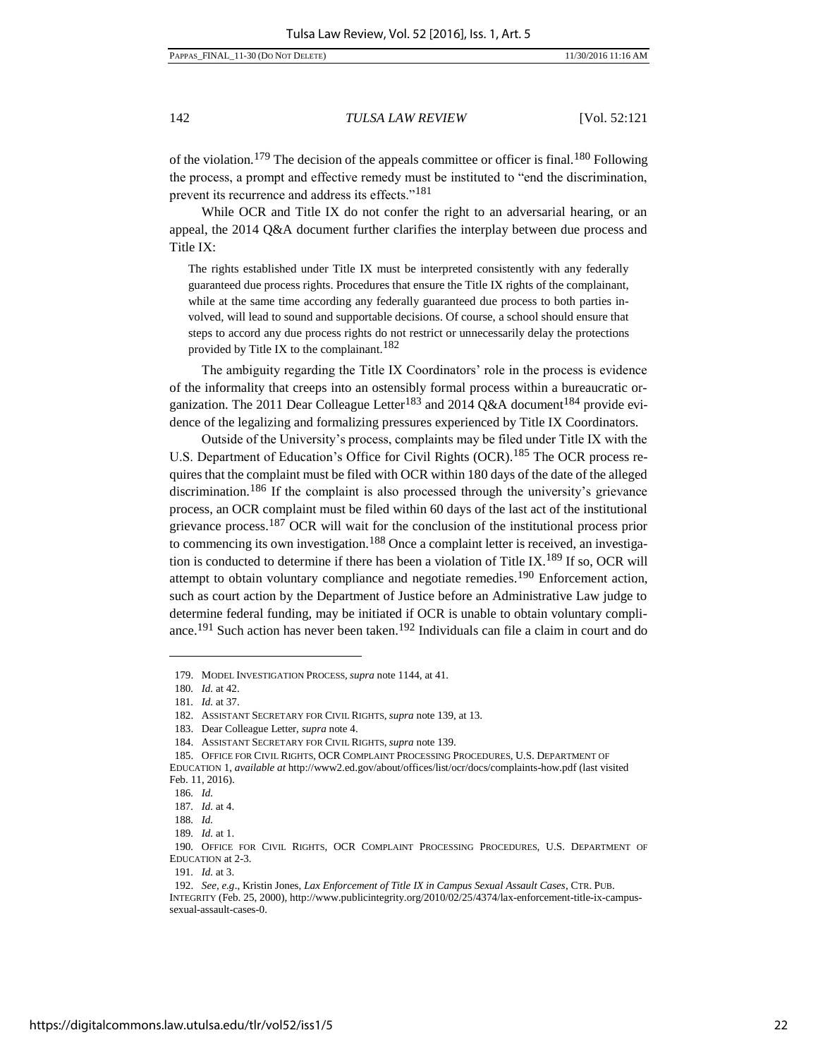of the violation.[179] The decision of the appeals committee or officer is final.[180] Following the process, a prompt and effective remedy must be instituted to "end the discrimination, prevent its recurrence and address its effects."[181]

While OCR and Title IX do not confer the right to an adversarial hearing, or an appeal, the 2014 Q&A document further clarifies the interplay between due process and Title IX:

> The rights established under Title IX must be interpreted consistently with any federally guaranteed due process rights. Procedures that ensure the Title IX rights of the complainant, while at the same time according any federally guaranteed due process to both parties involved, will lead to sound and supportable decisions. Of course, a school should ensure that steps to accord any due process rights do not restrict or unnecessarily delay the protections provided by Title IX to the complainant.[182]

The ambiguity regarding the Title IX Coordinators' role in the process is evidence of the informality that creeps into an ostensibly formal process within a bureaucratic organization. The 2011 Dear Colleague Letter[183] and 2014 Q&A document[184] provide evidence of the legalizing and formalizing pressures experienced by Title IX Coordinators.

Outside of the University's process, complaints may be filed under Title IX with the U.S. Department of Education's Office for Civil Rights (OCR).[185] The OCR process requires that the complaint must be filed with OCR within 180 days of the date of the alleged discrimination.[186] If the complaint is also processed through the university's grievance process, an OCR complaint must be filed within 60 days of the last act of the institutional grievance process.[187] OCR will wait for the conclusion of the institutional process prior to commencing its own investigation.[188] Once a complaint letter is received, an investigation is conducted to determine if there has been a violation of Title IX.[189] If so, OCR will attempt to obtain voluntary compliance and negotiate remedies.[190] Enforcement action, such as court action by the Department of Justice before an Administrative Law judge to determine federal funding, may be initiated if OCR is unable to obtain voluntary compliance.[191] Such action has never been taken.[192] Individuals can file a claim in court and do

---

179. MODEL INVESTIGATION PROCESS, *supra* note 1144, at 41.

180. *Id.* at 42.

181. *Id.* at 37.

182. ASSISTANT SECRETARY FOR CIVIL RIGHTS, *supra* note 139, at 13.

183. Dear Colleague Letter, *supra* note 4.

184. ASSISTANT SECRETARY FOR CIVIL RIGHTS, *supra* note 139.

185. OFFICE FOR CIVIL RIGHTS, OCR COMPLAINT PROCESSING PROCEDURES, U.S. DEPARTMENT OF EDUCATION 1, *available at* http://www2.ed.gov/about/offices/list/ocr/docs/complaints-how.pdf (last visited Feb. 11, 2016).

186. *Id.*

187. *Id.* at 4.

188. *Id.*

189. *Id.* at 1.

190. OFFICE FOR CIVIL RIGHTS, OCR COMPLAINT PROCESSING PROCEDURES, U.S. DEPARTMENT OF EDUCATION at 2-3.

191. *Id.* at 3.

192. *See, e.g*., Kristin Jones, *Lax Enforcement of Title IX in Campus Sexual Assault Cases*, CTR. PUB. INTEGRITY (Feb. 25, 2000), http://www.publicintegrity.org/2010/02/25/4374/lax-enforcement-title-ix-campus-sexual-assault-cases-0.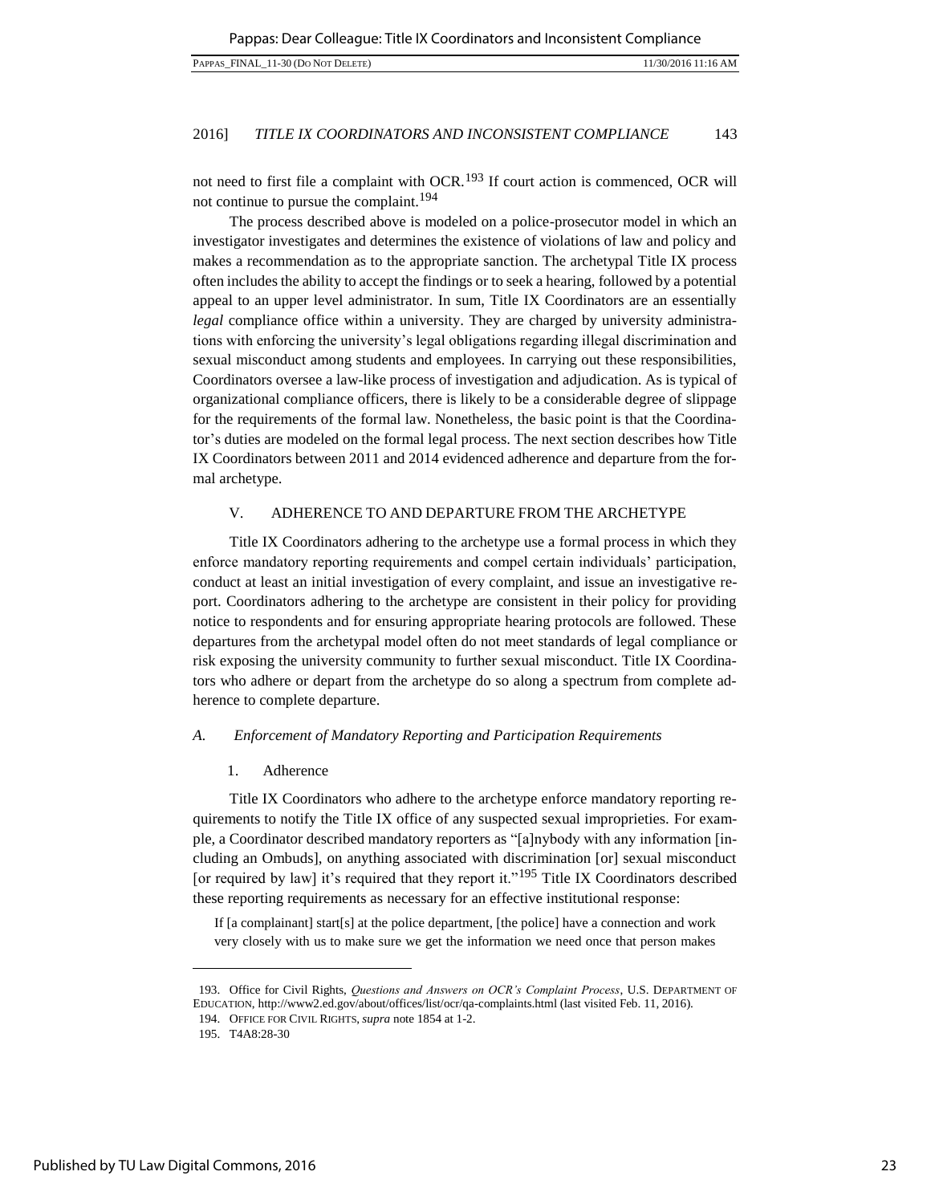not need to first file a complaint with OCR.[193] If court action is commenced, OCR will not continue to pursue the complaint.[194]

The process described above is modeled on a police-prosecutor model in which an investigator investigates and determines the existence of violations of law and policy and makes a recommendation as to the appropriate sanction. The archetypal Title IX process often includes the ability to accept the findings or to seek a hearing, followed by a potential appeal to an upper level administrator. In sum, Title IX Coordinators are an essentially *legal* compliance office within a university. They are charged by university administrations with enforcing the university's legal obligations regarding illegal discrimination and sexual misconduct among students and employees. In carrying out these responsibilities, Coordinators oversee a law-like process of investigation and adjudication. As is typical of organizational compliance officers, there is likely to be a considerable degree of slippage for the requirements of the formal law. Nonetheless, the basic point is that the Coordinator's duties are modeled on the formal legal process. The next section describes how Title IX Coordinators between 2011 and 2014 evidenced adherence and departure from the formal archetype.

## V. ADHERENCE TO AND DEPARTURE FROM THE ARCHETYPE

Title IX Coordinators adhering to the archetype use a formal process in which they enforce mandatory reporting requirements and compel certain individuals' participation, conduct at least an initial investigation of every complaint, and issue an investigative report. Coordinators adhering to the archetype are consistent in their policy for providing notice to respondents and for ensuring appropriate hearing protocols are followed. These departures from the archetypal model often do not meet standards of legal compliance or risk exposing the university community to further sexual misconduct. Title IX Coordinators who adhere or depart from the archetype do so along a spectrum from complete adherence to complete departure.

### *A. Enforcement of Mandatory Reporting and Participation Requirements*

#### 1. Adherence

Title IX Coordinators who adhere to the archetype enforce mandatory reporting requirements to notify the Title IX office of any suspected sexual improprieties. For example, a Coordinator described mandatory reporters as "[a]nybody with any information [including an Ombuds], on anything associated with discrimination [or] sexual misconduct [or required by law] it's required that they report it."[195] Title IX Coordinators described these reporting requirements as necessary for an effective institutional response:

> If [a complainant] start[s] at the police department, [the police] have a connection and work very closely with us to make sure we get the information we need once that person makes

---

193. Office for Civil Rights, *Questions and Answers on OCR's Complaint Process*, U.S. DEPARTMENT OF EDUCATION, http://www2.ed.gov/about/offices/list/ocr/qa-complaints.html (last visited Feb. 11, 2016).

194. OFFICE FOR CIVIL RIGHTS, *supra* note 1854 at 1-2.

195. T4A8:28-30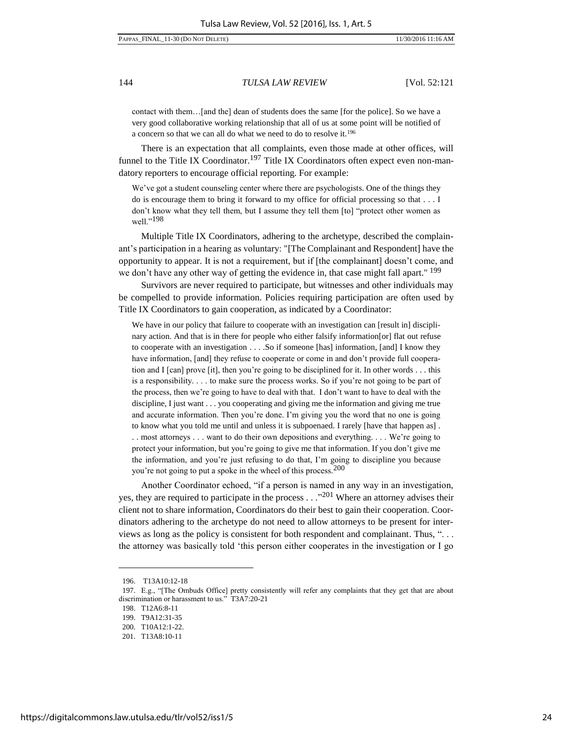contact with them…[and the] dean of students does the same [for the police]. So we have a very good collaborative working relationship that all of us at some point will be notified of a concern so that we can all do what we need to do to resolve it.[196]

There is an expectation that all complaints, even those made at other offices, will funnel to the Title IX Coordinator.[197] Title IX Coordinators often expect even non-mandatory reporters to encourage official reporting. For example:

> We've got a student counseling center where there are psychologists. One of the things they do is encourage them to bring it forward to my office for official processing so that . . . I don't know what they tell them, but I assume they tell them [to] "protect other women as well."[198]

Multiple Title IX Coordinators, adhering to the archetype, described the complainant's participation in a hearing as voluntary: "[The Complainant and Respondent] have the opportunity to appear. It is not a requirement, but if [the complainant] doesn't come, and we don't have any other way of getting the evidence in, that case might fall apart." [199]

Survivors are never required to participate, but witnesses and other individuals may be compelled to provide information. Policies requiring participation are often used by Title IX Coordinators to gain cooperation, as indicated by a Coordinator:

> We have in our policy that failure to cooperate with an investigation can [result in] disciplinary action. And that is in there for people who either falsify information[or] flat out refuse to cooperate with an investigation . . . .So if someone [has] information, [and] I know they have information, [and] they refuse to cooperate or come in and don't provide full cooperation and I [can] prove [it], then you're going to be disciplined for it. In other words . . . this is a responsibility. . . . to make sure the process works. So if you're not going to be part of the process, then we're going to have to deal with that. I don't want to have to deal with the discipline, I just want . . . you cooperating and giving me the information and giving me true and accurate information. Then you're done. I'm giving you the word that no one is going to know what you told me until and unless it is subpoenaed. I rarely [have that happen as] . . . most attorneys . . . want to do their own depositions and everything. . . . We're going to protect your information, but you're going to give me that information. If you don't give me the information, and you're just refusing to do that, I'm going to discipline you because you're not going to put a spoke in the wheel of this process.[200]

Another Coordinator echoed, "if a person is named in any way in an investigation, yes, they are required to participate in the process . . ."[201] Where an attorney advises their client not to share information, Coordinators do their best to gain their cooperation. Coordinators adhering to the archetype do not need to allow attorneys to be present for interviews as long as the policy is consistent for both respondent and complainant. Thus, ". . . the attorney was basically told 'this person either cooperates in the investigation or I go

---

196. T13A10:12-18

197. E.g., "[The Ombuds Office] pretty consistently will refer any complaints that they get that are about discrimination or harassment to us." T3A7:20-21

198. T12A6:8-11

199. T9A12:31-35

200. T10A12:1-22.

201. T13A8:10-11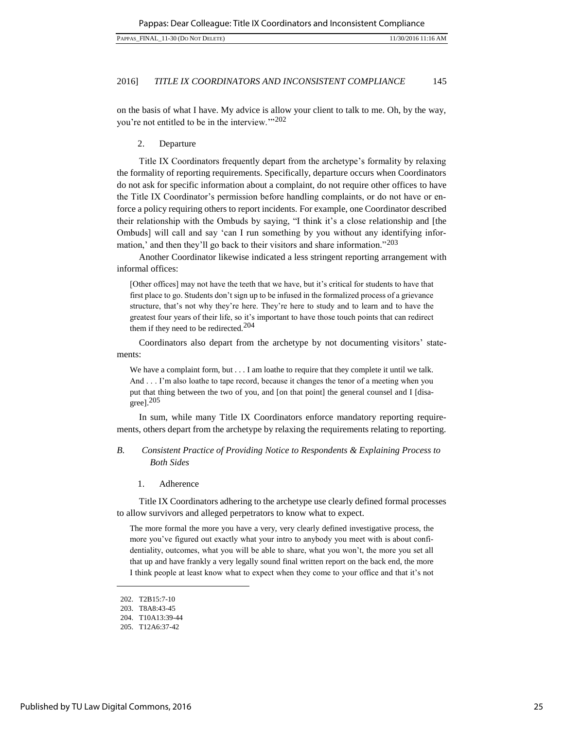on the basis of what I have. My advice is allow your client to talk to me. Oh, by the way, you're not entitled to be in the interview.'"[202]

2. Departure

Title IX Coordinators frequently depart from the archetype's formality by relaxing the formality of reporting requirements. Specifically, departure occurs when Coordinators do not ask for specific information about a complaint, do not require other offices to have the Title IX Coordinator's permission before handling complaints, or do not have or enforce a policy requiring others to report incidents. For example, one Coordinator described their relationship with the Ombuds by saying, "I think it's a close relationship and [the Ombuds] will call and say 'can I run something by you without any identifying information,' and then they'll go back to their visitors and share information."[203]

Another Coordinator likewise indicated a less stringent reporting arrangement with informal offices:

> [Other offices] may not have the teeth that we have, but it's critical for students to have that first place to go. Students don't sign up to be infused in the formalized process of a grievance structure, that's not why they're here. They're here to study and to learn and to have the greatest four years of their life, so it's important to have those touch points that can redirect them if they need to be redirected.[204]

Coordinators also depart from the archetype by not documenting visitors' statements:

> We have a complaint form, but . . . I am loathe to require that they complete it until we talk. And . . . I'm also loathe to tape record, because it changes the tenor of a meeting when you put that thing between the two of you, and [on that point] the general counsel and I [disagree].[205]

In sum, while many Title IX Coordinators enforce mandatory reporting requirements, others depart from the archetype by relaxing the requirements relating to reporting.

### *B. Consistent Practice of Providing Notice to Respondents & Explaining Process to Both Sides*

1. Adherence

Title IX Coordinators adhering to the archetype use clearly defined formal processes to allow survivors and alleged perpetrators to know what to expect.

> The more formal the more you have a very, very clearly defined investigative process, the more you've figured out exactly what your intro to anybody you meet with is about confidentiality, outcomes, what you will be able to share, what you won't, the more you set all that up and have frankly a very legally sound final written report on the back end, the more I think people at least know what to expect when they come to your office and that it's not

202. T2B15:7-10
203. T8A8:43-45
204. T10A13:39-44
205. T12A6:37-42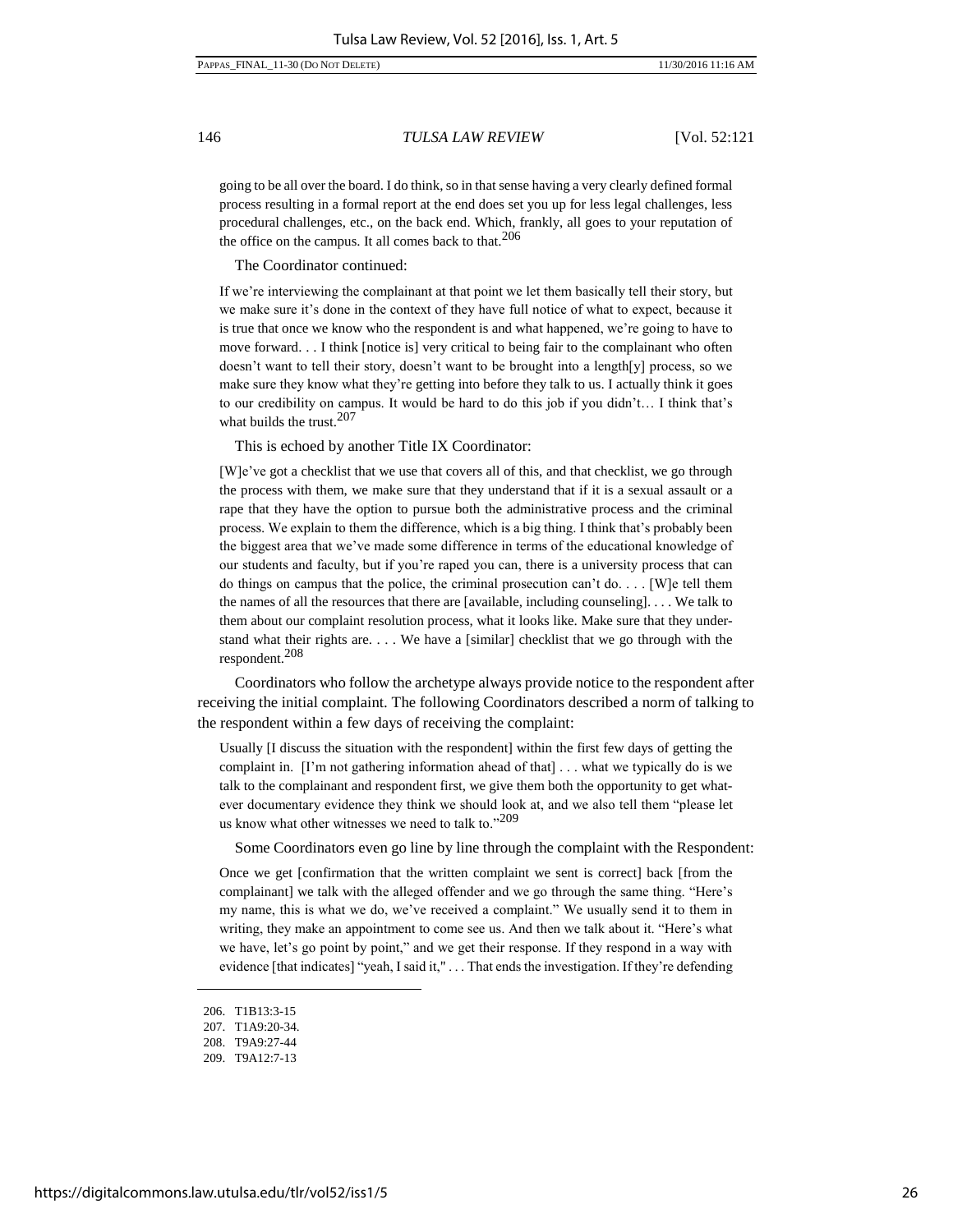going to be all over the board. I do think, so in that sense having a very clearly defined formal process resulting in a formal report at the end does set you up for less legal challenges, less procedural challenges, etc., on the back end. Which, frankly, all goes to your reputation of the office on the campus. It all comes back to that.[206]

The Coordinator continued:

> If we're interviewing the complainant at that point we let them basically tell their story, but we make sure it's done in the context of they have full notice of what to expect, because it is true that once we know who the respondent is and what happened, we're going to have to move forward. . . I think [notice is] very critical to being fair to the complainant who often doesn't want to tell their story, doesn't want to be brought into a length[y] process, so we make sure they know what they're getting into before they talk to us. I actually think it goes to our credibility on campus. It would be hard to do this job if you didn't… I think that's what builds the trust.[207]

This is echoed by another Title IX Coordinator:

> [W]e've got a checklist that we use that covers all of this, and that checklist, we go through the process with them, we make sure that they understand that if it is a sexual assault or a rape that they have the option to pursue both the administrative process and the criminal process. We explain to them the difference, which is a big thing. I think that's probably been the biggest area that we've made some difference in terms of the educational knowledge of our students and faculty, but if you're raped you can, there is a university process that can do things on campus that the police, the criminal prosecution can't do. . . . [W]e tell them the names of all the resources that there are [available, including counseling]. . . . We talk to them about our complaint resolution process, what it looks like. Make sure that they understand what their rights are. . . . We have a [similar] checklist that we go through with the respondent.[208]

Coordinators who follow the archetype always provide notice to the respondent after receiving the initial complaint. The following Coordinators described a norm of talking to the respondent within a few days of receiving the complaint:

> Usually [I discuss the situation with the respondent] within the first few days of getting the complaint in. [I'm not gathering information ahead of that] . . . what we typically do is we talk to the complainant and respondent first, we give them both the opportunity to get whatever documentary evidence they think we should look at, and we also tell them "please let us know what other witnesses we need to talk to."[209]

Some Coordinators even go line by line through the complaint with the Respondent:

> Once we get [confirmation that the written complaint we sent is correct] back [from the complainant] we talk with the alleged offender and we go through the same thing. "Here's my name, this is what we do, we've received a complaint." We usually send it to them in writing, they make an appointment to come see us. And then we talk about it. "Here's what we have, let's go point by point," and we get their response. If they respond in a way with evidence [that indicates] "yeah, I said it," . . . That ends the investigation. If they're defending

206. T1B13:3-15

207. T1A9:20-34.

208. T9A9:27-44

209. T9A12:7-13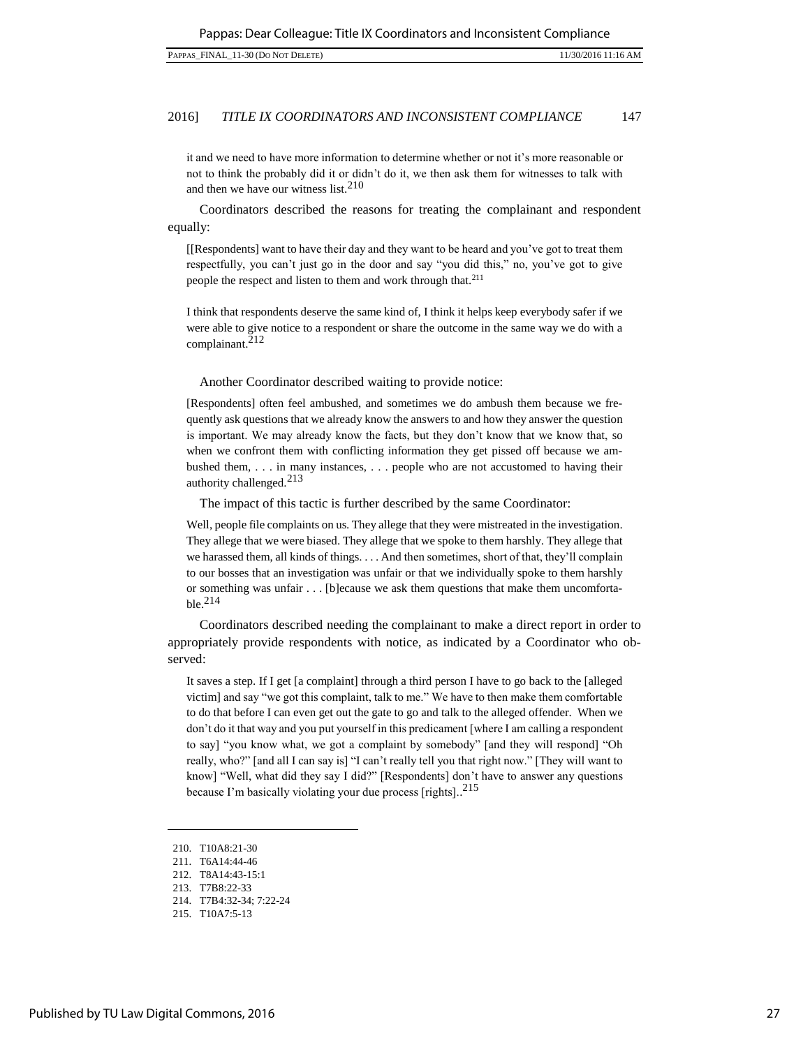it and we need to have more information to determine whether or not it's more reasonable or not to think the probably did it or didn't do it, we then ask them for witnesses to talk with and then we have our witness list.[210]

Coordinators described the reasons for treating the complainant and respondent equally:

> [[Respondents] want to have their day and they want to be heard and you've got to treat them respectfully, you can't just go in the door and say "you did this," no, you've got to give people the respect and listen to them and work through that.[211]

> I think that respondents deserve the same kind of, I think it helps keep everybody safer if we were able to give notice to a respondent or share the outcome in the same way we do with a complainant.[212]

Another Coordinator described waiting to provide notice:

> [Respondents] often feel ambushed, and sometimes we do ambush them because we frequently ask questions that we already know the answers to and how they answer the question is important. We may already know the facts, but they don't know that we know that, so when we confront them with conflicting information they get pissed off because we ambushed them, . . . in many instances, . . . people who are not accustomed to having their authority challenged.[213]

The impact of this tactic is further described by the same Coordinator:

> Well, people file complaints on us. They allege that they were mistreated in the investigation. They allege that we were biased. They allege that we spoke to them harshly. They allege that we harassed them, all kinds of things. . . . And then sometimes, short of that, they'll complain to our bosses that an investigation was unfair or that we individually spoke to them harshly or something was unfair . . . [b]ecause we ask them questions that make them uncomfortable.[214]

Coordinators described needing the complainant to make a direct report in order to appropriately provide respondents with notice, as indicated by a Coordinator who observed:

> It saves a step. If I get [a complaint] through a third person I have to go back to the [alleged victim] and say "we got this complaint, talk to me." We have to then make them comfortable to do that before I can even get out the gate to go and talk to the alleged offender. When we don't do it that way and you put yourself in this predicament [where I am calling a respondent to say] "you know what, we got a complaint by somebody" [and they will respond] "Oh really, who?" [and all I can say is] "I can't really tell you that right now." [They will want to know] "Well, what did they say I did?" [Respondents] don't have to answer any questions because I'm basically violating your due process [rights]..[215]

---

210. T10A8:21-30
211. T6A14:44-46
212. T8A14:43-15:1
213. T7B8:22-33
214. T7B4:32-34; 7:22-24
215. T10A7:5-13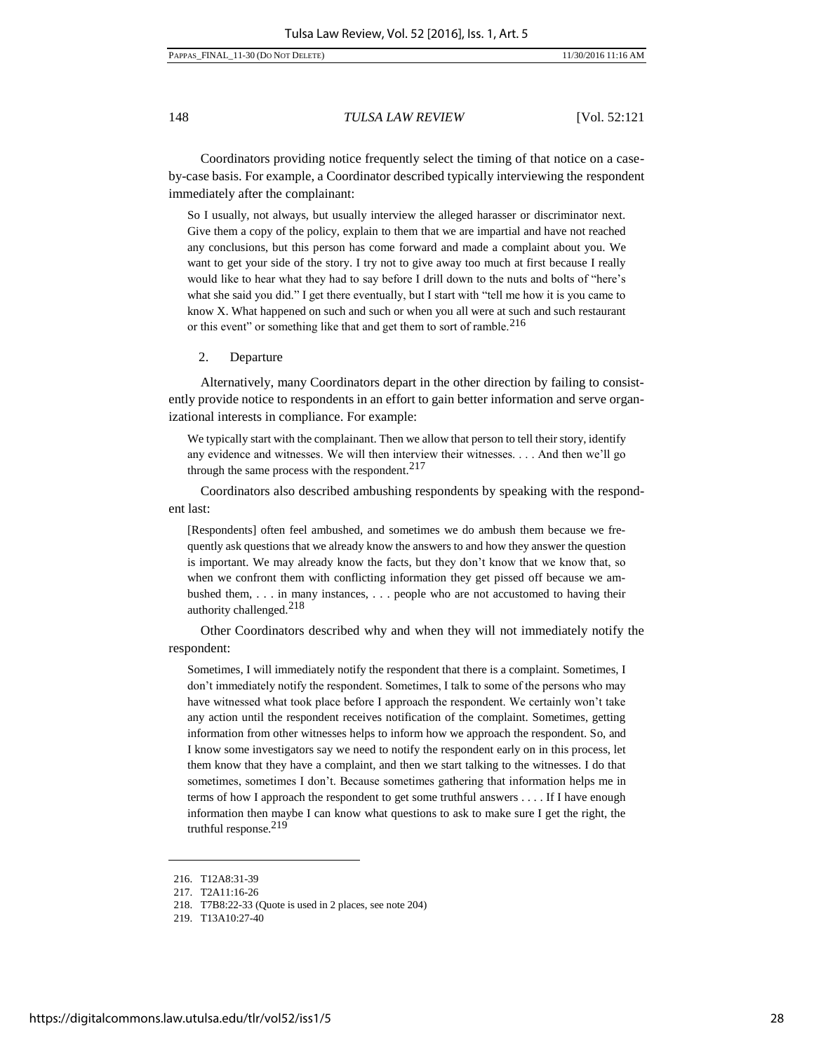Coordinators providing notice frequently select the timing of that notice on a case-by-case basis. For example, a Coordinator described typically interviewing the respondent immediately after the complainant:

> So I usually, not always, but usually interview the alleged harasser or discriminator next. Give them a copy of the policy, explain to them that we are impartial and have not reached any conclusions, but this person has come forward and made a complaint about you. We want to get your side of the story. I try not to give away too much at first because I really would like to hear what they had to say before I drill down to the nuts and bolts of "here's what she said you did." I get there eventually, but I start with "tell me how it is you came to know X. What happened on such and such or when you all were at such and such restaurant or this event" or something like that and get them to sort of ramble.[216]

2. Departure

Alternatively, many Coordinators depart in the other direction by failing to consistently provide notice to respondents in an effort to gain better information and serve organizational interests in compliance. For example:

> We typically start with the complainant. Then we allow that person to tell their story, identify any evidence and witnesses. We will then interview their witnesses. . . . And then we'll go through the same process with the respondent.[217]

Coordinators also described ambushing respondents by speaking with the respondent last:

> [Respondents] often feel ambushed, and sometimes we do ambush them because we frequently ask questions that we already know the answers to and how they answer the question is important. We may already know the facts, but they don't know that we know that, so when we confront them with conflicting information they get pissed off because we ambushed them, . . . in many instances, . . . people who are not accustomed to having their authority challenged.[218]

Other Coordinators described why and when they will not immediately notify the respondent:

> Sometimes, I will immediately notify the respondent that there is a complaint. Sometimes, I don't immediately notify the respondent. Sometimes, I talk to some of the persons who may have witnessed what took place before I approach the respondent. We certainly won't take any action until the respondent receives notification of the complaint. Sometimes, getting information from other witnesses helps to inform how we approach the respondent. So, and I know some investigators say we need to notify the respondent early on in this process, let them know that they have a complaint, and then we start talking to the witnesses. I do that sometimes, sometimes I don't. Because sometimes gathering that information helps me in terms of how I approach the respondent to get some truthful answers . . . . If I have enough information then maybe I can know what questions to ask to make sure I get the right, the truthful response.[219]

---

216. T12A8:31-39

217. T2A11:16-26

218. T7B8:22-33 (Quote is used in 2 places, see note 204)

219. T13A10:27-40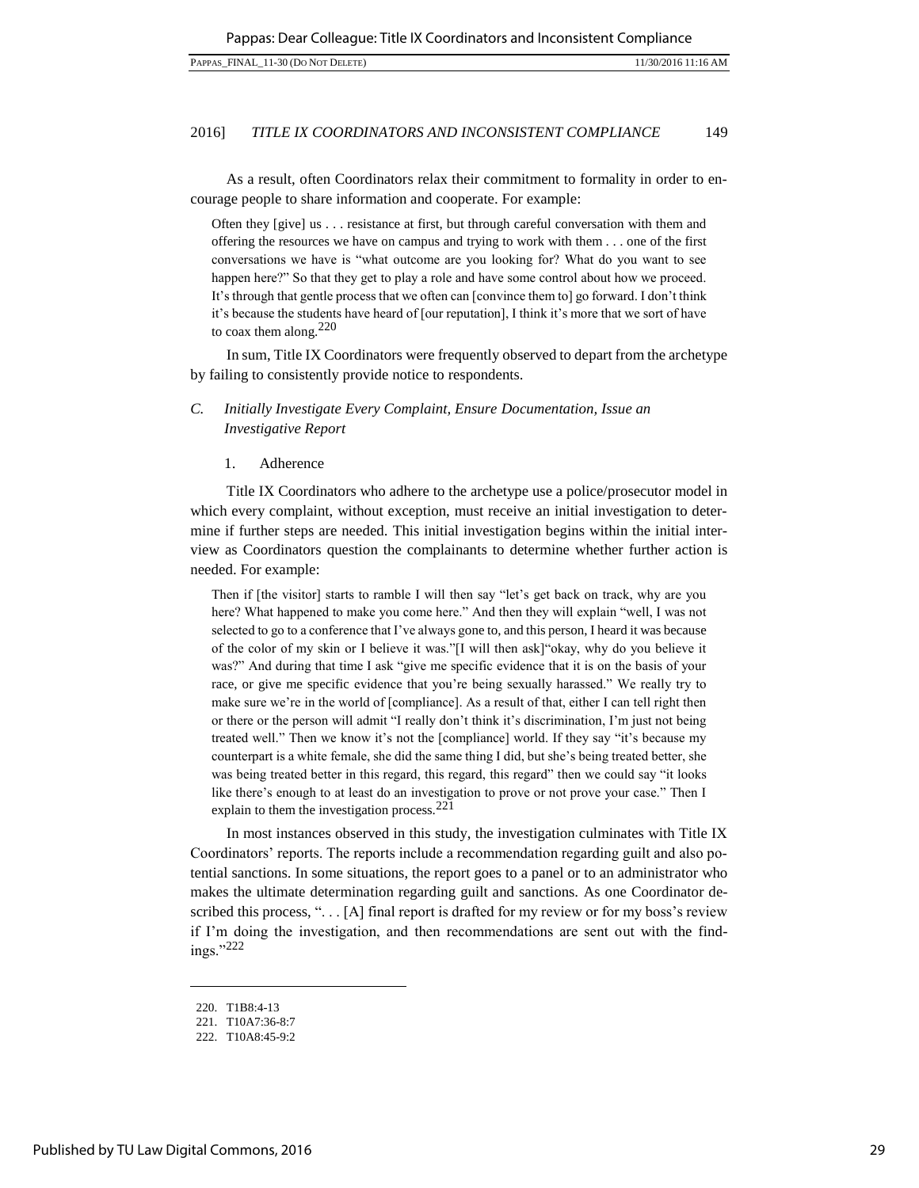As a result, often Coordinators relax their commitment to formality in order to encourage people to share information and cooperate. For example:

> Often they [give] us . . . resistance at first, but through careful conversation with them and offering the resources we have on campus and trying to work with them . . . one of the first conversations we have is "what outcome are you looking for? What do you want to see happen here?" So that they get to play a role and have some control about how we proceed. It's through that gentle process that we often can [convince them to] go forward. I don't think it's because the students have heard of [our reputation], I think it's more that we sort of have to coax them along.[220]

In sum, Title IX Coordinators were frequently observed to depart from the archetype by failing to consistently provide notice to respondents.

### *C. Initially Investigate Every Complaint, Ensure Documentation, Issue an Investigative Report*

#### 1. Adherence

Title IX Coordinators who adhere to the archetype use a police/prosecutor model in which every complaint, without exception, must receive an initial investigation to determine if further steps are needed. This initial investigation begins within the initial interview as Coordinators question the complainants to determine whether further action is needed. For example:

> Then if [the visitor] starts to ramble I will then say "let's get back on track, why are you here? What happened to make you come here." And then they will explain "well, I was not selected to go to a conference that I've always gone to, and this person, I heard it was because of the color of my skin or I believe it was."[I will then ask]"okay, why do you believe it was?" And during that time I ask "give me specific evidence that it is on the basis of your race, or give me specific evidence that you're being sexually harassed." We really try to make sure we're in the world of [compliance]. As a result of that, either I can tell right then or there or the person will admit "I really don't think it's discrimination, I'm just not being treated well." Then we know it's not the [compliance] world. If they say "it's because my counterpart is a white female, she did the same thing I did, but she's being treated better, she was being treated better in this regard, this regard, this regard" then we could say "it looks like there's enough to at least do an investigation to prove or not prove your case." Then I explain to them the investigation process.[221]

In most instances observed in this study, the investigation culminates with Title IX Coordinators' reports. The reports include a recommendation regarding guilt and also potential sanctions. In some situations, the report goes to a panel or to an administrator who makes the ultimate determination regarding guilt and sanctions. As one Coordinator described this process, ". . . [A] final report is drafted for my review or for my boss's review if I'm doing the investigation, and then recommendations are sent out with the findings."[222]

---

220. T1B8:4-13

221. T10A7:36-8:7

222. T10A8:45-9:2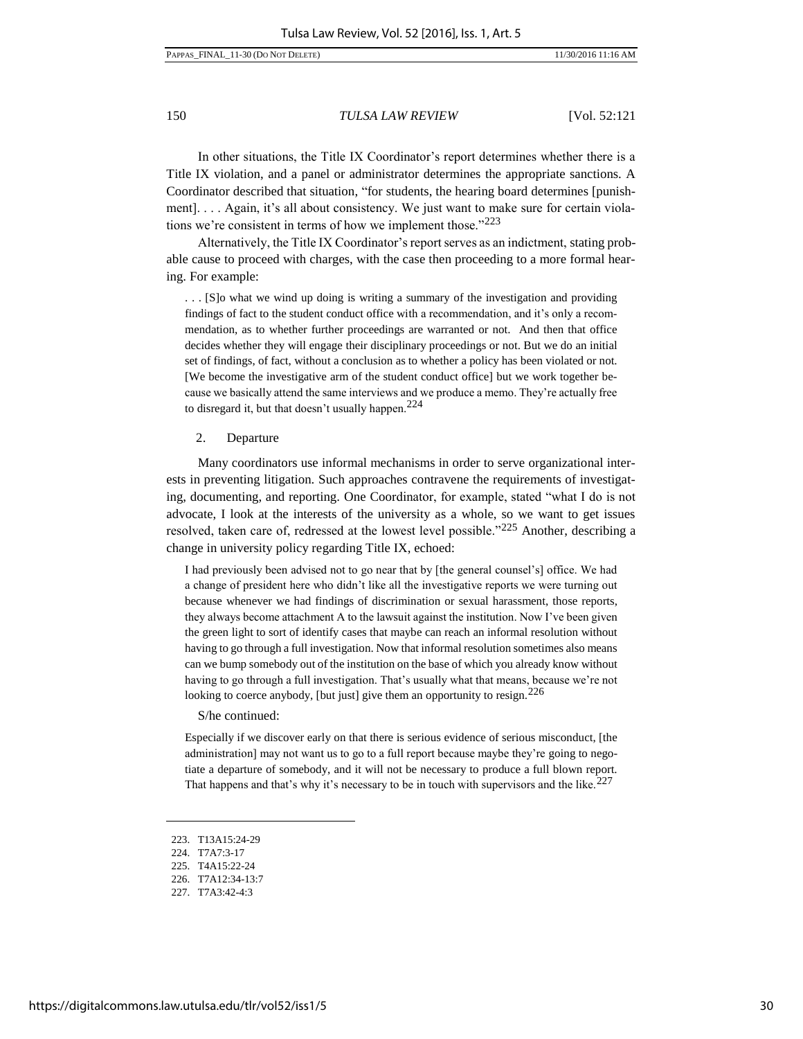In other situations, the Title IX Coordinator's report determines whether there is a Title IX violation, and a panel or administrator determines the appropriate sanctions. A Coordinator described that situation, "for students, the hearing board determines [punishment]. . . . Again, it's all about consistency. We just want to make sure for certain violations we're consistent in terms of how we implement those."[223]

Alternatively, the Title IX Coordinator's report serves as an indictment, stating probable cause to proceed with charges, with the case then proceeding to a more formal hearing. For example:

> . . . [S]o what we wind up doing is writing a summary of the investigation and providing findings of fact to the student conduct office with a recommendation, and it's only a recommendation, as to whether further proceedings are warranted or not. And then that office decides whether they will engage their disciplinary proceedings or not. But we do an initial set of findings, of fact, without a conclusion as to whether a policy has been violated or not. [We become the investigative arm of the student conduct office] but we work together because we basically attend the same interviews and we produce a memo. They're actually free to disregard it, but that doesn't usually happen.[224]

### 2. Departure

Many coordinators use informal mechanisms in order to serve organizational interests in preventing litigation. Such approaches contravene the requirements of investigating, documenting, and reporting. One Coordinator, for example, stated "what I do is not advocate, I look at the interests of the university as a whole, so we want to get issues resolved, taken care of, redressed at the lowest level possible."[225] Another, describing a change in university policy regarding Title IX, echoed:

> I had previously been advised not to go near that by [the general counsel's] office. We had a change of president here who didn't like all the investigative reports we were turning out because whenever we had findings of discrimination or sexual harassment, those reports, they always become attachment A to the lawsuit against the institution. Now I've been given the green light to sort of identify cases that maybe can reach an informal resolution without having to go through a full investigation. Now that informal resolution sometimes also means can we bump somebody out of the institution on the base of which you already know without having to go through a full investigation. That's usually what that means, because we're not looking to coerce anybody, [but just] give them an opportunity to resign.[226]

S/he continued:

> Especially if we discover early on that there is serious evidence of serious misconduct, [the administration] may not want us to go to a full report because maybe they're going to negotiate a departure of somebody, and it will not be necessary to produce a full blown report. That happens and that's why it's necessary to be in touch with supervisors and the like.[227]

---

223. T13A15:24-29
224. T7A7:3-17
225. T4A15:22-24
226. T7A12:34-13:7
227. T7A3:42-4:3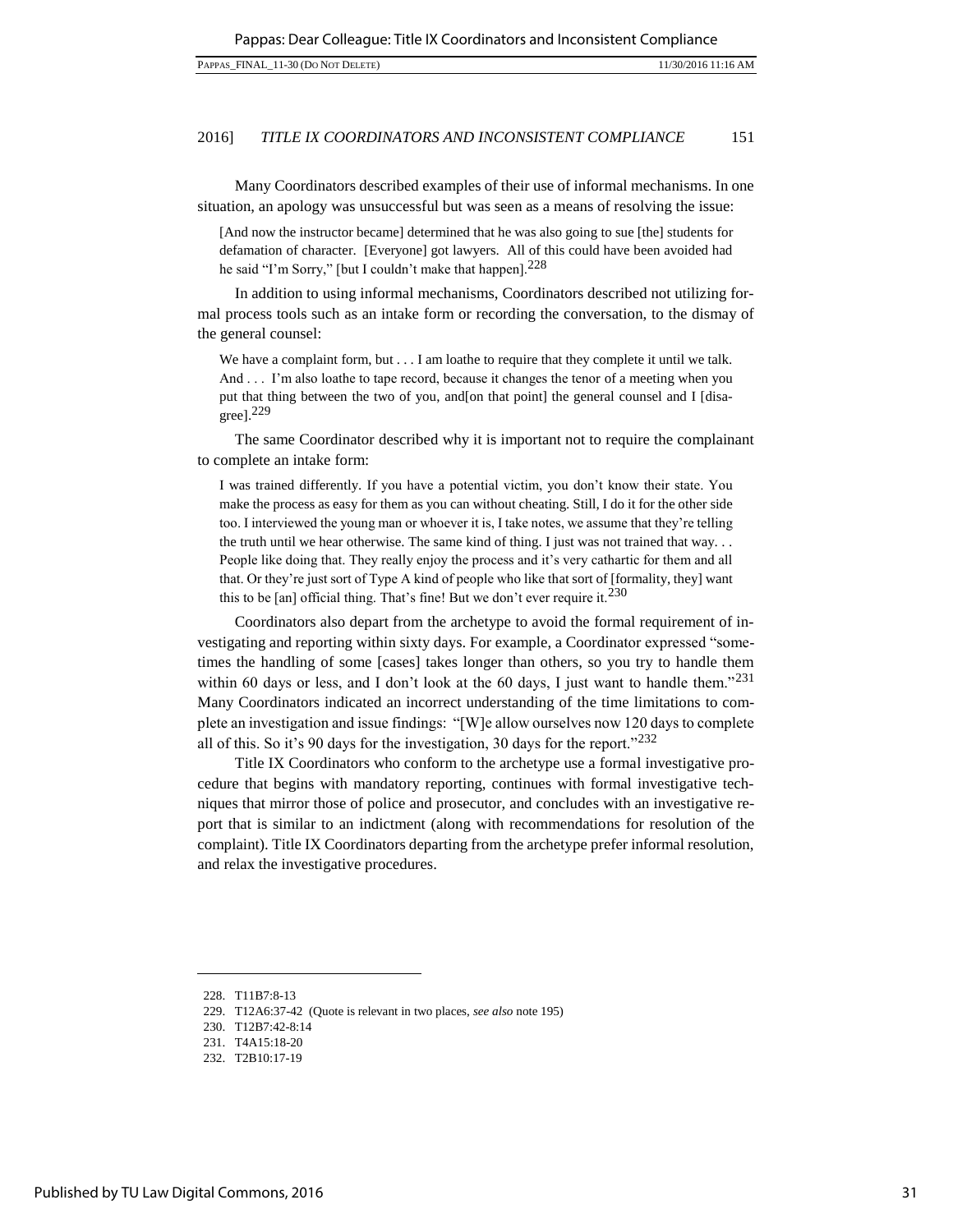Many Coordinators described examples of their use of informal mechanisms. In one situation, an apology was unsuccessful but was seen as a means of resolving the issue:

> [And now the instructor became] determined that he was also going to sue [the] students for defamation of character. [Everyone] got lawyers. All of this could have been avoided had he said "I'm Sorry," [but I couldn't make that happen].[228]

In addition to using informal mechanisms, Coordinators described not utilizing formal process tools such as an intake form or recording the conversation, to the dismay of the general counsel:

> We have a complaint form, but . . . I am loathe to require that they complete it until we talk. And . . . I'm also loathe to tape record, because it changes the tenor of a meeting when you put that thing between the two of you, and[on that point] the general counsel and I [disagree].[229]

The same Coordinator described why it is important not to require the complainant to complete an intake form:

> I was trained differently. If you have a potential victim, you don't know their state. You make the process as easy for them as you can without cheating. Still, I do it for the other side too. I interviewed the young man or whoever it is, I take notes, we assume that they're telling the truth until we hear otherwise. The same kind of thing. I just was not trained that way. . . People like doing that. They really enjoy the process and it's very cathartic for them and all that. Or they're just sort of Type A kind of people who like that sort of [formality, they] want this to be [an] official thing. That's fine! But we don't ever require it.[230]

Coordinators also depart from the archetype to avoid the formal requirement of investigating and reporting within sixty days. For example, a Coordinator expressed "sometimes the handling of some [cases] takes longer than others, so you try to handle them within 60 days or less, and I don't look at the 60 days, I just want to handle them."[231] Many Coordinators indicated an incorrect understanding of the time limitations to complete an investigation and issue findings: "[W]e allow ourselves now 120 days to complete all of this. So it's 90 days for the investigation, 30 days for the report."[232]

Title IX Coordinators who conform to the archetype use a formal investigative procedure that begins with mandatory reporting, continues with formal investigative techniques that mirror those of police and prosecutor, and concludes with an investigative report that is similar to an indictment (along with recommendations for resolution of the complaint). Title IX Coordinators departing from the archetype prefer informal resolution, and relax the investigative procedures.

---

228. T11B7:8-13

229. T12A6:37-42 (Quote is relevant in two places, *see also* note 195)

230. T12B7:42-8:14

231. T4A15:18-20

232. T2B10:17-19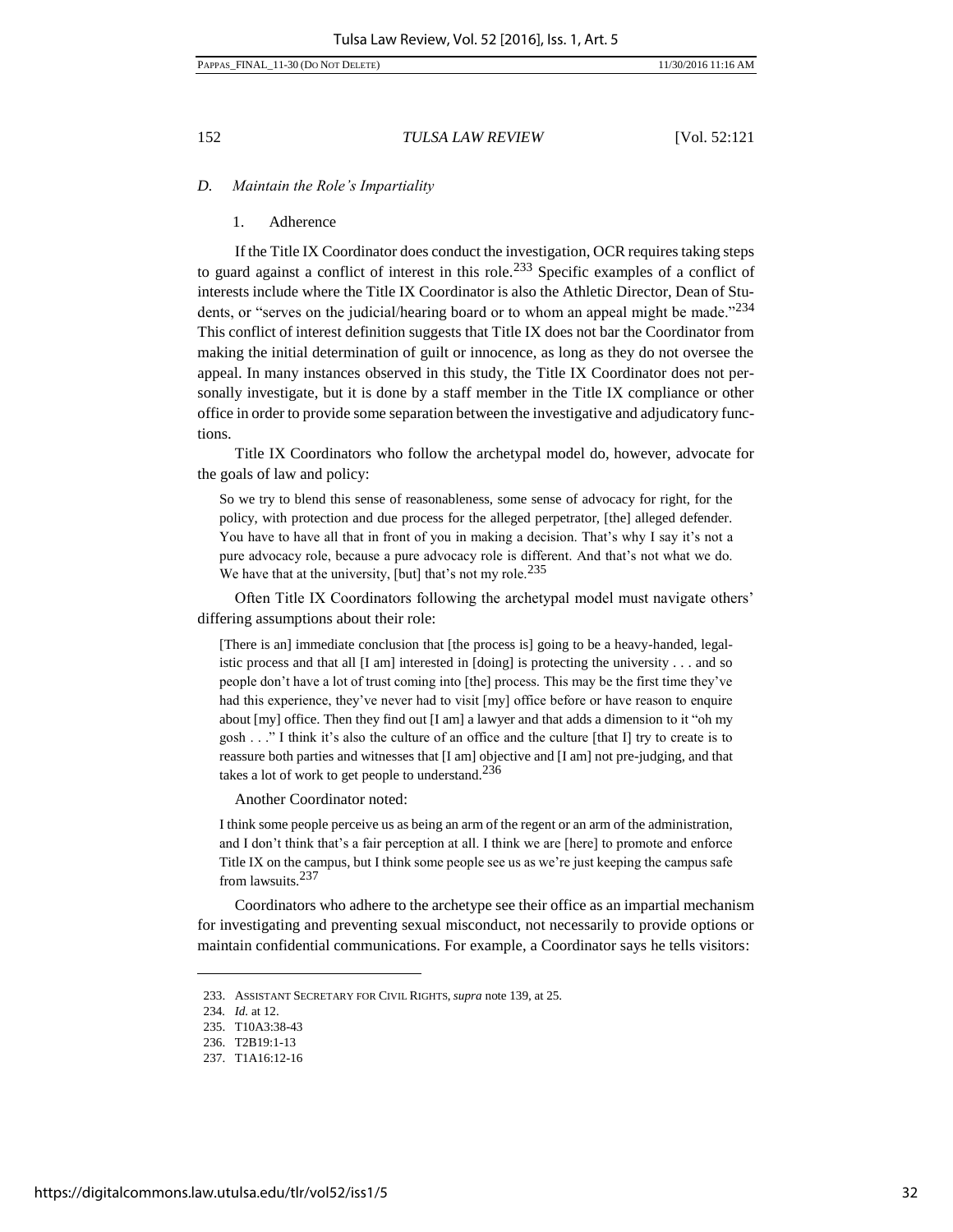### *D. Maintain the Role's Impartiality*

#### 1. Adherence

If the Title IX Coordinator does conduct the investigation, OCR requires taking steps to guard against a conflict of interest in this role.[233] Specific examples of a conflict of interests include where the Title IX Coordinator is also the Athletic Director, Dean of Students, or "serves on the judicial/hearing board or to whom an appeal might be made."[234] This conflict of interest definition suggests that Title IX does not bar the Coordinator from making the initial determination of guilt or innocence, as long as they do not oversee the appeal. In many instances observed in this study, the Title IX Coordinator does not personally investigate, but it is done by a staff member in the Title IX compliance or other office in order to provide some separation between the investigative and adjudicatory functions.

Title IX Coordinators who follow the archetypal model do, however, advocate for the goals of law and policy:

> So we try to blend this sense of reasonableness, some sense of advocacy for right, for the policy, with protection and due process for the alleged perpetrator, [the] alleged defender. You have to have all that in front of you in making a decision. That's why I say it's not a pure advocacy role, because a pure advocacy role is different. And that's not what we do. We have that at the university, [but] that's not my role.[235]

Often Title IX Coordinators following the archetypal model must navigate others' differing assumptions about their role:

> [There is an] immediate conclusion that [the process is] going to be a heavy-handed, legalistic process and that all [I am] interested in [doing] is protecting the university . . . and so people don't have a lot of trust coming into [the] process. This may be the first time they've had this experience, they've never had to visit [my] office before or have reason to enquire about [my] office. Then they find out [I am] a lawyer and that adds a dimension to it "oh my gosh . . ." I think it's also the culture of an office and the culture [that I] try to create is to reassure both parties and witnesses that [I am] objective and [I am] not pre-judging, and that takes a lot of work to get people to understand.[236]

Another Coordinator noted:

> I think some people perceive us as being an arm of the regent or an arm of the administration, and I don't think that's a fair perception at all. I think we are [here] to promote and enforce Title IX on the campus, but I think some people see us as we're just keeping the campus safe from lawsuits.[237]

Coordinators who adhere to the archetype see their office as an impartial mechanism for investigating and preventing sexual misconduct, not necessarily to provide options or maintain confidential communications. For example, a Coordinator says he tells visitors:

---

233. ASSISTANT SECRETARY FOR CIVIL RIGHTS, *supra* note 139, at 25.

234. *Id.* at 12.

235. T10A3:38-43

236. T2B19:1-13

237. T1A16:12-16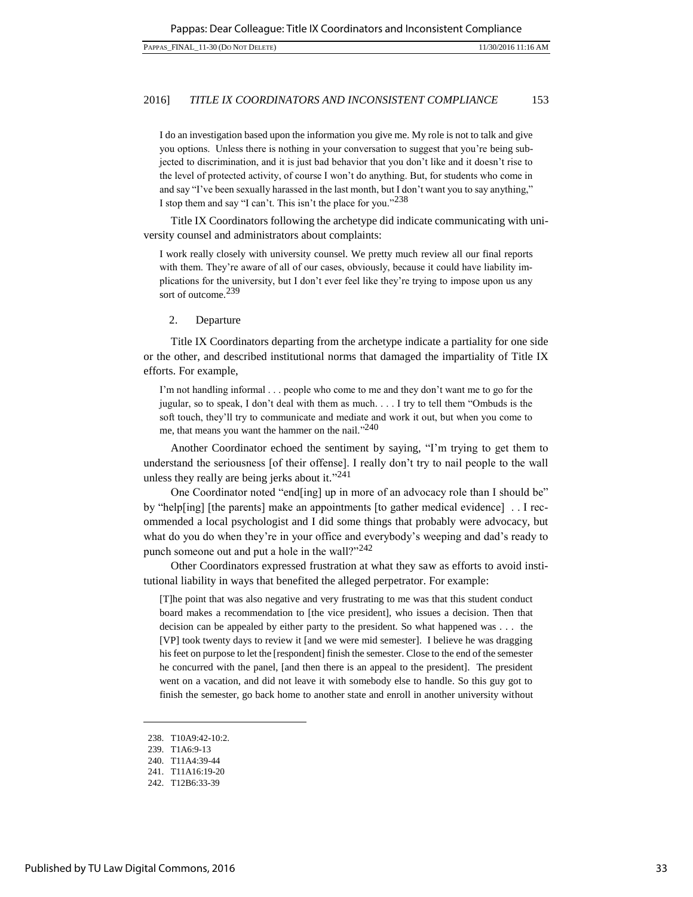I do an investigation based upon the information you give me. My role is not to talk and give you options. Unless there is nothing in your conversation to suggest that you're being subjected to discrimination, and it is just bad behavior that you don't like and it doesn't rise to the level of protected activity, of course I won't do anything. But, for students who come in and say "I've been sexually harassed in the last month, but I don't want you to say anything," I stop them and say "I can't. This isn't the place for you."[238]

Title IX Coordinators following the archetype did indicate communicating with university counsel and administrators about complaints:

> I work really closely with university counsel. We pretty much review all our final reports with them. They're aware of all of our cases, obviously, because it could have liability implications for the university, but I don't ever feel like they're trying to impose upon us any sort of outcome.[239]

2. Departure

Title IX Coordinators departing from the archetype indicate a partiality for one side or the other, and described institutional norms that damaged the impartiality of Title IX efforts. For example,

> I'm not handling informal . . . people who come to me and they don't want me to go for the jugular, so to speak, I don't deal with them as much. . . . I try to tell them "Ombuds is the soft touch, they'll try to communicate and mediate and work it out, but when you come to me, that means you want the hammer on the nail."[240]

Another Coordinator echoed the sentiment by saying, "I'm trying to get them to understand the seriousness [of their offense]. I really don't try to nail people to the wall unless they really are being jerks about it."[241]

One Coordinator noted "end[ing] up in more of an advocacy role than I should be" by "help[ing] [the parents] make an appointments [to gather medical evidence] . . I recommended a local psychologist and I did some things that probably were advocacy, but what do you do when they're in your office and everybody's weeping and dad's ready to punch someone out and put a hole in the wall?"[242]

Other Coordinators expressed frustration at what they saw as efforts to avoid institutional liability in ways that benefited the alleged perpetrator. For example:

> [T]he point that was also negative and very frustrating to me was that this student conduct board makes a recommendation to [the vice president], who issues a decision. Then that decision can be appealed by either party to the president. So what happened was . . . the [VP] took twenty days to review it [and we were mid semester]. I believe he was dragging his feet on purpose to let the [respondent] finish the semester. Close to the end of the semester he concurred with the panel, [and then there is an appeal to the president]. The president went on a vacation, and did not leave it with somebody else to handle. So this guy got to finish the semester, go back home to another state and enroll in another university without

---

238. T10A9:42-10:2.
239. T1A6:9-13
240. T11A4:39-44
241. T11A16:19-20
242. T12B6:33-39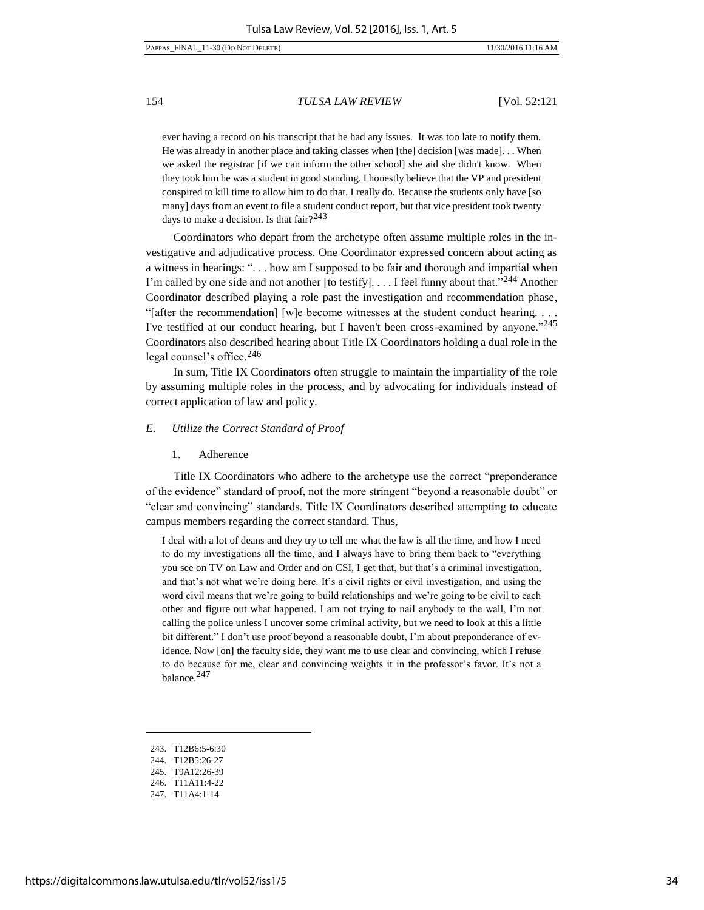> ever having a record on his transcript that he had any issues. It was too late to notify them. He was already in another place and taking classes when [the] decision [was made]. . . When we asked the registrar [if we can inform the other school] she aid she didn't know. When they took him he was a student in good standing. I honestly believe that the VP and president conspired to kill time to allow him to do that. I really do. Because the students only have [so many] days from an event to file a student conduct report, but that vice president took twenty days to make a decision. Is that fair?[243]

Coordinators who depart from the archetype often assume multiple roles in the investigative and adjudicative process. One Coordinator expressed concern about acting as a witness in hearings: ". . . how am I supposed to be fair and thorough and impartial when I'm called by one side and not another [to testify]. . . . I feel funny about that."[244] Another Coordinator described playing a role past the investigation and recommendation phase, "[after the recommendation] [w]e become witnesses at the student conduct hearing. . . . I've testified at our conduct hearing, but I haven't been cross-examined by anyone."[245] Coordinators also described hearing about Title IX Coordinators holding a dual role in the legal counsel's office.[246]

In sum, Title IX Coordinators often struggle to maintain the impartiality of the role by assuming multiple roles in the process, and by advocating for individuals instead of correct application of law and policy.

### *E. Utilize the Correct Standard of Proof*

#### 1. Adherence

Title IX Coordinators who adhere to the archetype use the correct "preponderance of the evidence" standard of proof, not the more stringent "beyond a reasonable doubt" or "clear and convincing" standards. Title IX Coordinators described attempting to educate campus members regarding the correct standard. Thus,

> I deal with a lot of deans and they try to tell me what the law is all the time, and how I need to do my investigations all the time, and I always have to bring them back to "everything you see on TV on Law and Order and on CSI, I get that, but that's a criminal investigation, and that's not what we're doing here. It's a civil rights or civil investigation, and using the word civil means that we're going to build relationships and we're going to be civil to each other and figure out what happened. I am not trying to nail anybody to the wall, I'm not calling the police unless I uncover some criminal activity, but we need to look at this a little bit different." I don't use proof beyond a reasonable doubt, I'm about preponderance of evidence. Now [on] the faculty side, they want me to use clear and convincing, which I refuse to do because for me, clear and convincing weights it in the professor's favor. It's not a balance.[247]

---

243. T12B6:5-6:30

244. T12B5:26-27

245. T9A12:26-39

246. T11A11:4-22

247. T11A4:1-14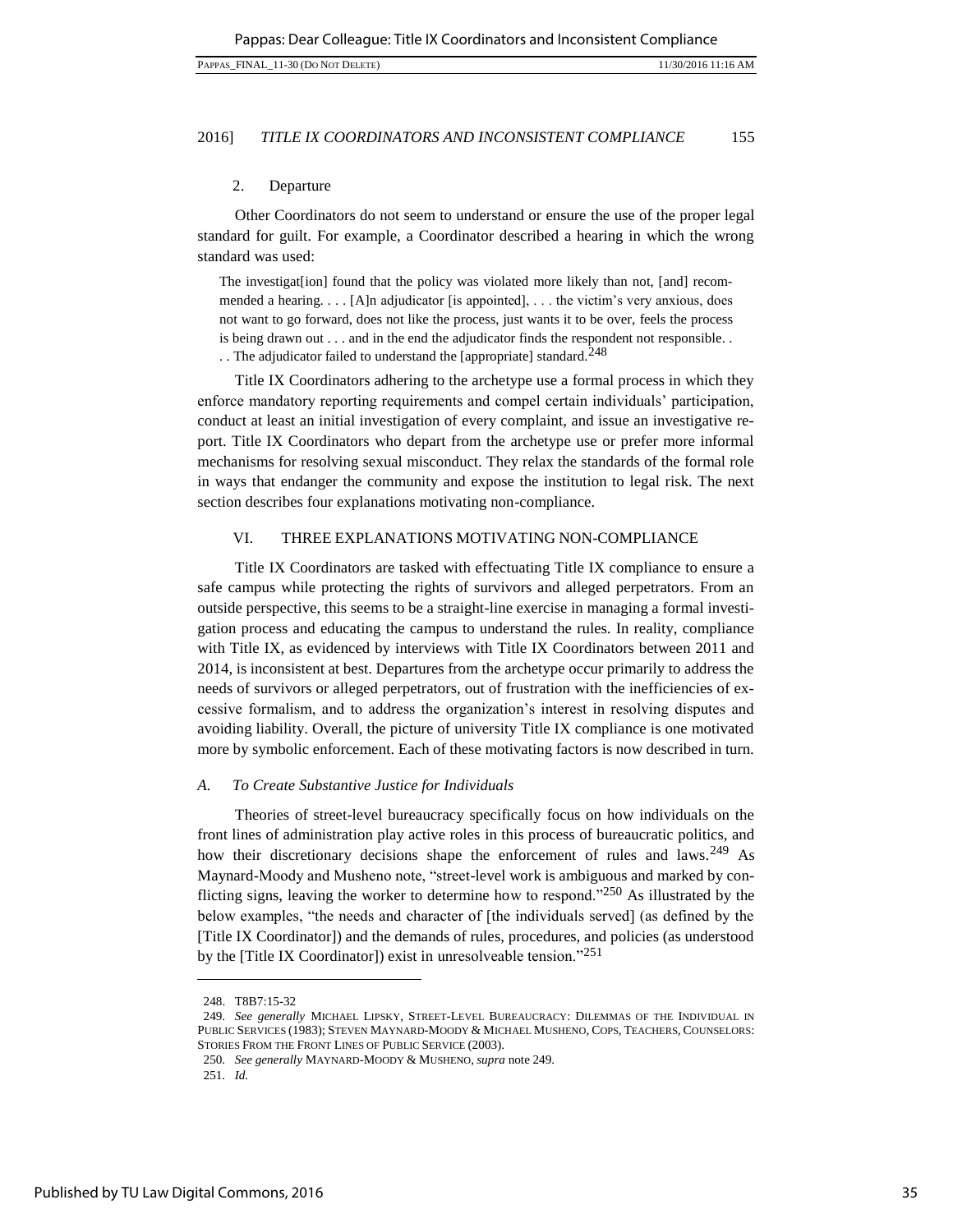### 2. Departure

Other Coordinators do not seem to understand or ensure the use of the proper legal standard for guilt. For example, a Coordinator described a hearing in which the wrong standard was used:

> The investigat[ion] found that the policy was violated more likely than not, [and] recommended a hearing. . . . [A]n adjudicator [is appointed], . . . the victim's very anxious, does not want to go forward, does not like the process, just wants it to be over, feels the process is being drawn out . . . and in the end the adjudicator finds the respondent not responsible. . . . The adjudicator failed to understand the [appropriate] standard.[248]

Title IX Coordinators adhering to the archetype use a formal process in which they enforce mandatory reporting requirements and compel certain individuals' participation, conduct at least an initial investigation of every complaint, and issue an investigative report. Title IX Coordinators who depart from the archetype use or prefer more informal mechanisms for resolving sexual misconduct. They relax the standards of the formal role in ways that endanger the community and expose the institution to legal risk. The next section describes four explanations motivating non-compliance.

## VI. THREE EXPLANATIONS MOTIVATING NON-COMPLIANCE

Title IX Coordinators are tasked with effectuating Title IX compliance to ensure a safe campus while protecting the rights of survivors and alleged perpetrators. From an outside perspective, this seems to be a straight-line exercise in managing a formal investigation process and educating the campus to understand the rules. In reality, compliance with Title IX, as evidenced by interviews with Title IX Coordinators between 2011 and 2014, is inconsistent at best. Departures from the archetype occur primarily to address the needs of survivors or alleged perpetrators, out of frustration with the inefficiencies of excessive formalism, and to address the organization's interest in resolving disputes and avoiding liability. Overall, the picture of university Title IX compliance is one motivated more by symbolic enforcement. Each of these motivating factors is now described in turn.

### *A. To Create Substantive Justice for Individuals*

Theories of street-level bureaucracy specifically focus on how individuals on the front lines of administration play active roles in this process of bureaucratic politics, and how their discretionary decisions shape the enforcement of rules and laws.[249] As Maynard-Moody and Musheno note, "street-level work is ambiguous and marked by conflicting signs, leaving the worker to determine how to respond."[250] As illustrated by the below examples, "the needs and character of [the individuals served] (as defined by the [Title IX Coordinator]) and the demands of rules, procedures, and policies (as understood by the [Title IX Coordinator]) exist in unresolveable tension."[251]

---

248. T8B7:15-32

249. *See generally* MICHAEL LIPSKY, STREET-LEVEL BUREAUCRACY: DILEMMAS OF THE INDIVIDUAL IN PUBLIC SERVICES (1983); STEVEN MAYNARD-MOODY & MICHAEL MUSHENO, COPS, TEACHERS, COUNSELORS: STORIES FROM THE FRONT LINES OF PUBLIC SERVICE (2003).

250. *See generally* MAYNARD-MOODY & MUSHENO, *supra* note 249.

251. *Id.*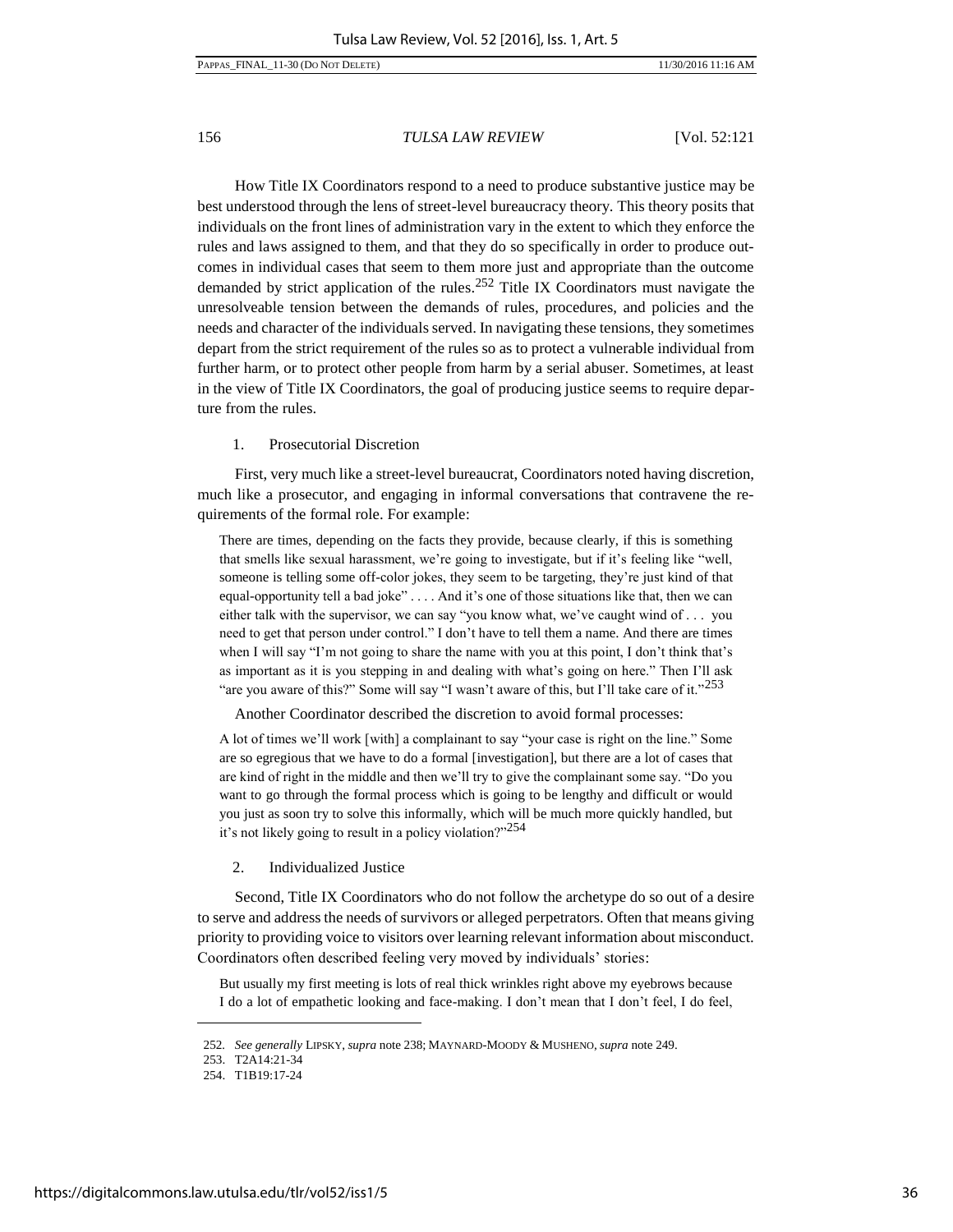How Title IX Coordinators respond to a need to produce substantive justice may be best understood through the lens of street-level bureaucracy theory. This theory posits that individuals on the front lines of administration vary in the extent to which they enforce the rules and laws assigned to them, and that they do so specifically in order to produce outcomes in individual cases that seem to them more just and appropriate than the outcome demanded by strict application of the rules.[252] Title IX Coordinators must navigate the unresolveable tension between the demands of rules, procedures, and policies and the needs and character of the individuals served. In navigating these tensions, they sometimes depart from the strict requirement of the rules so as to protect a vulnerable individual from further harm, or to protect other people from harm by a serial abuser. Sometimes, at least in the view of Title IX Coordinators, the goal of producing justice seems to require departure from the rules.

### 1. Prosecutorial Discretion

First, very much like a street-level bureaucrat, Coordinators noted having discretion, much like a prosecutor, and engaging in informal conversations that contravene the requirements of the formal role. For example:

> There are times, depending on the facts they provide, because clearly, if this is something that smells like sexual harassment, we're going to investigate, but if it's feeling like "well, someone is telling some off-color jokes, they seem to be targeting, they're just kind of that equal-opportunity tell a bad joke" . . . . And it's one of those situations like that, then we can either talk with the supervisor, we can say "you know what, we've caught wind of . . . you need to get that person under control." I don't have to tell them a name. And there are times when I will say "I'm not going to share the name with you at this point, I don't think that's as important as it is you stepping in and dealing with what's going on here." Then I'll ask "are you aware of this?" Some will say "I wasn't aware of this, but I'll take care of it."[253]

Another Coordinator described the discretion to avoid formal processes:

> A lot of times we'll work [with] a complainant to say "your case is right on the line." Some are so egregious that we have to do a formal [investigation], but there are a lot of cases that are kind of right in the middle and then we'll try to give the complainant some say. "Do you want to go through the formal process which is going to be lengthy and difficult or would you just as soon try to solve this informally, which will be much more quickly handled, but it's not likely going to result in a policy violation?"[254]

### 2. Individualized Justice

Second, Title IX Coordinators who do not follow the archetype do so out of a desire to serve and address the needs of survivors or alleged perpetrators. Often that means giving priority to providing voice to visitors over learning relevant information about misconduct. Coordinators often described feeling very moved by individuals' stories:

> But usually my first meeting is lots of real thick wrinkles right above my eyebrows because I do a lot of empathetic looking and face-making. I don't mean that I don't feel, I do feel,

---

252. *See generally* LIPSKY, *supra* note 238; MAYNARD-MOODY & MUSHENO, *supra* note 249.

253. T2A14:21-34

254. T1B19:17-24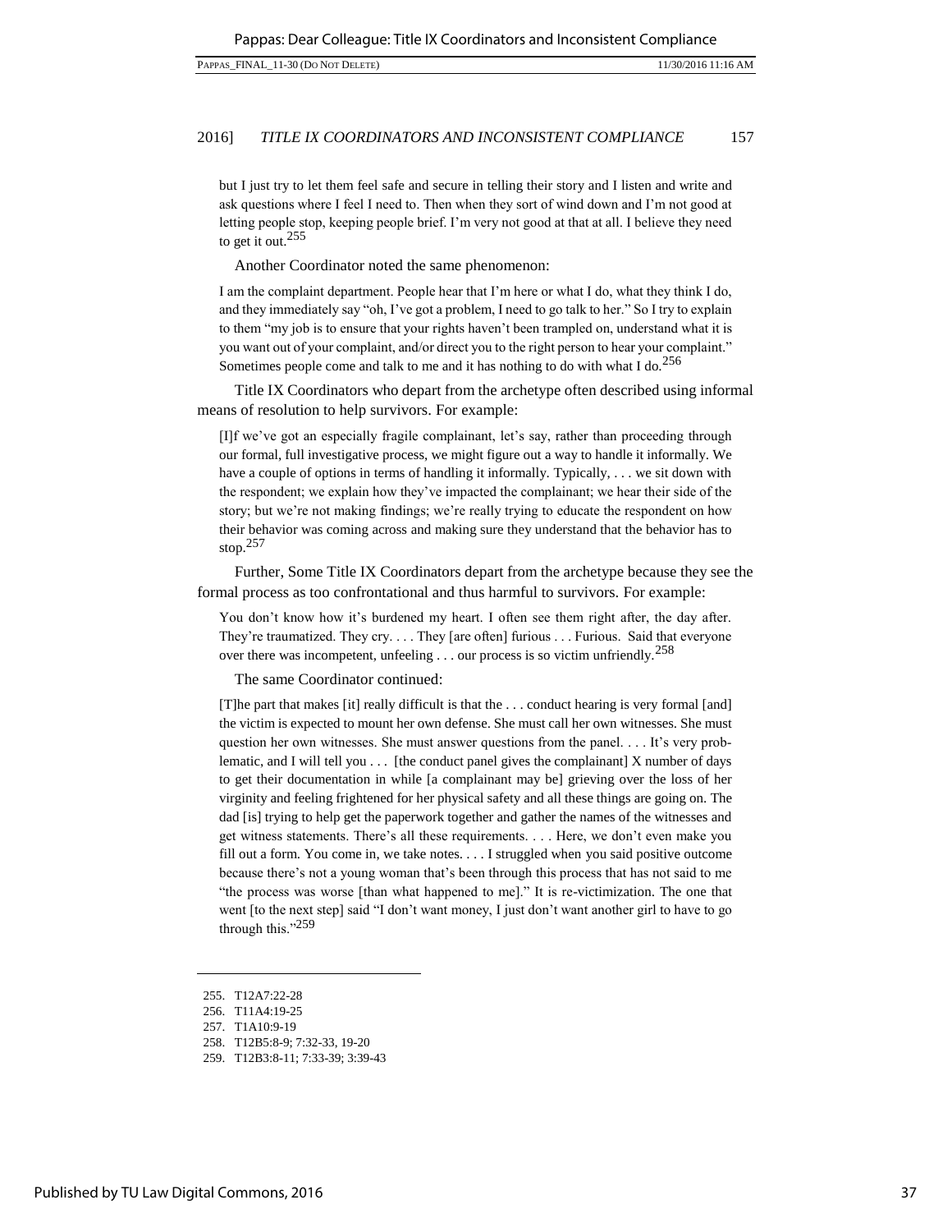but I just try to let them feel safe and secure in telling their story and I listen and write and ask questions where I feel I need to. Then when they sort of wind down and I'm not good at letting people stop, keeping people brief. I'm very not good at that at all. I believe they need to get it out.[255]

Another Coordinator noted the same phenomenon:

> I am the complaint department. People hear that I'm here or what I do, what they think I do, and they immediately say "oh, I've got a problem, I need to go talk to her." So I try to explain to them "my job is to ensure that your rights haven't been trampled on, understand what it is you want out of your complaint, and/or direct you to the right person to hear your complaint." Sometimes people come and talk to me and it has nothing to do with what I do.[256]

Title IX Coordinators who depart from the archetype often described using informal means of resolution to help survivors. For example:

> [I]f we've got an especially fragile complainant, let's say, rather than proceeding through our formal, full investigative process, we might figure out a way to handle it informally. We have a couple of options in terms of handling it informally. Typically, . . . we sit down with the respondent; we explain how they've impacted the complainant; we hear their side of the story; but we're not making findings; we're really trying to educate the respondent on how their behavior was coming across and making sure they understand that the behavior has to stop.[257]

Further, Some Title IX Coordinators depart from the archetype because they see the formal process as too confrontational and thus harmful to survivors. For example:

> You don't know how it's burdened my heart. I often see them right after, the day after. They're traumatized. They cry. . . . They [are often] furious . . . Furious. Said that everyone over there was incompetent, unfeeling . . . our process is so victim unfriendly.[258]

The same Coordinator continued:

> [T]he part that makes [it] really difficult is that the . . . conduct hearing is very formal [and] the victim is expected to mount her own defense. She must call her own witnesses. She must question her own witnesses. She must answer questions from the panel. . . . It's very problematic, and I will tell you . . . [the conduct panel gives the complainant] X number of days to get their documentation in while [a complainant may be] grieving over the loss of her virginity and feeling frightened for her physical safety and all these things are going on. The dad [is] trying to help get the paperwork together and gather the names of the witnesses and get witness statements. There's all these requirements. . . . Here, we don't even make you fill out a form. You come in, we take notes. . . . I struggled when you said positive outcome because there's not a young woman that's been through this process that has not said to me "the process was worse [than what happened to me]." It is re-victimization. The one that went [to the next step] said "I don't want money, I just don't want another girl to have to go through this."[259]

---

255. T12A7:22-28
256. T11A4:19-25
257. T1A10:9-19
258. T12B5:8-9; 7:32-33, 19-20
259. T12B3:8-11; 7:33-39; 3:39-43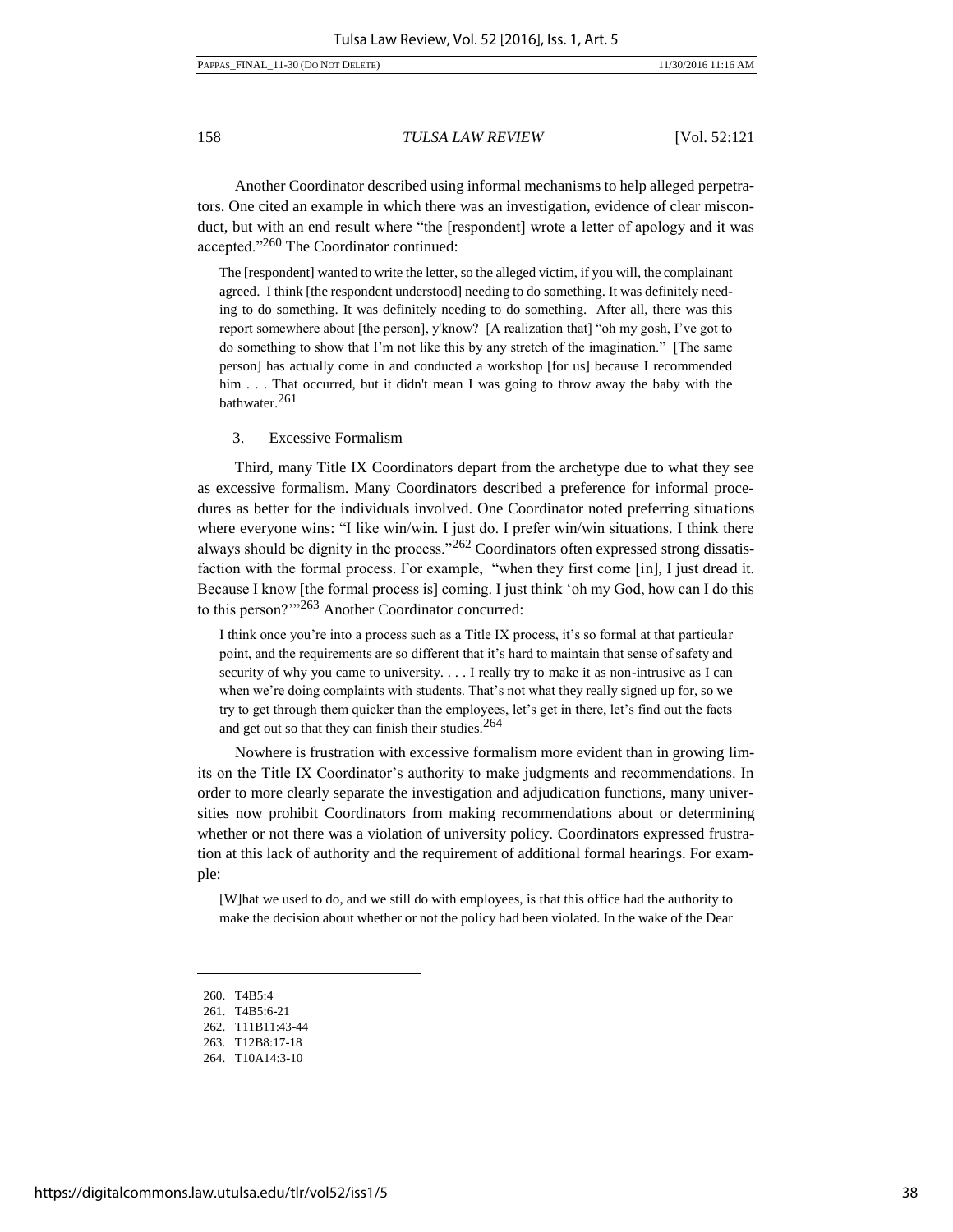Another Coordinator described using informal mechanisms to help alleged perpetrators. One cited an example in which there was an investigation, evidence of clear misconduct, but with an end result where "the [respondent] wrote a letter of apology and it was accepted."[260] The Coordinator continued:

> The [respondent] wanted to write the letter, so the alleged victim, if you will, the complainant agreed. I think [the respondent understood] needing to do something. It was definitely needing to do something. It was definitely needing to do something. After all, there was this report somewhere about [the person], y'know? [A realization that] "oh my gosh, I've got to do something to show that I'm not like this by any stretch of the imagination." [The same person] has actually come in and conducted a workshop [for us] because I recommended him . . . That occurred, but it didn't mean I was going to throw away the baby with the bathwater.[261]

### 3. Excessive Formalism

Third, many Title IX Coordinators depart from the archetype due to what they see as excessive formalism. Many Coordinators described a preference for informal procedures as better for the individuals involved. One Coordinator noted preferring situations where everyone wins: "I like win/win. I just do. I prefer win/win situations. I think there always should be dignity in the process."[262] Coordinators often expressed strong dissatisfaction with the formal process. For example, "when they first come [in], I just dread it. Because I know [the formal process is] coming. I just think 'oh my God, how can I do this to this person?'"[263] Another Coordinator concurred:

> I think once you're into a process such as a Title IX process, it's so formal at that particular point, and the requirements are so different that it's hard to maintain that sense of safety and security of why you came to university. . . . I really try to make it as non-intrusive as I can when we're doing complaints with students. That's not what they really signed up for, so we try to get through them quicker than the employees, let's get in there, let's find out the facts and get out so that they can finish their studies.[264]

Nowhere is frustration with excessive formalism more evident than in growing limits on the Title IX Coordinator's authority to make judgments and recommendations. In order to more clearly separate the investigation and adjudication functions, many universities now prohibit Coordinators from making recommendations about or determining whether or not there was a violation of university policy. Coordinators expressed frustration at this lack of authority and the requirement of additional formal hearings. For example:

> [W]hat we used to do, and we still do with employees, is that this office had the authority to make the decision about whether or not the policy had been violated. In the wake of the Dear

---

260. T4B5:4

261. T4B5:6-21

262. T11B11:43-44

263. T12B8:17-18

264. T10A14:3-10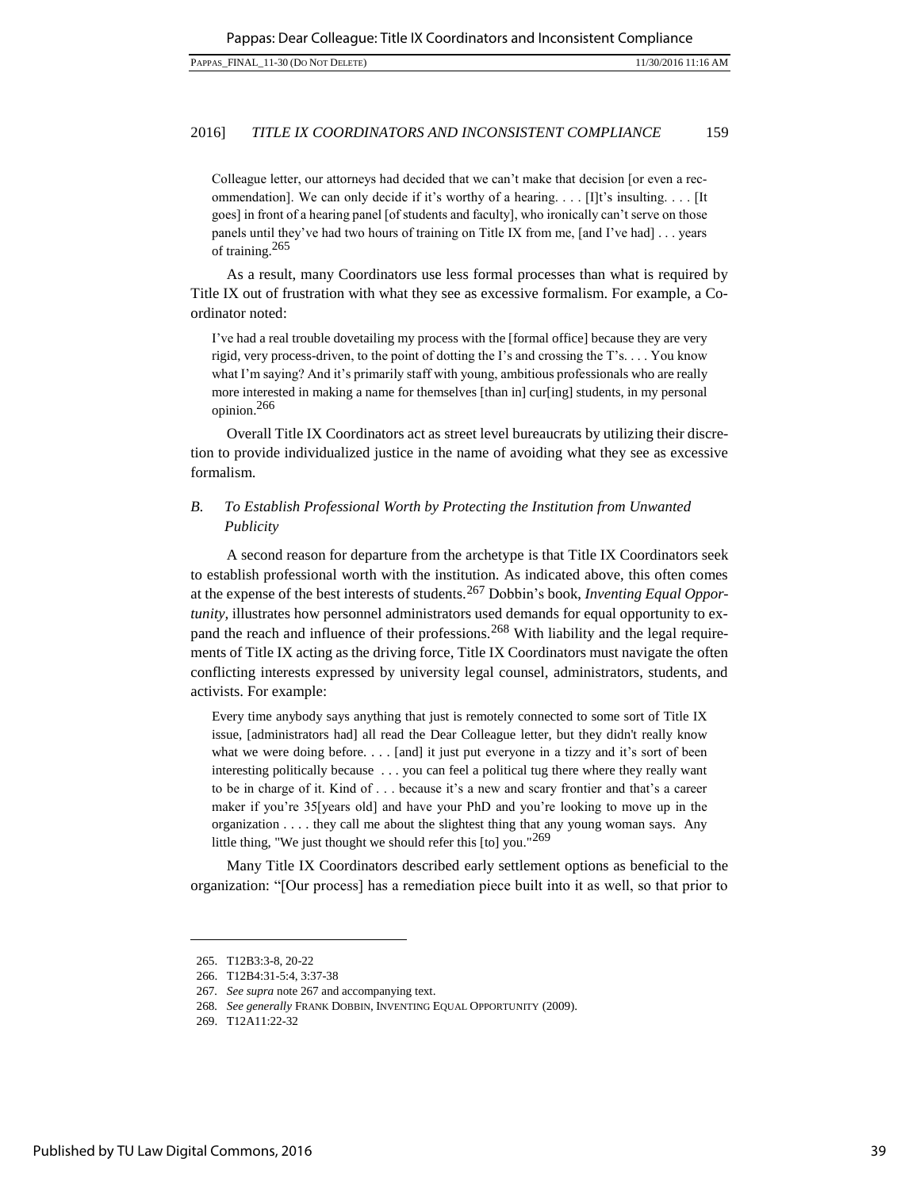Colleague letter, our attorneys had decided that we can't make that decision [or even a recommendation]. We can only decide if it's worthy of a hearing. . . . [I]t's insulting. . . . [It goes] in front of a hearing panel [of students and faculty], who ironically can't serve on those panels until they've had two hours of training on Title IX from me, [and I've had] . . . years of training.[265]

As a result, many Coordinators use less formal processes than what is required by Title IX out of frustration with what they see as excessive formalism. For example, a Coordinator noted:

> I've had a real trouble dovetailing my process with the [formal office] because they are very rigid, very process-driven, to the point of dotting the I's and crossing the T's. . . . You know what I'm saying? And it's primarily staff with young, ambitious professionals who are really more interested in making a name for themselves [than in] cur[ing] students, in my personal opinion.[266]

Overall Title IX Coordinators act as street level bureaucrats by utilizing their discretion to provide individualized justice in the name of avoiding what they see as excessive formalism.

### *B. To Establish Professional Worth by Protecting the Institution from Unwanted Publicity*

A second reason for departure from the archetype is that Title IX Coordinators seek to establish professional worth with the institution. As indicated above, this often comes at the expense of the best interests of students.[267] Dobbin's book, *Inventing Equal Opportunity*, illustrates how personnel administrators used demands for equal opportunity to expand the reach and influence of their professions.[268] With liability and the legal requirements of Title IX acting as the driving force, Title IX Coordinators must navigate the often conflicting interests expressed by university legal counsel, administrators, students, and activists. For example:

> Every time anybody says anything that just is remotely connected to some sort of Title IX issue, [administrators had] all read the Dear Colleague letter, but they didn't really know what we were doing before. . . . [and] it just put everyone in a tizzy and it's sort of been interesting politically because . . . you can feel a political tug there where they really want to be in charge of it. Kind of . . . because it's a new and scary frontier and that's a career maker if you're 35[years old] and have your PhD and you're looking to move up in the organization . . . . they call me about the slightest thing that any young woman says. Any little thing, "We just thought we should refer this [to] you."[269]

Many Title IX Coordinators described early settlement options as beneficial to the organization: "[Our process] has a remediation piece built into it as well, so that prior to

---

265. T12B3:3-8, 20-22

266. T12B4:31-5:4, 3:37-38

267. *See supra* note 267 and accompanying text.

268. *See generally* FRANK DOBBIN, INVENTING EQUAL OPPORTUNITY (2009).

269. T12A11:22-32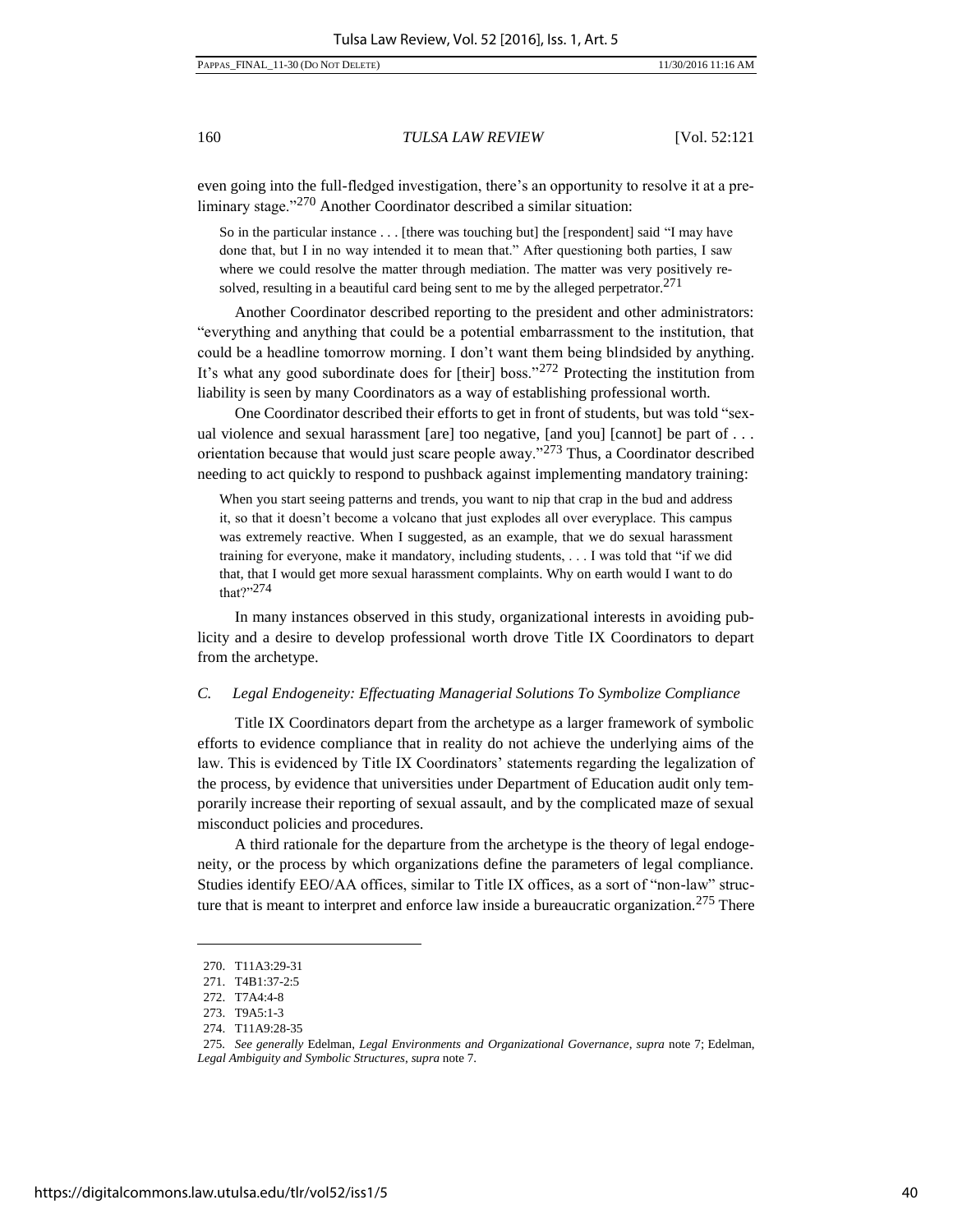even going into the full-fledged investigation, there's an opportunity to resolve it at a preliminary stage."[270] Another Coordinator described a similar situation:

> So in the particular instance . . . [there was touching but] the [respondent] said "I may have done that, but I in no way intended it to mean that." After questioning both parties, I saw where we could resolve the matter through mediation. The matter was very positively resolved, resulting in a beautiful card being sent to me by the alleged perpetrator.[271]

Another Coordinator described reporting to the president and other administrators: "everything and anything that could be a potential embarrassment to the institution, that could be a headline tomorrow morning. I don't want them being blindsided by anything. It's what any good subordinate does for [their] boss."[272] Protecting the institution from liability is seen by many Coordinators as a way of establishing professional worth.

One Coordinator described their efforts to get in front of students, but was told "sexual violence and sexual harassment [are] too negative, [and you] [cannot] be part of . . . orientation because that would just scare people away."[273] Thus, a Coordinator described needing to act quickly to respond to pushback against implementing mandatory training:

> When you start seeing patterns and trends, you want to nip that crap in the bud and address it, so that it doesn't become a volcano that just explodes all over everyplace. This campus was extremely reactive. When I suggested, as an example, that we do sexual harassment training for everyone, make it mandatory, including students, . . . I was told that "if we did that, that I would get more sexual harassment complaints. Why on earth would I want to do that?"[274]

In many instances observed in this study, organizational interests in avoiding publicity and a desire to develop professional worth drove Title IX Coordinators to depart from the archetype.

### *C. Legal Endogeneity: Effectuating Managerial Solutions To Symbolize Compliance*

Title IX Coordinators depart from the archetype as a larger framework of symbolic efforts to evidence compliance that in reality do not achieve the underlying aims of the law. This is evidenced by Title IX Coordinators' statements regarding the legalization of the process, by evidence that universities under Department of Education audit only temporarily increase their reporting of sexual assault, and by the complicated maze of sexual misconduct policies and procedures.

A third rationale for the departure from the archetype is the theory of legal endogeneity, or the process by which organizations define the parameters of legal compliance. Studies identify EEO/AA offices, similar to Title IX offices, as a sort of "non-law" structure that is meant to interpret and enforce law inside a bureaucratic organization.[275] There

---

270. T11A3:29-31

271. T4B1:37-2:5

272. T7A4:4-8

273. T9A5:1-3

274. T11A9:28-35

275. *See generally* Edelman, *Legal Environments and Organizational Governance*, *supra* note 7; Edelman, *Legal Ambiguity and Symbolic Structures*, *supra* note 7.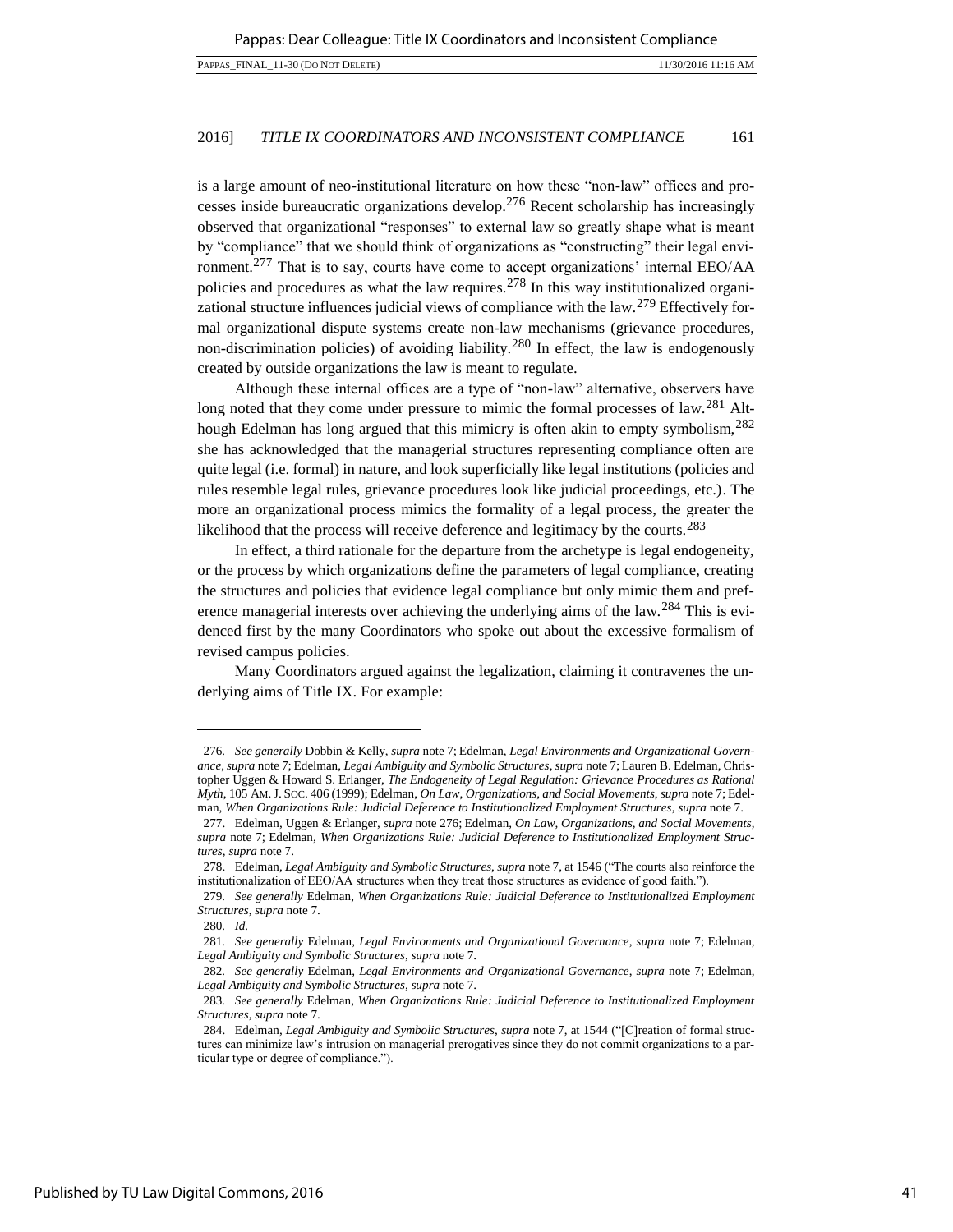is a large amount of neo-institutional literature on how these "non-law" offices and processes inside bureaucratic organizations develop.[276] Recent scholarship has increasingly observed that organizational "responses" to external law so greatly shape what is meant by "compliance" that we should think of organizations as "constructing" their legal environment.[277] That is to say, courts have come to accept organizations' internal EEO/AA policies and procedures as what the law requires.[278] In this way institutionalized organizational structure influences judicial views of compliance with the law.[279] Effectively formal organizational dispute systems create non-law mechanisms (grievance procedures, non-discrimination policies) of avoiding liability.[280] In effect, the law is endogenously created by outside organizations the law is meant to regulate.

Although these internal offices are a type of "non-law" alternative, observers have long noted that they come under pressure to mimic the formal processes of law.[281] Although Edelman has long argued that this mimicry is often akin to empty symbolism,[282] she has acknowledged that the managerial structures representing compliance often are quite legal (i.e. formal) in nature, and look superficially like legal institutions (policies and rules resemble legal rules, grievance procedures look like judicial proceedings, etc.). The more an organizational process mimics the formality of a legal process, the greater the likelihood that the process will receive deference and legitimacy by the courts.[283]

In effect, a third rationale for the departure from the archetype is legal endogeneity, or the process by which organizations define the parameters of legal compliance, creating the structures and policies that evidence legal compliance but only mimic them and preference managerial interests over achieving the underlying aims of the law.[284] This is evidenced first by the many Coordinators who spoke out about the excessive formalism of revised campus policies.

Many Coordinators argued against the legalization, claiming it contravenes the underlying aims of Title IX. For example:

---

276. *See generally* Dobbin & Kelly, *supra* note 7; Edelman, *Legal Environments and Organizational Governance*, *supra* note 7; Edelman, *Legal Ambiguity and Symbolic Structures*, *supra* note 7; Lauren B. Edelman, Christopher Uggen & Howard S. Erlanger, *The Endogeneity of Legal Regulation: Grievance Procedures as Rational Myth*, 105 AM. J. SOC. 406 (1999); Edelman, *On Law, Organizations, and Social Movements*, *supra* note 7; Edelman, *When Organizations Rule: Judicial Deference to Institutionalized Employment Structures*, *supra* note 7.

277. Edelman, Uggen & Erlanger, *supra* note 276; Edelman, *On Law, Organizations, and Social Movements*, *supra* note 7; Edelman, *When Organizations Rule: Judicial Deference to Institutionalized Employment Structures*, *supra* note 7.

278. Edelman, *Legal Ambiguity and Symbolic Structures*, *supra* note 7, at 1546 ("The courts also reinforce the institutionalization of EEO/AA structures when they treat those structures as evidence of good faith.").

279. *See generally* Edelman, *When Organizations Rule: Judicial Deference to Institutionalized Employment Structures*, *supra* note 7.

280. *Id.*

281. *See generally* Edelman, *Legal Environments and Organizational Governance*, *supra* note 7; Edelman, *Legal Ambiguity and Symbolic Structures*, *supra* note 7.

282. *See generally* Edelman, *Legal Environments and Organizational Governance*, *supra* note 7; Edelman, *Legal Ambiguity and Symbolic Structures*, *supra* note 7.

283. *See generally* Edelman, *When Organizations Rule: Judicial Deference to Institutionalized Employment Structures*, *supra* note 7.

284. Edelman, *Legal Ambiguity and Symbolic Structures*, *supra* note 7, at 1544 ("[C]reation of formal structures can minimize law's intrusion on managerial prerogatives since they do not commit organizations to a particular type or degree of compliance.").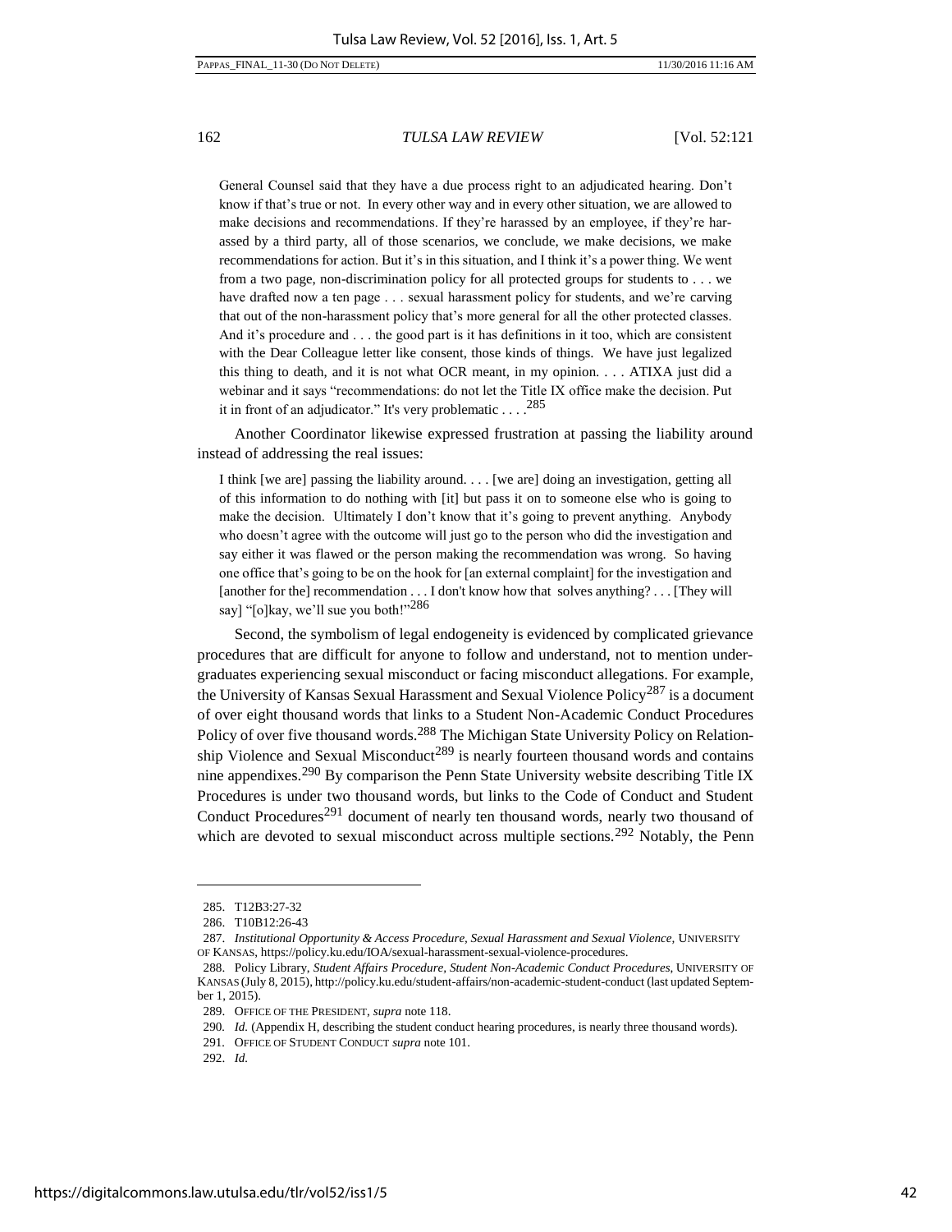General Counsel said that they have a due process right to an adjudicated hearing. Don't know if that's true or not. In every other way and in every other situation, we are allowed to make decisions and recommendations. If they're harassed by an employee, if they're harassed by a third party, all of those scenarios, we conclude, we make decisions, we make recommendations for action. But it's in this situation, and I think it's a power thing. We went from a two page, non-discrimination policy for all protected groups for students to . . . we have drafted now a ten page . . . sexual harassment policy for students, and we're carving that out of the non-harassment policy that's more general for all the other protected classes. And it's procedure and . . . the good part is it has definitions in it too, which are consistent with the Dear Colleague letter like consent, those kinds of things. We have just legalized this thing to death, and it is not what OCR meant, in my opinion. . . . ATIXA just did a webinar and it says "recommendations: do not let the Title IX office make the decision. Put it in front of an adjudicator." It's very problematic . . . .[285]

Another Coordinator likewise expressed frustration at passing the liability around instead of addressing the real issues:

> I think [we are] passing the liability around. . . . [we are] doing an investigation, getting all of this information to do nothing with [it] but pass it on to someone else who is going to make the decision. Ultimately I don't know that it's going to prevent anything. Anybody who doesn't agree with the outcome will just go to the person who did the investigation and say either it was flawed or the person making the recommendation was wrong. So having one office that's going to be on the hook for [an external complaint] for the investigation and [another for the] recommendation . . . I don't know how that solves anything? . . . [They will say] "[o]kay, we'll sue you both!"[286]

Second, the symbolism of legal endogeneity is evidenced by complicated grievance procedures that are difficult for anyone to follow and understand, not to mention undergraduates experiencing sexual misconduct or facing misconduct allegations. For example, the University of Kansas Sexual Harassment and Sexual Violence Policy[287] is a document of over eight thousand words that links to a Student Non-Academic Conduct Procedures Policy of over five thousand words.[288] The Michigan State University Policy on Relationship Violence and Sexual Misconduct[289] is nearly fourteen thousand words and contains nine appendixes.[290] By comparison the Penn State University website describing Title IX Procedures is under two thousand words, but links to the Code of Conduct and Student Conduct Procedures[291] document of nearly ten thousand words, nearly two thousand of which are devoted to sexual misconduct across multiple sections.[292] Notably, the Penn

---

285. T12B3:27-32

286. T10B12:26-43

287. *Institutional Opportunity & Access Procedure, Sexual Harassment and Sexual Violence*, UNIVERSITY OF KANSAS, https://policy.ku.edu/IOA/sexual-harassment-sexual-violence-procedures.

288. Policy Library, *Student Affairs Procedure, Student Non-Academic Conduct Procedures*, UNIVERSITY OF KANSAS (July 8, 2015), http://policy.ku.edu/student-affairs/non-academic-student-conduct (last updated September 1, 2015).

289. OFFICE OF THE PRESIDENT, *supra* note 118.

290. *Id.* (Appendix H, describing the student conduct hearing procedures, is nearly three thousand words).

291. OFFICE OF STUDENT CONDUCT *supra* note 101.

292. *Id.*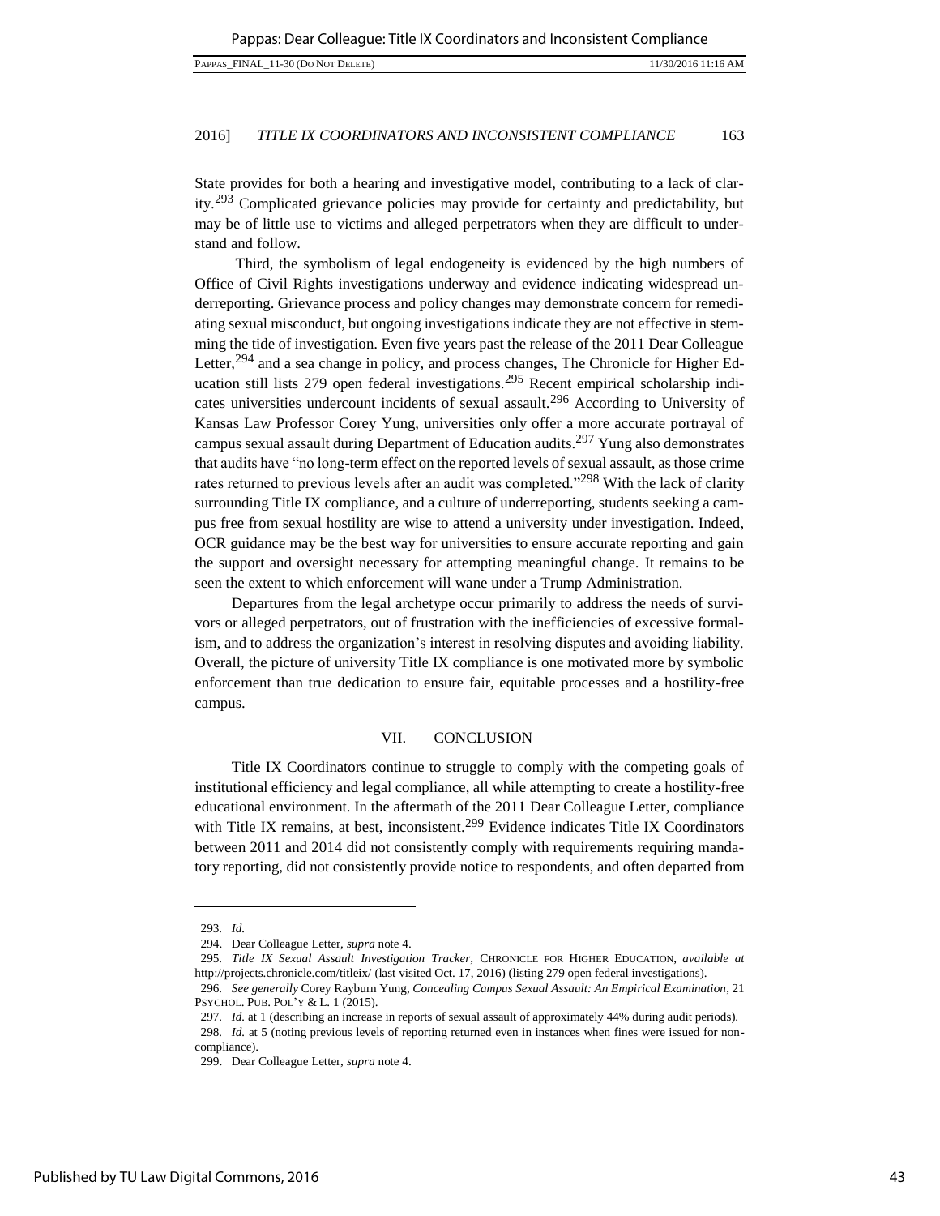State provides for both a hearing and investigative model, contributing to a lack of clarity.[293] Complicated grievance policies may provide for certainty and predictability, but may be of little use to victims and alleged perpetrators when they are difficult to understand and follow.

Third, the symbolism of legal endogeneity is evidenced by the high numbers of Office of Civil Rights investigations underway and evidence indicating widespread underreporting. Grievance process and policy changes may demonstrate concern for remediating sexual misconduct, but ongoing investigations indicate they are not effective in stemming the tide of investigation. Even five years past the release of the 2011 Dear Colleague Letter,[294] and a sea change in policy, and process changes, The Chronicle for Higher Education still lists 279 open federal investigations.[295] Recent empirical scholarship indicates universities undercount incidents of sexual assault.[296] According to University of Kansas Law Professor Corey Yung, universities only offer a more accurate portrayal of campus sexual assault during Department of Education audits.[297] Yung also demonstrates that audits have "no long-term effect on the reported levels of sexual assault, as those crime rates returned to previous levels after an audit was completed."[298] With the lack of clarity surrounding Title IX compliance, and a culture of underreporting, students seeking a campus free from sexual hostility are wise to attend a university under investigation. Indeed, OCR guidance may be the best way for universities to ensure accurate reporting and gain the support and oversight necessary for attempting meaningful change. It remains to be seen the extent to which enforcement will wane under a Trump Administration.

Departures from the legal archetype occur primarily to address the needs of survivors or alleged perpetrators, out of frustration with the inefficiencies of excessive formalism, and to address the organization's interest in resolving disputes and avoiding liability. Overall, the picture of university Title IX compliance is one motivated more by symbolic enforcement than true dedication to ensure fair, equitable processes and a hostility-free campus.

## VII. CONCLUSION

Title IX Coordinators continue to struggle to comply with the competing goals of institutional efficiency and legal compliance, all while attempting to create a hostility-free educational environment. In the aftermath of the 2011 Dear Colleague Letter, compliance with Title IX remains, at best, inconsistent.[299] Evidence indicates Title IX Coordinators between 2011 and 2014 did not consistently comply with requirements requiring mandatory reporting, did not consistently provide notice to respondents, and often departed from

---

293. *Id.*

294. Dear Colleague Letter, *supra* note 4.

295. *Title IX Sexual Assault Investigation Tracker*, CHRONICLE FOR HIGHER EDUCATION, *available at* http://projects.chronicle.com/titleix/ (last visited Oct. 17, 2016) (listing 279 open federal investigations).

296. *See generally* Corey Rayburn Yung, *Concealing Campus Sexual Assault: An Empirical Examination*, 21 PSYCHOL. PUB. POL'Y & L. 1 (2015).

297. *Id.* at 1 (describing an increase in reports of sexual assault of approximately 44% during audit periods).

298. *Id.* at 5 (noting previous levels of reporting returned even in instances when fines were issued for non-compliance).

299. Dear Colleague Letter, *supra* note 4.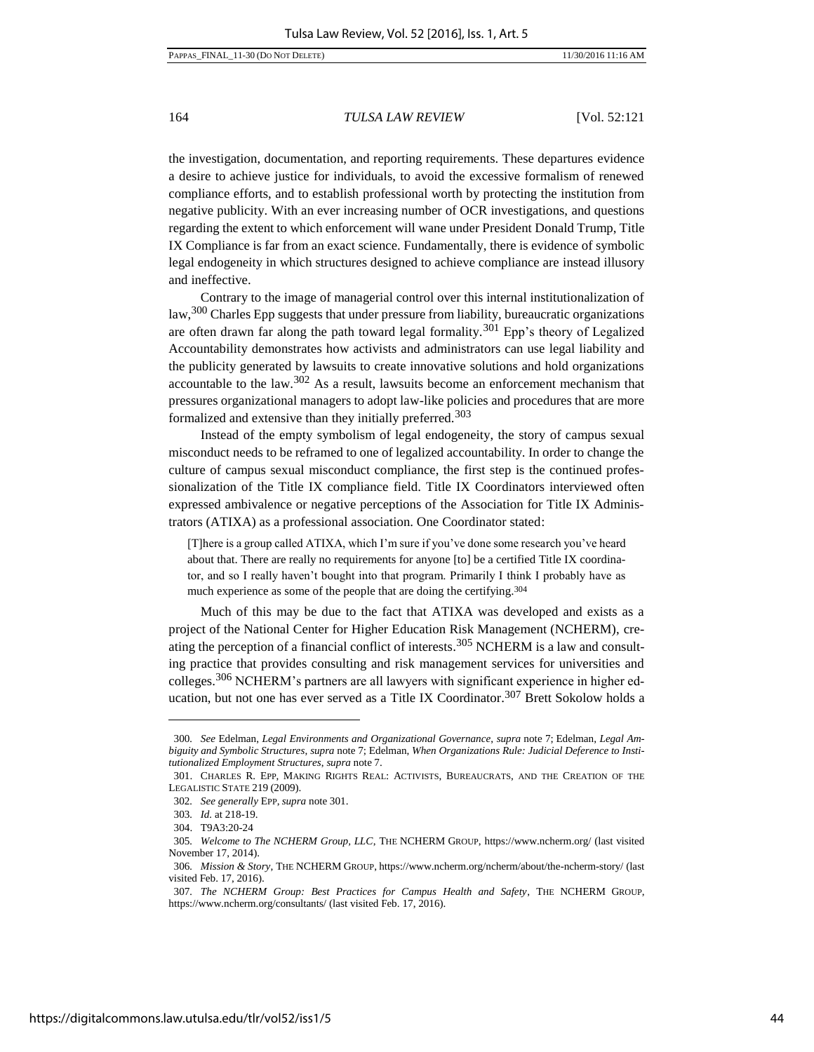the investigation, documentation, and reporting requirements. These departures evidence a desire to achieve justice for individuals, to avoid the excessive formalism of renewed compliance efforts, and to establish professional worth by protecting the institution from negative publicity. With an ever increasing number of OCR investigations, and questions regarding the extent to which enforcement will wane under President Donald Trump, Title IX Compliance is far from an exact science. Fundamentally, there is evidence of symbolic legal endogeneity in which structures designed to achieve compliance are instead illusory and ineffective.

Contrary to the image of managerial control over this internal institutionalization of law,[300] Charles Epp suggests that under pressure from liability, bureaucratic organizations are often drawn far along the path toward legal formality.[301] Epp's theory of Legalized Accountability demonstrates how activists and administrators can use legal liability and the publicity generated by lawsuits to create innovative solutions and hold organizations accountable to the law.[302] As a result, lawsuits become an enforcement mechanism that pressures organizational managers to adopt law-like policies and procedures that are more formalized and extensive than they initially preferred.[303]

Instead of the empty symbolism of legal endogeneity, the story of campus sexual misconduct needs to be reframed to one of legalized accountability. In order to change the culture of campus sexual misconduct compliance, the first step is the continued professionalization of the Title IX compliance field. Title IX Coordinators interviewed often expressed ambivalence or negative perceptions of the Association for Title IX Administrators (ATIXA) as a professional association. One Coordinator stated:

> [T]here is a group called ATIXA, which I'm sure if you've done some research you've heard about that. There are really no requirements for anyone [to] be a certified Title IX coordinator, and so I really haven't bought into that program. Primarily I think I probably have as much experience as some of the people that are doing the certifying.[304]

Much of this may be due to the fact that ATIXA was developed and exists as a project of the National Center for Higher Education Risk Management (NCHERM), creating the perception of a financial conflict of interests.[305] NCHERM is a law and consulting practice that provides consulting and risk management services for universities and colleges.[306] NCHERM's partners are all lawyers with significant experience in higher education, but not one has ever served as a Title IX Coordinator.[307] Brett Sokolow holds a

---

300. *See* Edelman, *Legal Environments and Organizational Governance*, *supra* note 7; Edelman, *Legal Ambiguity and Symbolic Structures*, *supra* note 7; Edelman, *When Organizations Rule: Judicial Deference to Institutionalized Employment Structures*, *supra* note 7.

301. CHARLES R. EPP, MAKING RIGHTS REAL: ACTIVISTS, BUREAUCRATS, AND THE CREATION OF THE LEGALISTIC STATE 219 (2009).

302. *See generally* EPP, *supra* note 301.

303. *Id.* at 218-19.

304. T9A3:20-24

305. *Welcome to The NCHERM Group, LLC*, THE NCHERM GROUP, https://www.ncherm.org/ (last visited November 17, 2014).

306. *Mission & Story*, THE NCHERM GROUP, https://www.ncherm.org/ncherm/about/the-ncherm-story/ (last visited Feb. 17, 2016).

307. *The NCHERM Group: Best Practices for Campus Health and Safety*, THE NCHERM GROUP, https://www.ncherm.org/consultants/ (last visited Feb. 17, 2016).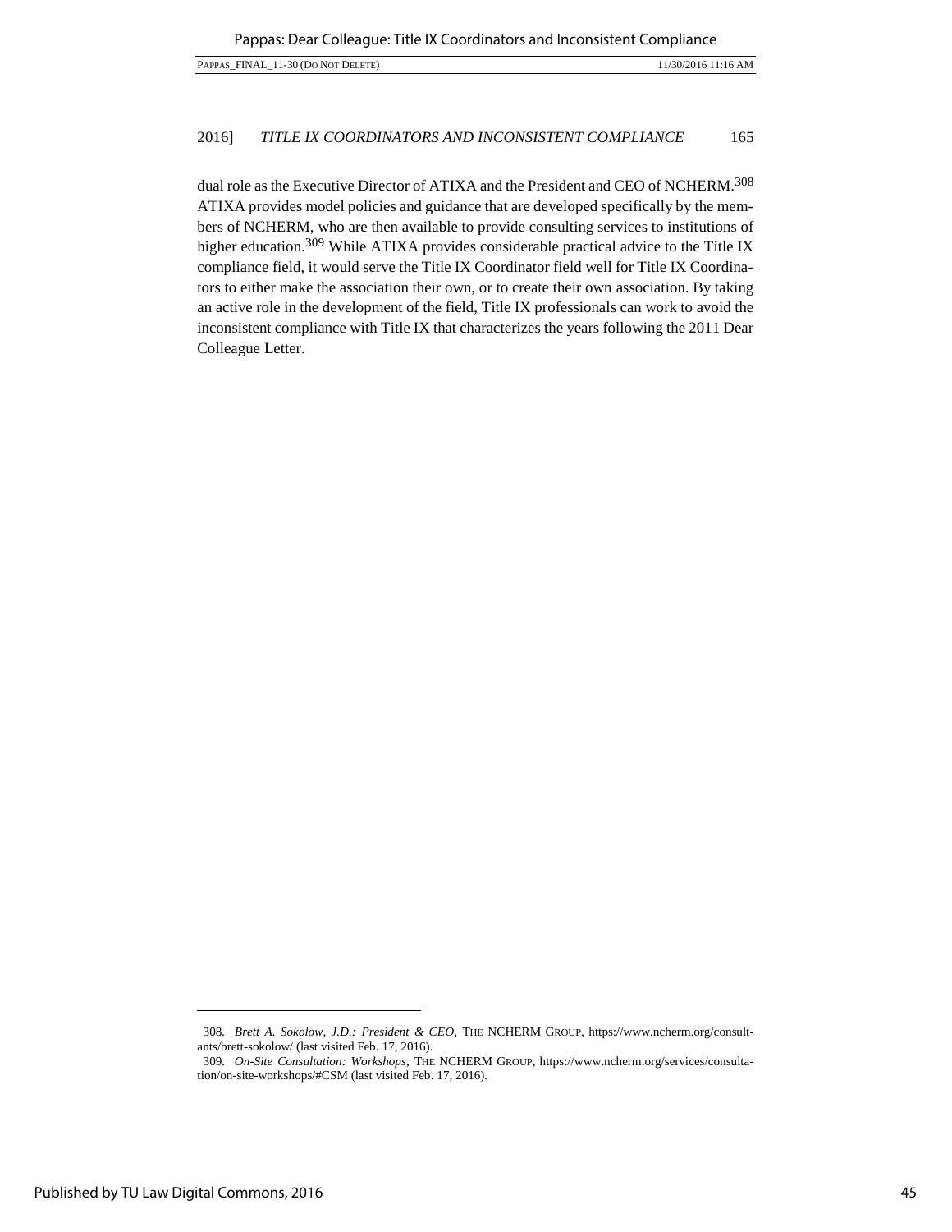dual role as the Executive Director of ATIXA and the President and CEO of NCHERM.[308] ATIXA provides model policies and guidance that are developed specifically by the members of NCHERM, who are then available to provide consulting services to institutions of higher education.[309] While ATIXA provides considerable practical advice to the Title IX compliance field, it would serve the Title IX Coordinator field well for Title IX Coordinators to either make the association their own, or to create their own association. By taking an active role in the development of the field, Title IX professionals can work to avoid the inconsistent compliance with Title IX that characterizes the years following the 2011 Dear Colleague Letter.

---

308. *Brett A. Sokolow, J.D.: President & CEO*, THE NCHERM GROUP, https://www.ncherm.org/consultants/brett-sokolow/ (last visited Feb. 17, 2016).

309. *On-Site Consultation: Workshops*, THE NCHERM GROUP, https://www.ncherm.org/services/consultation/on-site-workshops/#CSM (last visited Feb. 17, 2016).